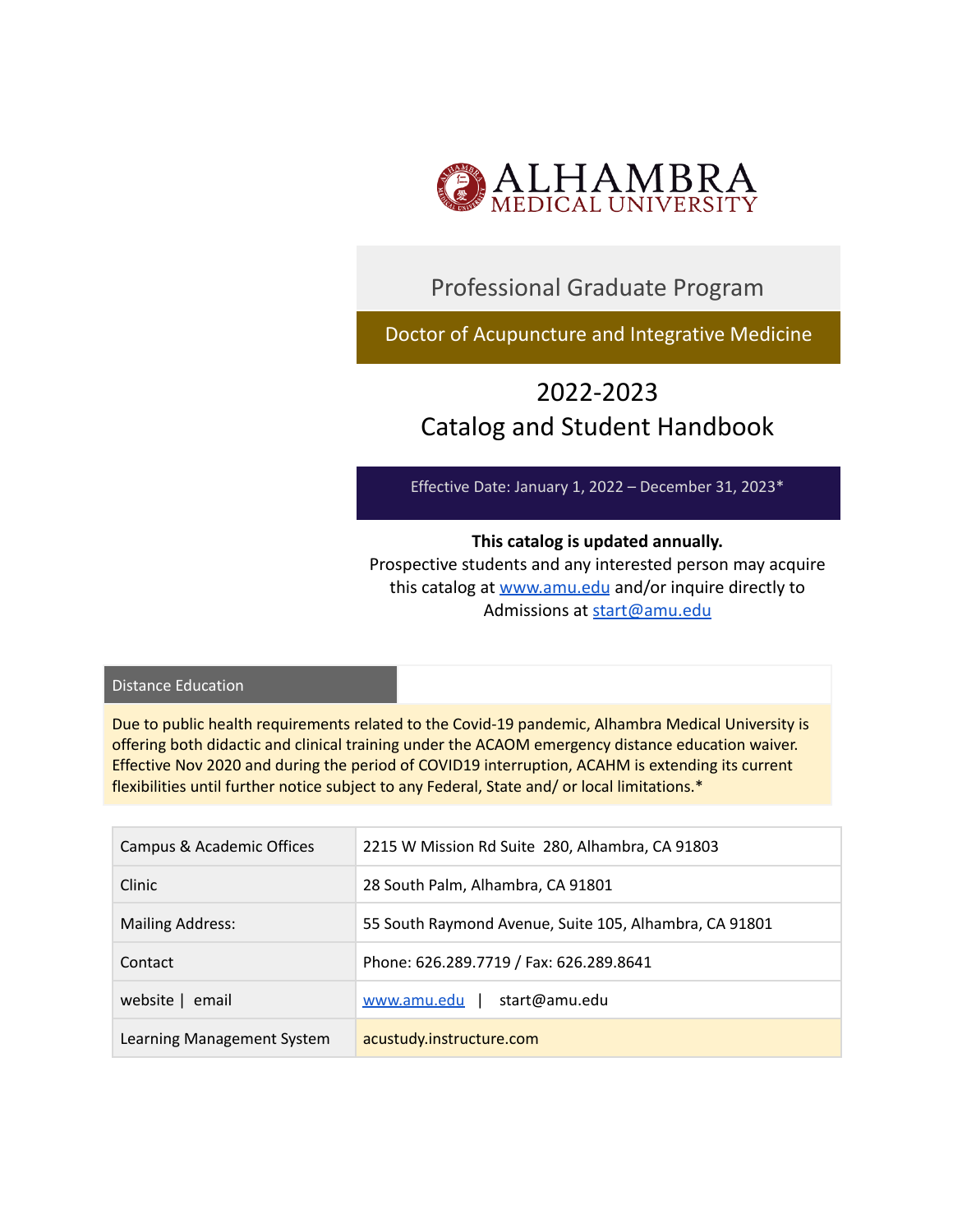# ALHAMBRA MEDICAL UNIVERSITY

## Professional Graduate Program

## Doctor of Acupuncture and Integrative Medicine

# 2022-2023
# Catalog and Student Handbook

Effective Date: January 1, 2022 – December 31, 2023*

**This catalog is updated annually.**
Prospective students and any interested person may acquire this catalog at www.amu.edu and/or inquire directly to Admissions at start@amu.edu

### Distance Education

Due to public health requirements related to the Covid-19 pandemic, Alhambra Medical University is offering both didactic and clinical training under the ACAOM emergency distance education waiver. Effective Nov 2020 and during the period of COVID19 interruption, ACAHM is extending its current flexibilities until further notice subject to any Federal, State and/ or local limitations.*

| | |
|---|---|
| Campus & Academic Offices | 2215 W Mission Rd Suite 280, Alhambra, CA 91803 |
| Clinic | 28 South Palm, Alhambra, CA 91801 |
| Mailing Address: | 55 South Raymond Avenue, Suite 105, Alhambra, CA 91801 |
| Contact | Phone: 626.289.7719 / Fax: 626.289.8641 |
| website \| email | www.amu.edu \| start@amu.edu |
| Learning Management System | acustudy.instructure.com |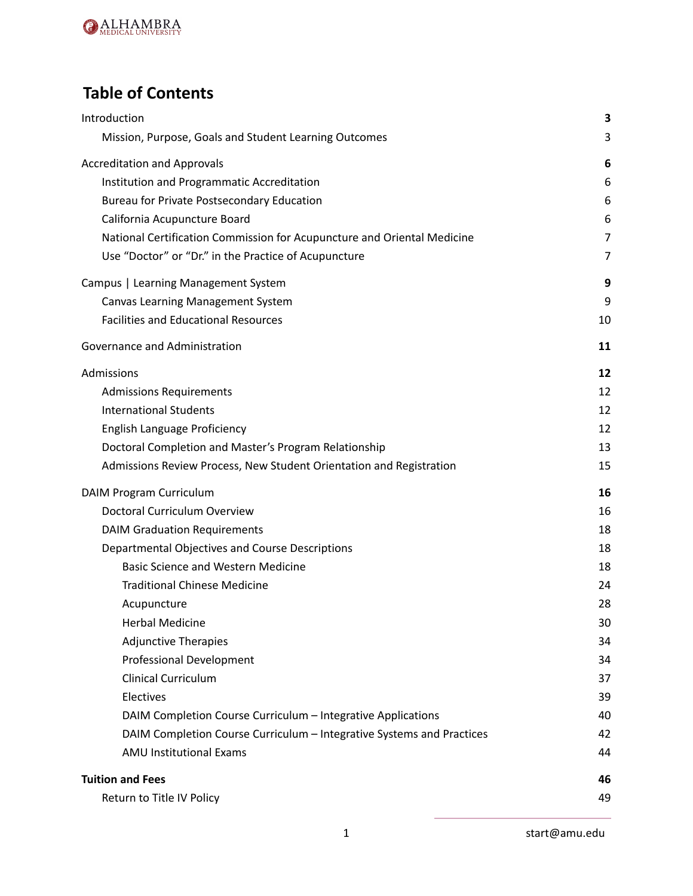# Table of Contents

| | |
|---|---|
| Introduction | **3** |
| Mission, Purpose, Goals and Student Learning Outcomes | 3 |
| Accreditation and Approvals | **6** |
| Institution and Programmatic Accreditation | 6 |
| Bureau for Private Postsecondary Education | 6 |
| California Acupuncture Board | 6 |
| National Certification Commission for Acupuncture and Oriental Medicine | 7 |
| Use “Doctor” or “Dr.” in the Practice of Acupuncture | 7 |
| Campus \| Learning Management System | **9** |
| Canvas Learning Management System | 9 |
| Facilities and Educational Resources | 10 |
| Governance and Administration | **11** |
| Admissions | **12** |
| Admissions Requirements | 12 |
| International Students | 12 |
| English Language Proficiency | 12 |
| Doctoral Completion and Master’s Program Relationship | 13 |
| Admissions Review Process, New Student Orientation and Registration | 15 |
| DAIM Program Curriculum | **16** |
| Doctoral Curriculum Overview | 16 |
| DAIM Graduation Requirements | 18 |
| Departmental Objectives and Course Descriptions | 18 |
| Basic Science and Western Medicine | 18 |
| Traditional Chinese Medicine | 24 |
| Acupuncture | 28 |
| Herbal Medicine | 30 |
| Adjunctive Therapies | 34 |
| Professional Development | 34 |
| Clinical Curriculum | 37 |
| Electives | 39 |
| DAIM Completion Course Curriculum – Integrative Applications | 40 |
| DAIM Completion Course Curriculum – Integrative Systems and Practices | 42 |
| AMU Institutional Exams | 44 |
| **Tuition and Fees** | **46** |
| Return to Title IV Policy | 49 |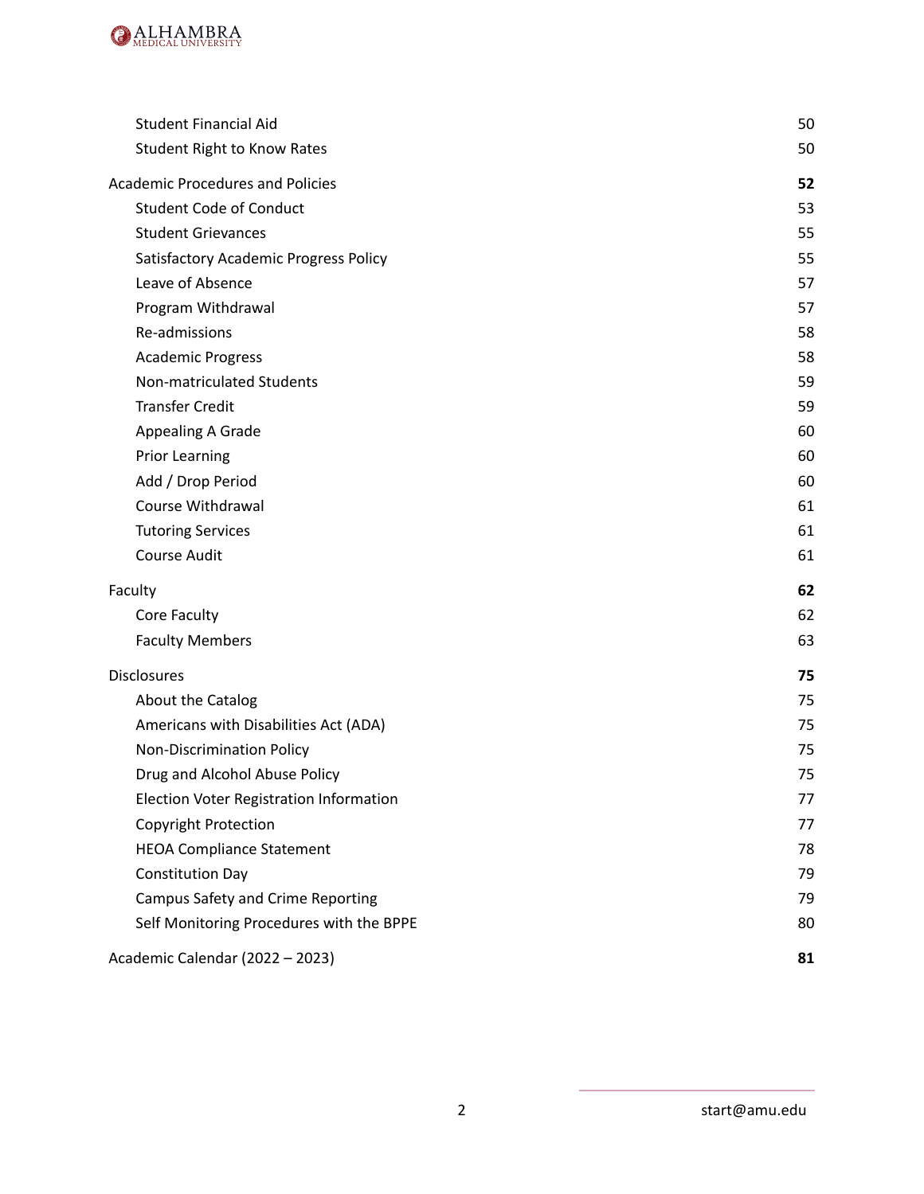| | |
|---|---|
| Student Financial Aid | 50 |
| Student Right to Know Rates | 50 |
| **Academic Procedures and Policies** | **52** |
| Student Code of Conduct | 53 |
| Student Grievances | 55 |
| Satisfactory Academic Progress Policy | 55 |
| Leave of Absence | 57 |
| Program Withdrawal | 57 |
| Re-admissions | 58 |
| Academic Progress | 58 |
| Non-matriculated Students | 59 |
| Transfer Credit | 59 |
| Appealing A Grade | 60 |
| Prior Learning | 60 |
| Add / Drop Period | 60 |
| Course Withdrawal | 61 |
| Tutoring Services | 61 |
| Course Audit | 61 |
| **Faculty** | **62** |
| Core Faculty | 62 |
| Faculty Members | 63 |
| **Disclosures** | **75** |
| About the Catalog | 75 |
| Americans with Disabilities Act (ADA) | 75 |
| Non-Discrimination Policy | 75 |
| Drug and Alcohol Abuse Policy | 75 |
| Election Voter Registration Information | 77 |
| Copyright Protection | 77 |
| HEOA Compliance Statement | 78 |
| Constitution Day | 79 |
| Campus Safety and Crime Reporting | 79 |
| Self Monitoring Procedures with the BPPE | 80 |
| **Academic Calendar (2022 – 2023)** | **81** |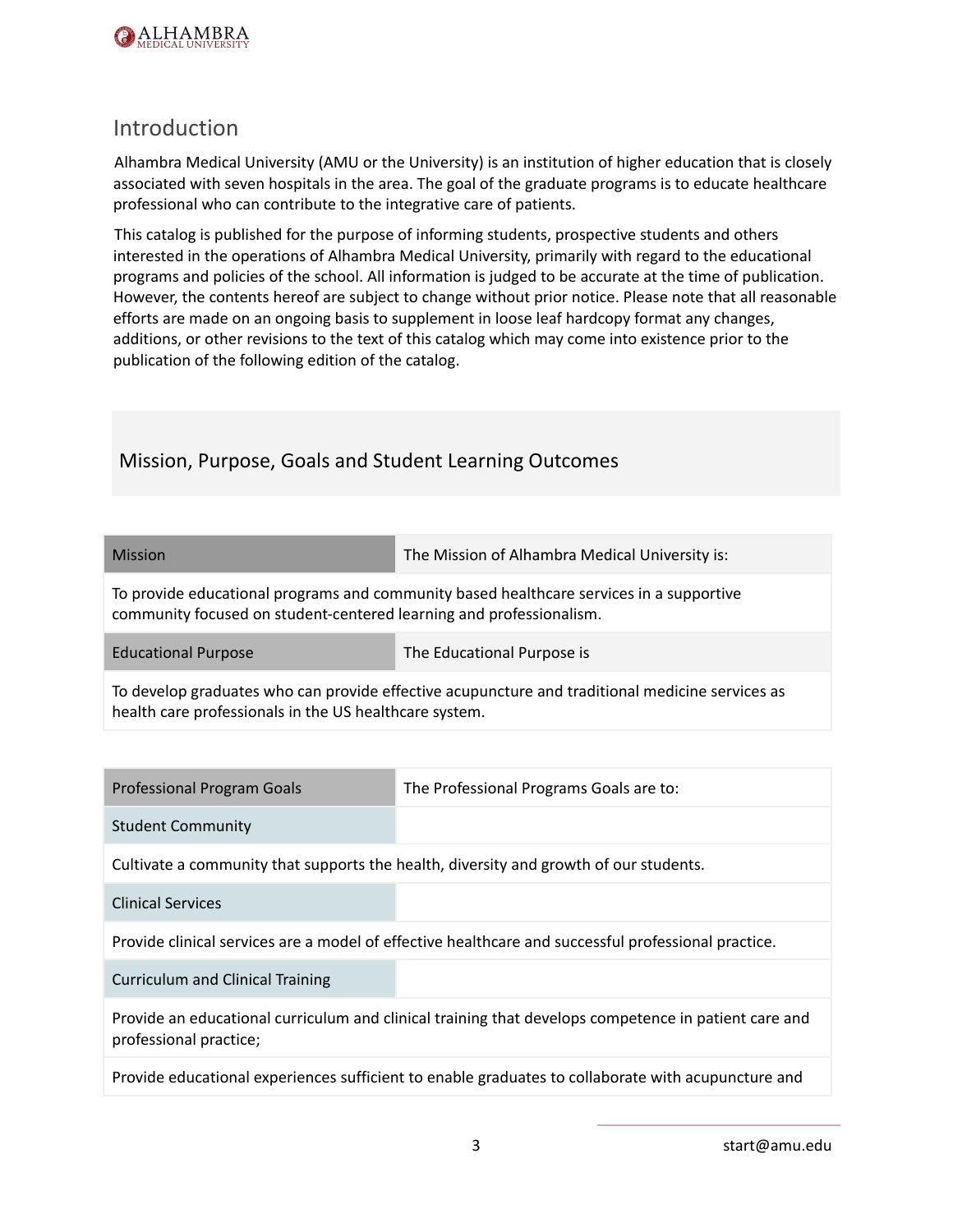## Introduction

Alhambra Medical University (AMU or the University) is an institution of higher education that is closely associated with seven hospitals in the area. The goal of the graduate programs is to educate healthcare professional who can contribute to the integrative care of patients.

This catalog is published for the purpose of informing students, prospective students and others interested in the operations of Alhambra Medical University, primarily with regard to the educational programs and policies of the school. All information is judged to be accurate at the time of publication. However, the contents hereof are subject to change without prior notice. Please note that all reasonable efforts are made on an ongoing basis to supplement in loose leaf hardcopy format any changes, additions, or other revisions to the text of this catalog which may come into existence prior to the publication of the following edition of the catalog.

## Mission, Purpose, Goals and Student Learning Outcomes

| Mission | The Mission of Alhambra Medical University is: |
|---|---|
| To provide educational programs and community based healthcare services in a supportive community focused on student-centered learning and professionalism. | |
| Educational Purpose | The Educational Purpose is |
| To develop graduates who can provide effective acupuncture and traditional medicine services as health care professionals in the US healthcare system. | |

| Professional Program Goals | The Professional Programs Goals are to: |
|---|---|
| Student Community | |
| Cultivate a community that supports the health, diversity and growth of our students. | |
| Clinical Services | |
| Provide clinical services are a model of effective healthcare and successful professional practice. | |
| Curriculum and Clinical Training | |
| Provide an educational curriculum and clinical training that develops competence in patient care and professional practice; | |
| Provide educational experiences sufficient to enable graduates to collaborate with acupuncture and | |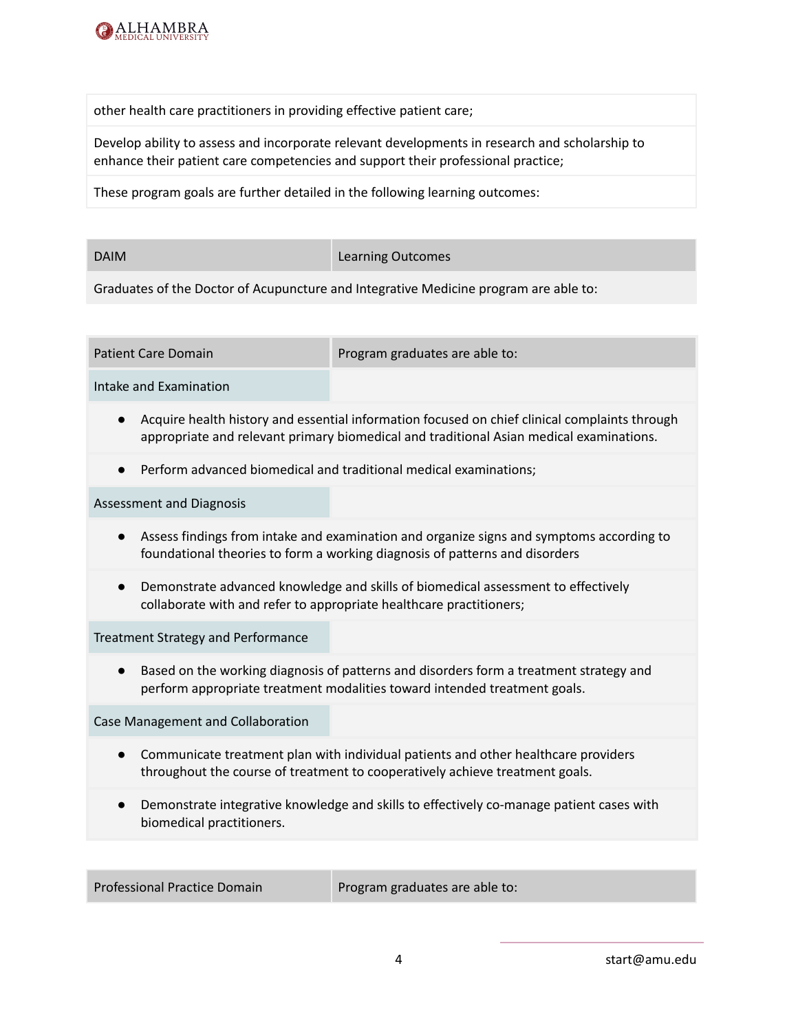| other health care practitioners in providing effective patient care; |
|---|
| Develop ability to assess and incorporate relevant developments in research and scholarship to enhance their patient care competencies and support their professional practice; |
| These program goals are further detailed in the following learning outcomes: |

| DAIM | Learning Outcomes |
|---|---|
| Graduates of the Doctor of Acupuncture and Integrative Medicine program are able to: | |

| Patient Care Domain | Program graduates are able to: |
|---|---|
| Intake and Examination | |
| • Acquire health history and essential information focused on chief clinical complaints through appropriate and relevant primary biomedical and traditional Asian medical examinations. | |
| • Perform advanced biomedical and traditional medical examinations; | |
| Assessment and Diagnosis | |
| • Assess findings from intake and examination and organize signs and symptoms according to foundational theories to form a working diagnosis of patterns and disorders | |
| • Demonstrate advanced knowledge and skills of biomedical assessment to effectively collaborate with and refer to appropriate healthcare practitioners; | |
| Treatment Strategy and Performance | |
| • Based on the working diagnosis of patterns and disorders form a treatment strategy and perform appropriate treatment modalities toward intended treatment goals. | |
| Case Management and Collaboration | |
| • Communicate treatment plan with individual patients and other healthcare providers throughout the course of treatment to cooperatively achieve treatment goals. | |
| • Demonstrate integrative knowledge and skills to effectively co-manage patient cases with biomedical practitioners. | |

| Professional Practice Domain | Program graduates are able to: |
|---|---|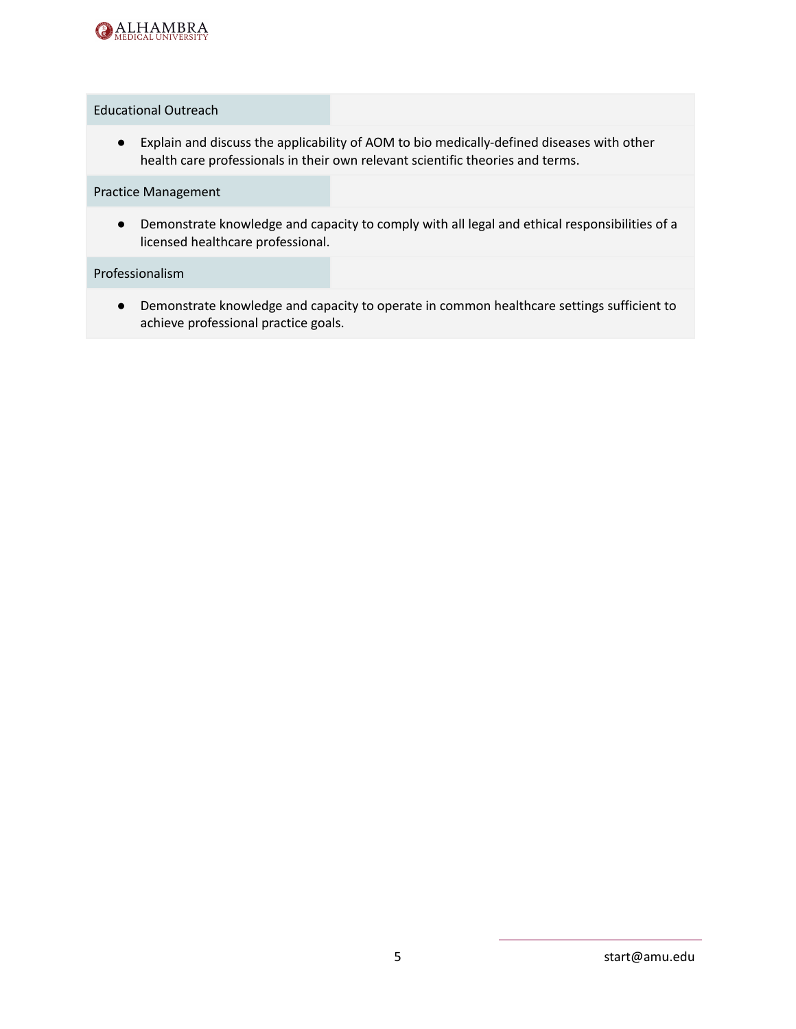| Educational Outreach | |
|---|---|

- Explain and discuss the applicability of AOM to bio medically-defined diseases with other health care professionals in their own relevant scientific theories and terms.

| Practice Management | |
|---|---|

- Demonstrate knowledge and capacity to comply with all legal and ethical responsibilities of a licensed healthcare professional.

| Professionalism | |
|---|---|

- Demonstrate knowledge and capacity to operate in common healthcare settings sufficient to achieve professional practice goals.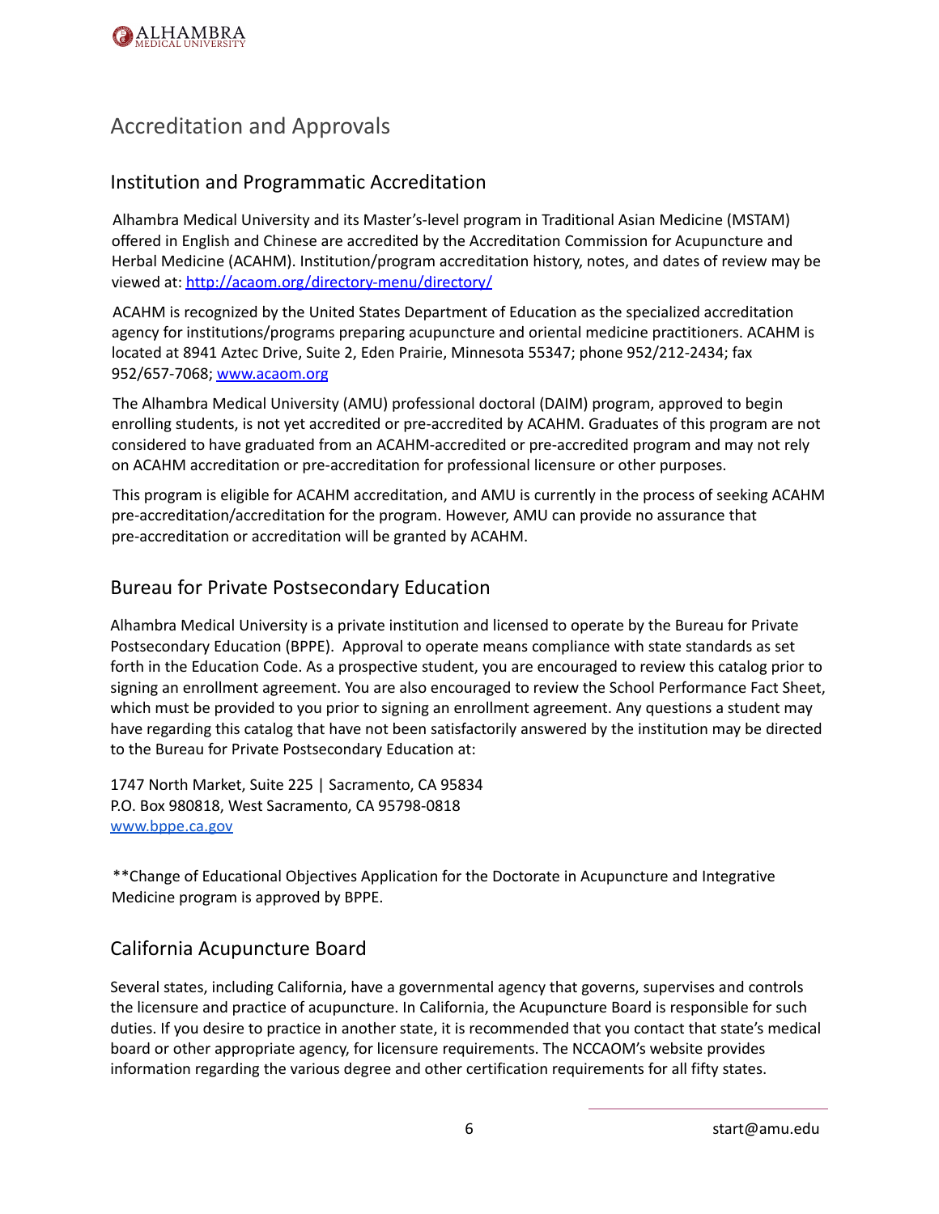# Accreditation and Approvals

## Institution and Programmatic Accreditation

Alhambra Medical University and its Master's-level program in Traditional Asian Medicine (MSTAM) offered in English and Chinese are accredited by the Accreditation Commission for Acupuncture and Herbal Medicine (ACAHM). Institution/program accreditation history, notes, and dates of review may be viewed at: [http://acaom.org/directory-menu/directory/](http://acaom.org/directory-menu/directory/)

ACAHM is recognized by the United States Department of Education as the specialized accreditation agency for institutions/programs preparing acupuncture and oriental medicine practitioners. ACAHM is located at 8941 Aztec Drive, Suite 2, Eden Prairie, Minnesota 55347; phone 952/212-2434; fax 952/657-7068; [www.acaom.org](http://www.acaom.org)

The Alhambra Medical University (AMU) professional doctoral (DAIM) program, approved to begin enrolling students, is not yet accredited or pre-accredited by ACAHM. Graduates of this program are not considered to have graduated from an ACAHM-accredited or pre-accredited program and may not rely on ACAHM accreditation or pre-accreditation for professional licensure or other purposes.

This program is eligible for ACAHM accreditation, and AMU is currently in the process of seeking ACAHM pre-accreditation/accreditation for the program. However, AMU can provide no assurance that pre-accreditation or accreditation will be granted by ACAHM.

## Bureau for Private Postsecondary Education

Alhambra Medical University is a private institution and licensed to operate by the Bureau for Private Postsecondary Education (BPPE). Approval to operate means compliance with state standards as set forth in the Education Code. As a prospective student, you are encouraged to review this catalog prior to signing an enrollment agreement. You are also encouraged to review the School Performance Fact Sheet, which must be provided to you prior to signing an enrollment agreement. Any questions a student may have regarding this catalog that have not been satisfactorily answered by the institution may be directed to the Bureau for Private Postsecondary Education at:

1747 North Market, Suite 225 | Sacramento, CA 95834
P.O. Box 980818, West Sacramento, CA 95798-0818
[www.bppe.ca.gov](http://www.bppe.ca.gov)

**Change of Educational Objectives Application for the Doctorate in Acupuncture and Integrative Medicine program is approved by BPPE.

## California Acupuncture Board

Several states, including California, have a governmental agency that governs, supervises and controls the licensure and practice of acupuncture. In California, the Acupuncture Board is responsible for such duties. If you desire to practice in another state, it is recommended that you contact that state's medical board or other appropriate agency, for licensure requirements. The NCCAOM's website provides information regarding the various degree and other certification requirements for all fifty states.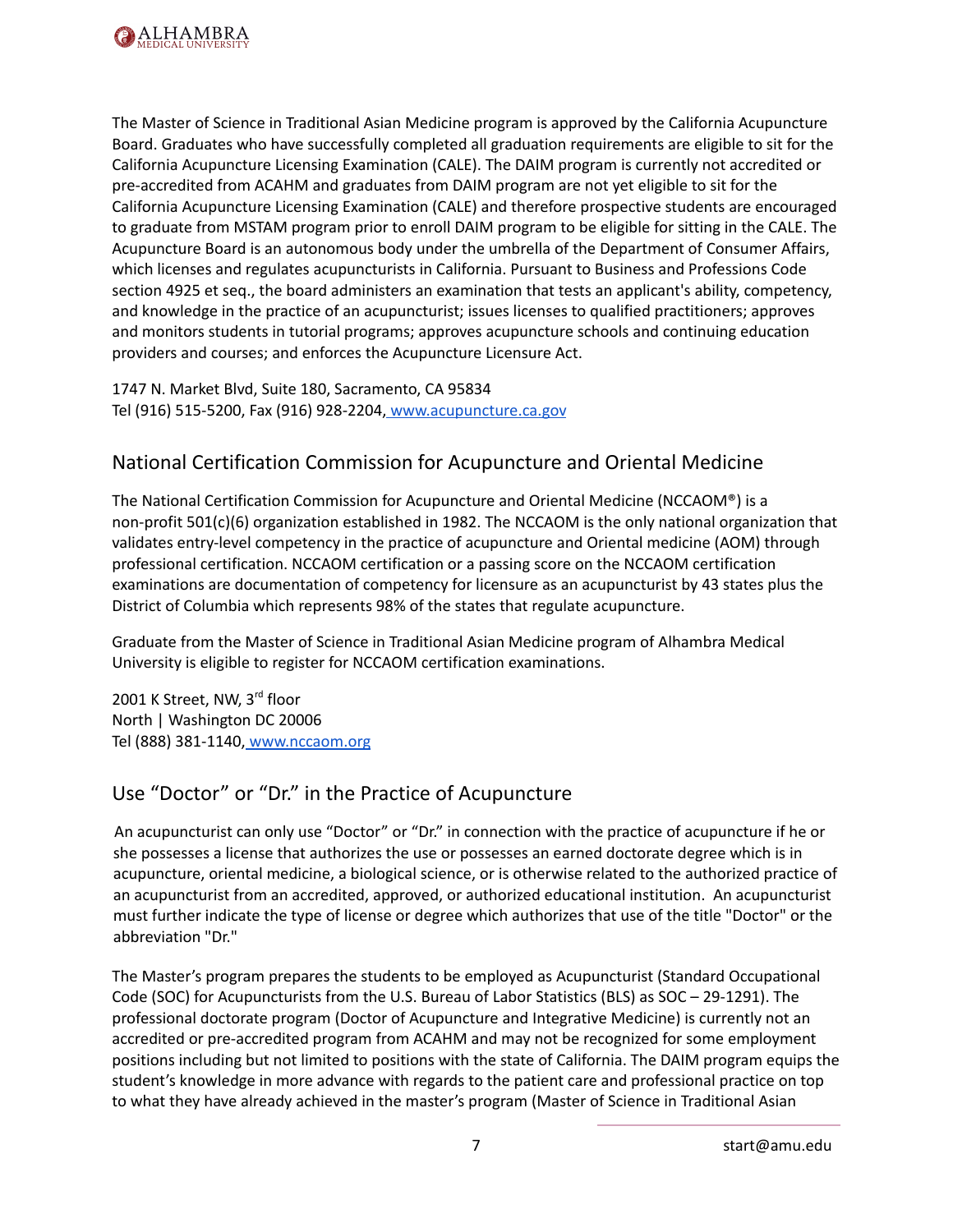The Master of Science in Traditional Asian Medicine program is approved by the California Acupuncture Board. Graduates who have successfully completed all graduation requirements are eligible to sit for the California Acupuncture Licensing Examination (CALE). The DAIM program is currently not accredited or pre-accredited from ACAHM and graduates from DAIM program are not yet eligible to sit for the California Acupuncture Licensing Examination (CALE) and therefore prospective students are encouraged to graduate from MSTAM program prior to enroll DAIM program to be eligible for sitting in the CALE. The Acupuncture Board is an autonomous body under the umbrella of the Department of Consumer Affairs, which licenses and regulates acupuncturists in California. Pursuant to Business and Professions Code section 4925 et seq., the board administers an examination that tests an applicant's ability, competency, and knowledge in the practice of an acupuncturist; issues licenses to qualified practitioners; approves and monitors students in tutorial programs; approves acupuncture schools and continuing education providers and courses; and enforces the Acupuncture Licensure Act.

1747 N. Market Blvd, Suite 180, Sacramento, CA 95834
Tel (916) 515-5200, Fax (916) 928-2204, www.acupuncture.ca.gov

## National Certification Commission for Acupuncture and Oriental Medicine

The National Certification Commission for Acupuncture and Oriental Medicine (NCCAOM®) is a non-profit 501(c)(6) organization established in 1982. The NCCAOM is the only national organization that validates entry-level competency in the practice of acupuncture and Oriental medicine (AOM) through professional certification. NCCAOM certification or a passing score on the NCCAOM certification examinations are documentation of competency for licensure as an acupuncturist by 43 states plus the District of Columbia which represents 98% of the states that regulate acupuncture.

Graduate from the Master of Science in Traditional Asian Medicine program of Alhambra Medical University is eligible to register for NCCAOM certification examinations.

2001 K Street, NW, 3rd floor
North | Washington DC 20006
Tel (888) 381-1140, www.nccaom.org

## Use "Doctor" or "Dr." in the Practice of Acupuncture

An acupuncturist can only use "Doctor" or "Dr." in connection with the practice of acupuncture if he or she possesses a license that authorizes the use or possesses an earned doctorate degree which is in acupuncture, oriental medicine, a biological science, or is otherwise related to the authorized practice of an acupuncturist from an accredited, approved, or authorized educational institution. An acupuncturist must further indicate the type of license or degree which authorizes that use of the title "Doctor" or the abbreviation "Dr."

The Master's program prepares the students to be employed as Acupuncturist (Standard Occupational Code (SOC) for Acupuncturists from the U.S. Bureau of Labor Statistics (BLS) as SOC – 29-1291). The professional doctorate program (Doctor of Acupuncture and Integrative Medicine) is currently not an accredited or pre-accredited program from ACAHM and may not be recognized for some employment positions including but not limited to positions with the state of California. The DAIM program equips the student's knowledge in more advance with regards to the patient care and professional practice on top to what they have already achieved in the master's program (Master of Science in Traditional Asian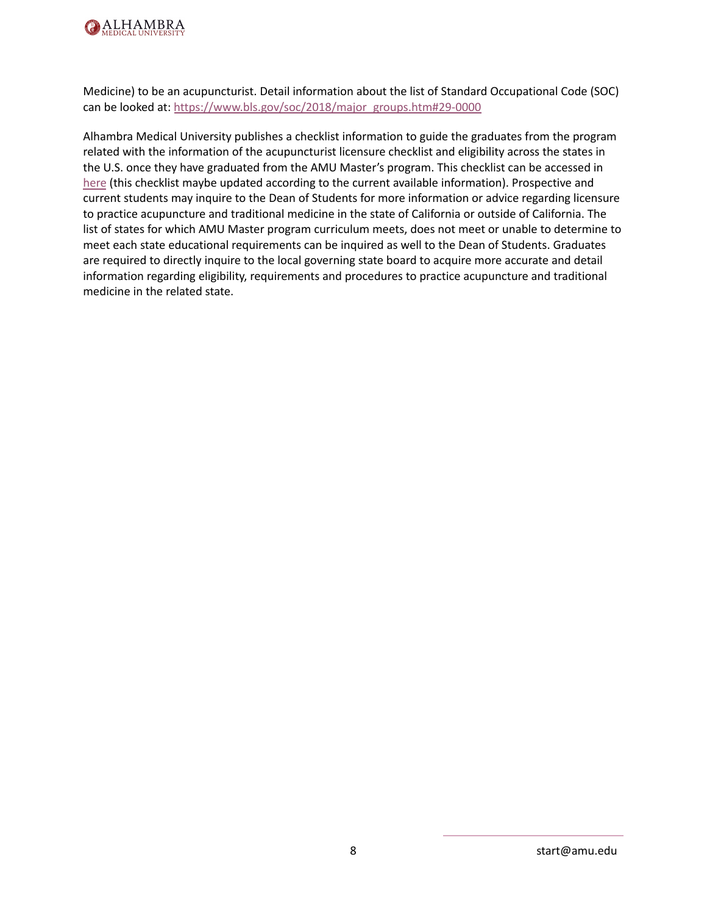Medicine) to be an acupuncturist. Detail information about the list of Standard Occupational Code (SOC) can be looked at: [https://www.bls.gov/soc/2018/major_groups.htm#29-0000](https://www.bls.gov/soc/2018/major_groups.htm#29-0000)

Alhambra Medical University publishes a checklist information to guide the graduates from the program related with the information of the acupuncturist licensure checklist and eligibility across the states in the U.S. once they have graduated from the AMU Master's program. This checklist can be accessed in here (this checklist maybe updated according to the current available information). Prospective and current students may inquire to the Dean of Students for more information or advice regarding licensure to practice acupuncture and traditional medicine in the state of California or outside of California. The list of states for which AMU Master program curriculum meets, does not meet or unable to determine to meet each state educational requirements can be inquired as well to the Dean of Students. Graduates are required to directly inquire to the local governing state board to acquire more accurate and detail information regarding eligibility, requirements and procedures to practice acupuncture and traditional medicine in the related state.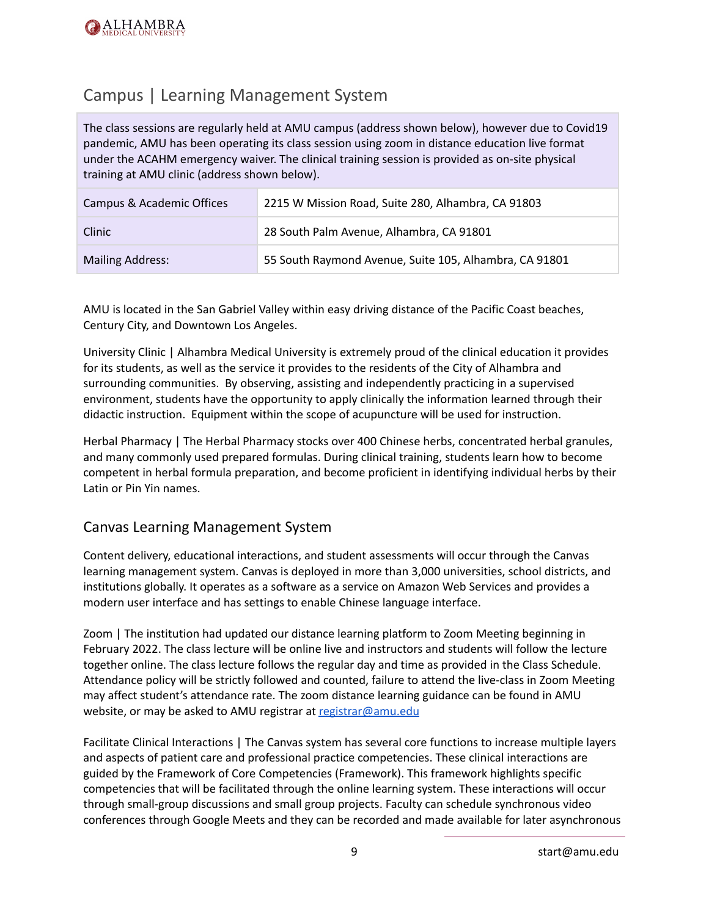## Campus | Learning Management System

| The class sessions are regularly held at AMU campus (address shown below), however due to Covid19 pandemic, AMU has been operating its class session using zoom in distance education live format under the ACAHM emergency waiver. The clinical training session is provided as on-site physical training at AMU clinic (address shown below). | |
|---|---|
| Campus & Academic Offices | 2215 W Mission Road, Suite 280, Alhambra, CA 91803 |
| Clinic | 28 South Palm Avenue, Alhambra, CA 91801 |
| Mailing Address: | 55 South Raymond Avenue, Suite 105, Alhambra, CA 91801 |

AMU is located in the San Gabriel Valley within easy driving distance of the Pacific Coast beaches, Century City, and Downtown Los Angeles.

University Clinic | Alhambra Medical University is extremely proud of the clinical education it provides for its students, as well as the service it provides to the residents of the City of Alhambra and surrounding communities. By observing, assisting and independently practicing in a supervised environment, students have the opportunity to apply clinically the information learned through their didactic instruction. Equipment within the scope of acupuncture will be used for instruction.

Herbal Pharmacy | The Herbal Pharmacy stocks over 400 Chinese herbs, concentrated herbal granules, and many commonly used prepared formulas. During clinical training, students learn how to become competent in herbal formula preparation, and become proficient in identifying individual herbs by their Latin or Pin Yin names.

## Canvas Learning Management System

Content delivery, educational interactions, and student assessments will occur through the Canvas learning management system. Canvas is deployed in more than 3,000 universities, school districts, and institutions globally. It operates as a software as a service on Amazon Web Services and provides a modern user interface and has settings to enable Chinese language interface.

Zoom | The institution had updated our distance learning platform to Zoom Meeting beginning in February 2022. The class lecture will be online live and instructors and students will follow the lecture together online. The class lecture follows the regular day and time as provided in the Class Schedule. Attendance policy will be strictly followed and counted, failure to attend the live-class in Zoom Meeting may affect student's attendance rate. The zoom distance learning guidance can be found in AMU website, or may be asked to AMU registrar at registrar@amu.edu

Facilitate Clinical Interactions | The Canvas system has several core functions to increase multiple layers and aspects of patient care and professional practice competencies. These clinical interactions are guided by the Framework of Core Competencies (Framework). This framework highlights specific competencies that will be facilitated through the online learning system. These interactions will occur through small-group discussions and small group projects. Faculty can schedule synchronous video conferences through Google Meets and they can be recorded and made available for later asynchronous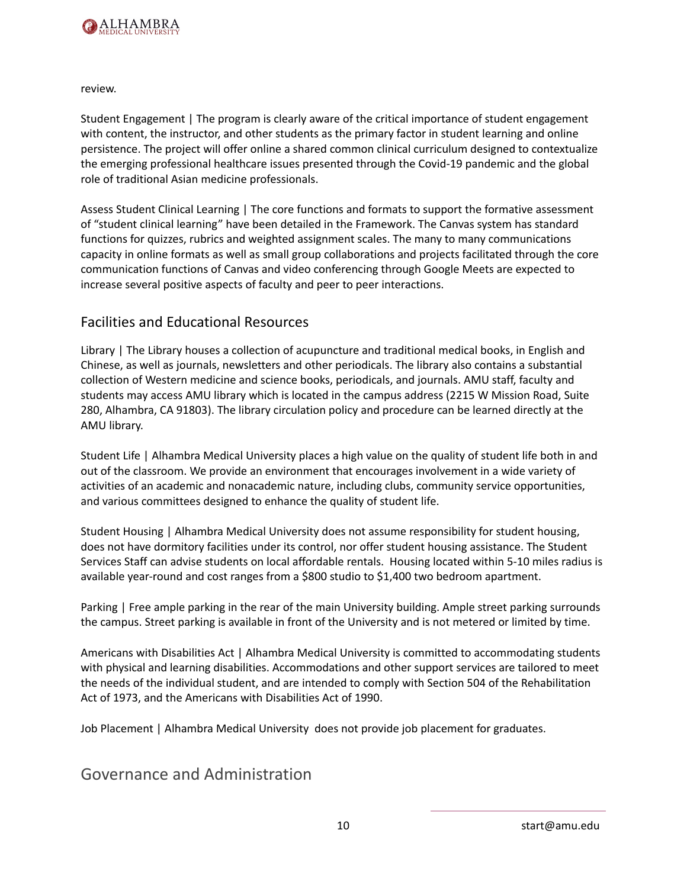review.

Student Engagement | The program is clearly aware of the critical importance of student engagement with content, the instructor, and other students as the primary factor in student learning and online persistence. The project will offer online a shared common clinical curriculum designed to contextualize the emerging professional healthcare issues presented through the Covid-19 pandemic and the global role of traditional Asian medicine professionals.

Assess Student Clinical Learning | The core functions and formats to support the formative assessment of "student clinical learning" have been detailed in the Framework. The Canvas system has standard functions for quizzes, rubrics and weighted assignment scales. The many to many communications capacity in online formats as well as small group collaborations and projects facilitated through the core communication functions of Canvas and video conferencing through Google Meets are expected to increase several positive aspects of faculty and peer to peer interactions.

## Facilities and Educational Resources

Library | The Library houses a collection of acupuncture and traditional medical books, in English and Chinese, as well as journals, newsletters and other periodicals. The library also contains a substantial collection of Western medicine and science books, periodicals, and journals. AMU staff, faculty and students may access AMU library which is located in the campus address (2215 W Mission Road, Suite 280, Alhambra, CA 91803). The library circulation policy and procedure can be learned directly at the AMU library.

Student Life | Alhambra Medical University places a high value on the quality of student life both in and out of the classroom. We provide an environment that encourages involvement in a wide variety of activities of an academic and nonacademic nature, including clubs, community service opportunities, and various committees designed to enhance the quality of student life.

Student Housing | Alhambra Medical University does not assume responsibility for student housing, does not have dormitory facilities under its control, nor offer student housing assistance. The Student Services Staff can advise students on local affordable rentals. Housing located within 5-10 miles radius is available year-round and cost ranges from a $800 studio to $1,400 two bedroom apartment.

Parking | Free ample parking in the rear of the main University building. Ample street parking surrounds the campus. Street parking is available in front of the University and is not metered or limited by time.

Americans with Disabilities Act | Alhambra Medical University is committed to accommodating students with physical and learning disabilities. Accommodations and other support services are tailored to meet the needs of the individual student, and are intended to comply with Section 504 of the Rehabilitation Act of 1973, and the Americans with Disabilities Act of 1990.

Job Placement | Alhambra Medical University does not provide job placement for graduates.

## Governance and Administration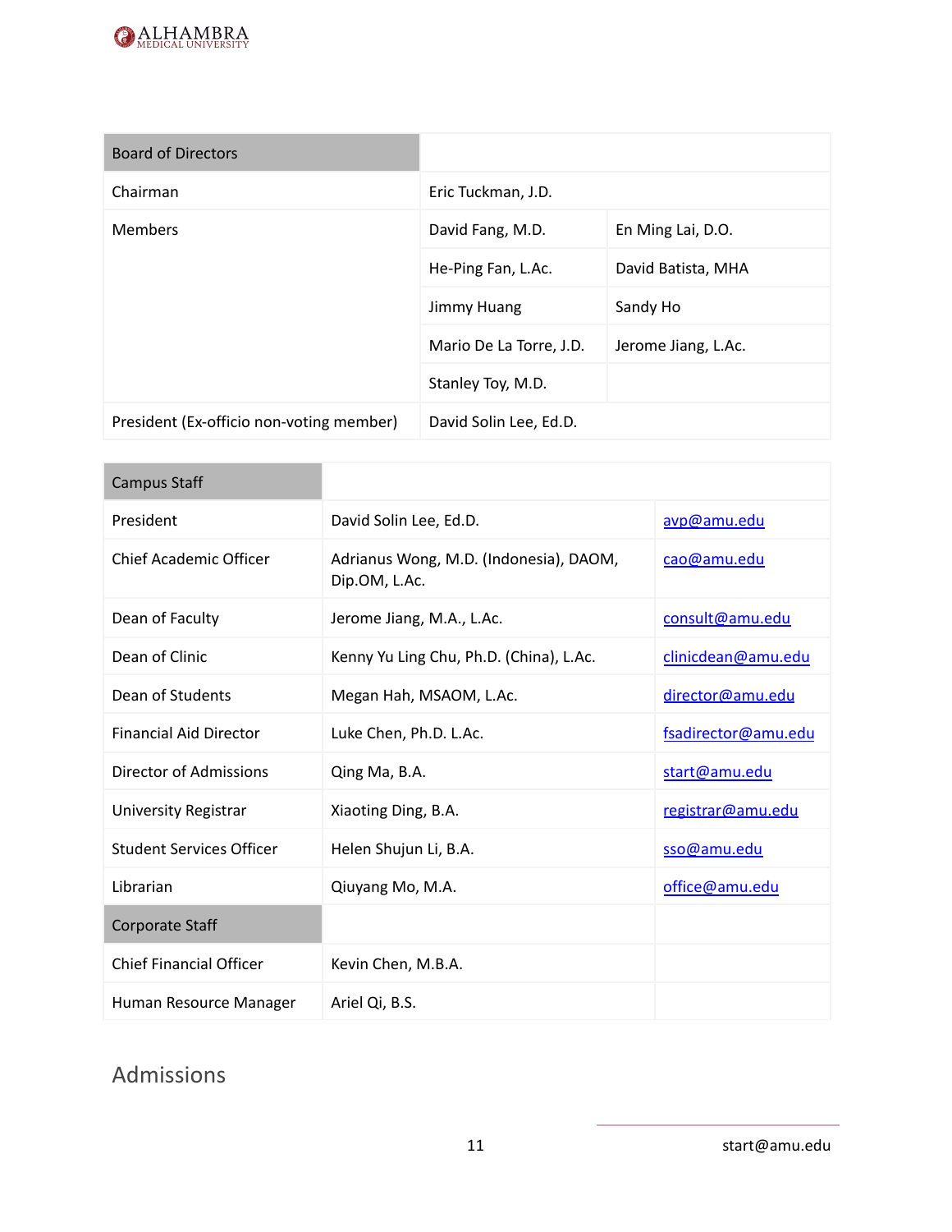| Board of Directors | | |
|---|---|---|
| Chairman | Eric Tuckman, J.D. | |
| Members | David Fang, M.D. | En Ming Lai, D.O. |
| | He-Ping Fan, L.Ac. | David Batista, MHA |
| | Jimmy Huang | Sandy Ho |
| | Mario De La Torre, J.D. | Jerome Jiang, L.Ac. |
| | Stanley Toy, M.D. | |
| President (Ex-officio non-voting member) | David Solin Lee, Ed.D. | |

| Campus Staff | | |
|---|---|---|
| President | David Solin Lee, Ed.D. | avp@amu.edu |
| Chief Academic Officer | Adrianus Wong, M.D. (Indonesia), DAOM, Dip.OM, L.Ac. | cao@amu.edu |
| Dean of Faculty | Jerome Jiang, M.A., L.Ac. | consult@amu.edu |
| Dean of Clinic | Kenny Yu Ling Chu, Ph.D. (China), L.Ac. | clinicdean@amu.edu |
| Dean of Students | Megan Hah, MSAOM, L.Ac. | director@amu.edu |
| Financial Aid Director | Luke Chen, Ph.D. L.Ac. | fsadirector@amu.edu |
| Director of Admissions | Qing Ma, B.A. | start@amu.edu |
| University Registrar | Xiaoting Ding, B.A. | registrar@amu.edu |
| Student Services Officer | Helen Shujun Li, B.A. | sso@amu.edu |
| Librarian | Qiuyang Mo, M.A. | office@amu.edu |
| **Corporate Staff** | | |
| Chief Financial Officer | Kevin Chen, M.B.A. | |
| Human Resource Manager | Ariel Qi, B.S. | |

## Admissions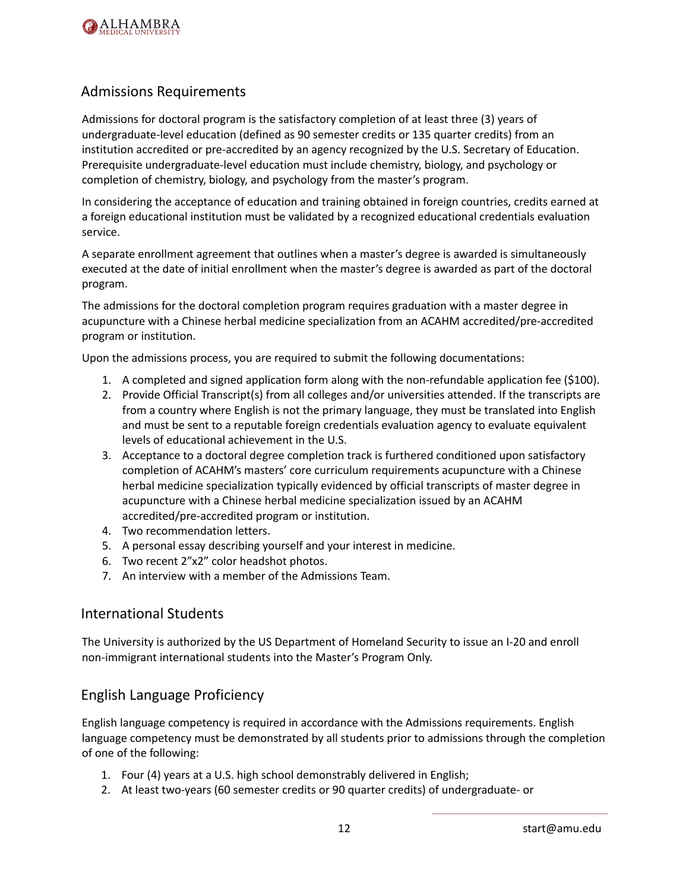## Admissions Requirements

Admissions for doctoral program is the satisfactory completion of at least three (3) years of undergraduate-level education (defined as 90 semester credits or 135 quarter credits) from an institution accredited or pre-accredited by an agency recognized by the U.S. Secretary of Education. Prerequisite undergraduate-level education must include chemistry, biology, and psychology or completion of chemistry, biology, and psychology from the master's program.

In considering the acceptance of education and training obtained in foreign countries, credits earned at a foreign educational institution must be validated by a recognized educational credentials evaluation service.

A separate enrollment agreement that outlines when a master's degree is awarded is simultaneously executed at the date of initial enrollment when the master's degree is awarded as part of the doctoral program.

The admissions for the doctoral completion program requires graduation with a master degree in acupuncture with a Chinese herbal medicine specialization from an ACAHM accredited/pre-accredited program or institution.

Upon the admissions process, you are required to submit the following documentations:

1. A completed and signed application form along with the non-refundable application fee ($100).
2. Provide Official Transcript(s) from all colleges and/or universities attended. If the transcripts are from a country where English is not the primary language, they must be translated into English and must be sent to a reputable foreign credentials evaluation agency to evaluate equivalent levels of educational achievement in the U.S.
3. Acceptance to a doctoral degree completion track is furthered conditioned upon satisfactory completion of ACAHM's masters' core curriculum requirements acupuncture with a Chinese herbal medicine specialization typically evidenced by official transcripts of master degree in acupuncture with a Chinese herbal medicine specialization issued by an ACAHM accredited/pre-accredited program or institution.
4. Two recommendation letters.
5. A personal essay describing yourself and your interest in medicine.
6. Two recent 2"x2" color headshot photos.
7. An interview with a member of the Admissions Team.

## International Students

The University is authorized by the US Department of Homeland Security to issue an I-20 and enroll non-immigrant international students into the Master's Program Only.

## English Language Proficiency

English language competency is required in accordance with the Admissions requirements. English language competency must be demonstrated by all students prior to admissions through the completion of one of the following:

1. Four (4) years at a U.S. high school demonstrably delivered in English;
2. At least two-years (60 semester credits or 90 quarter credits) of undergraduate- or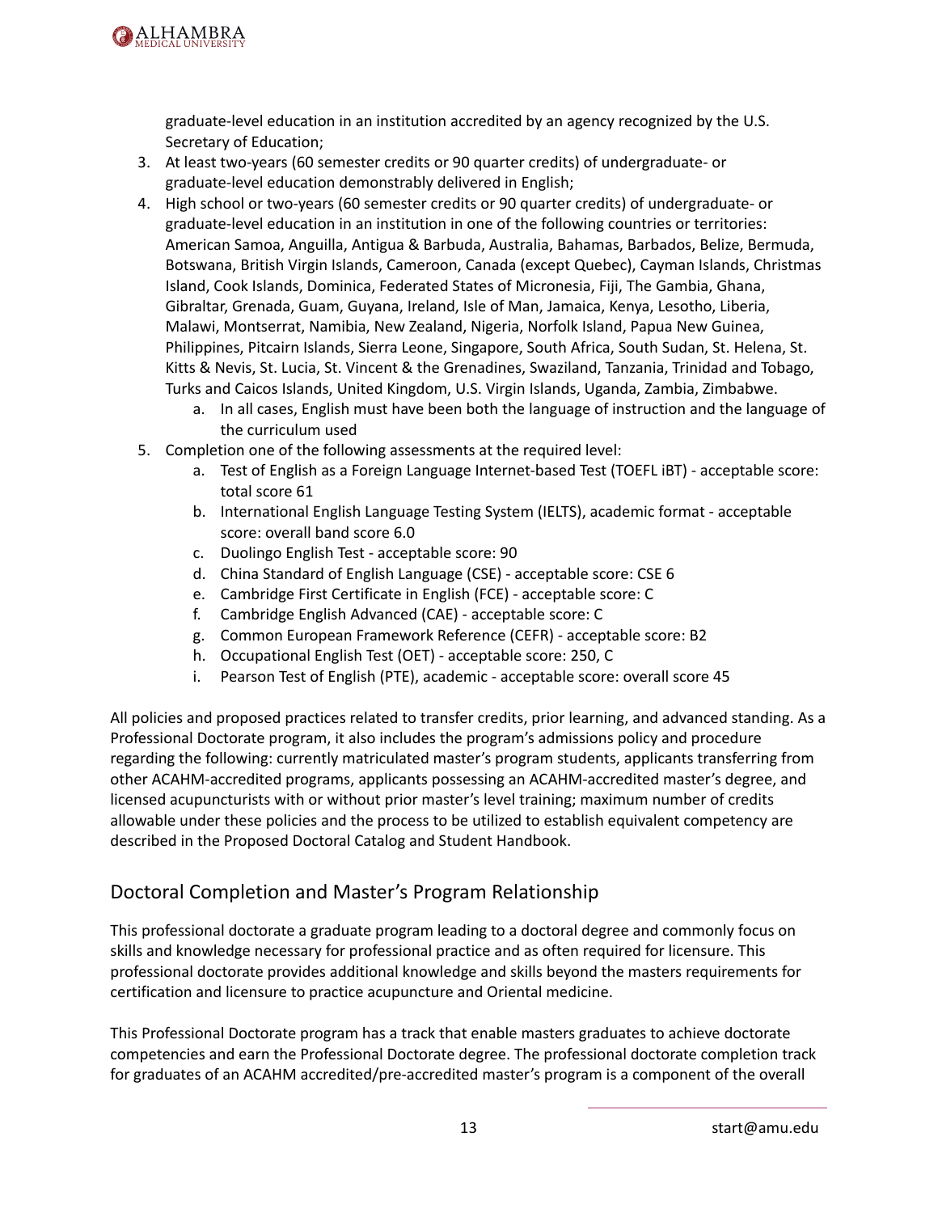graduate-level education in an institution accredited by an agency recognized by the U.S. Secretary of Education;

3. At least two-years (60 semester credits or 90 quarter credits) of undergraduate- or graduate-level education demonstrably delivered in English;
4. High school or two-years (60 semester credits or 90 quarter credits) of undergraduate- or graduate-level education in an institution in one of the following countries or territories: American Samoa, Anguilla, Antigua & Barbuda, Australia, Bahamas, Barbados, Belize, Bermuda, Botswana, British Virgin Islands, Cameroon, Canada (except Quebec), Cayman Islands, Christmas Island, Cook Islands, Dominica, Federated States of Micronesia, Fiji, The Gambia, Ghana, Gibraltar, Grenada, Guam, Guyana, Ireland, Isle of Man, Jamaica, Kenya, Lesotho, Liberia, Malawi, Montserrat, Namibia, New Zealand, Nigeria, Norfolk Island, Papua New Guinea, Philippines, Pitcairn Islands, Sierra Leone, Singapore, South Africa, South Sudan, St. Helena, St. Kitts & Nevis, St. Lucia, St. Vincent & the Grenadines, Swaziland, Tanzania, Trinidad and Tobago, Turks and Caicos Islands, United Kingdom, U.S. Virgin Islands, Uganda, Zambia, Zimbabwe.
   a. In all cases, English must have been both the language of instruction and the language of the curriculum used
5. Completion one of the following assessments at the required level:
   a. Test of English as a Foreign Language Internet-based Test (TOEFL iBT) - acceptable score: total score 61
   b. International English Language Testing System (IELTS), academic format - acceptable score: overall band score 6.0
   c. Duolingo English Test - acceptable score: 90
   d. China Standard of English Language (CSE) - acceptable score: CSE 6
   e. Cambridge First Certificate in English (FCE) - acceptable score: C
   f. Cambridge English Advanced (CAE) - acceptable score: C
   g. Common European Framework Reference (CEFR) - acceptable score: B2
   h. Occupational English Test (OET) - acceptable score: 250, C
   i. Pearson Test of English (PTE), academic - acceptable score: overall score 45

All policies and proposed practices related to transfer credits, prior learning, and advanced standing. As a Professional Doctorate program, it also includes the program's admissions policy and procedure regarding the following: currently matriculated master's program students, applicants transferring from other ACAHM-accredited programs, applicants possessing an ACAHM-accredited master's degree, and licensed acupuncturists with or without prior master's level training; maximum number of credits allowable under these policies and the process to be utilized to establish equivalent competency are described in the Proposed Doctoral Catalog and Student Handbook.

## Doctoral Completion and Master's Program Relationship

This professional doctorate a graduate program leading to a doctoral degree and commonly focus on skills and knowledge necessary for professional practice and as often required for licensure. This professional doctorate provides additional knowledge and skills beyond the masters requirements for certification and licensure to practice acupuncture and Oriental medicine.

This Professional Doctorate program has a track that enable masters graduates to achieve doctorate competencies and earn the Professional Doctorate degree. The professional doctorate completion track for graduates of an ACAHM accredited/pre-accredited master's program is a component of the overall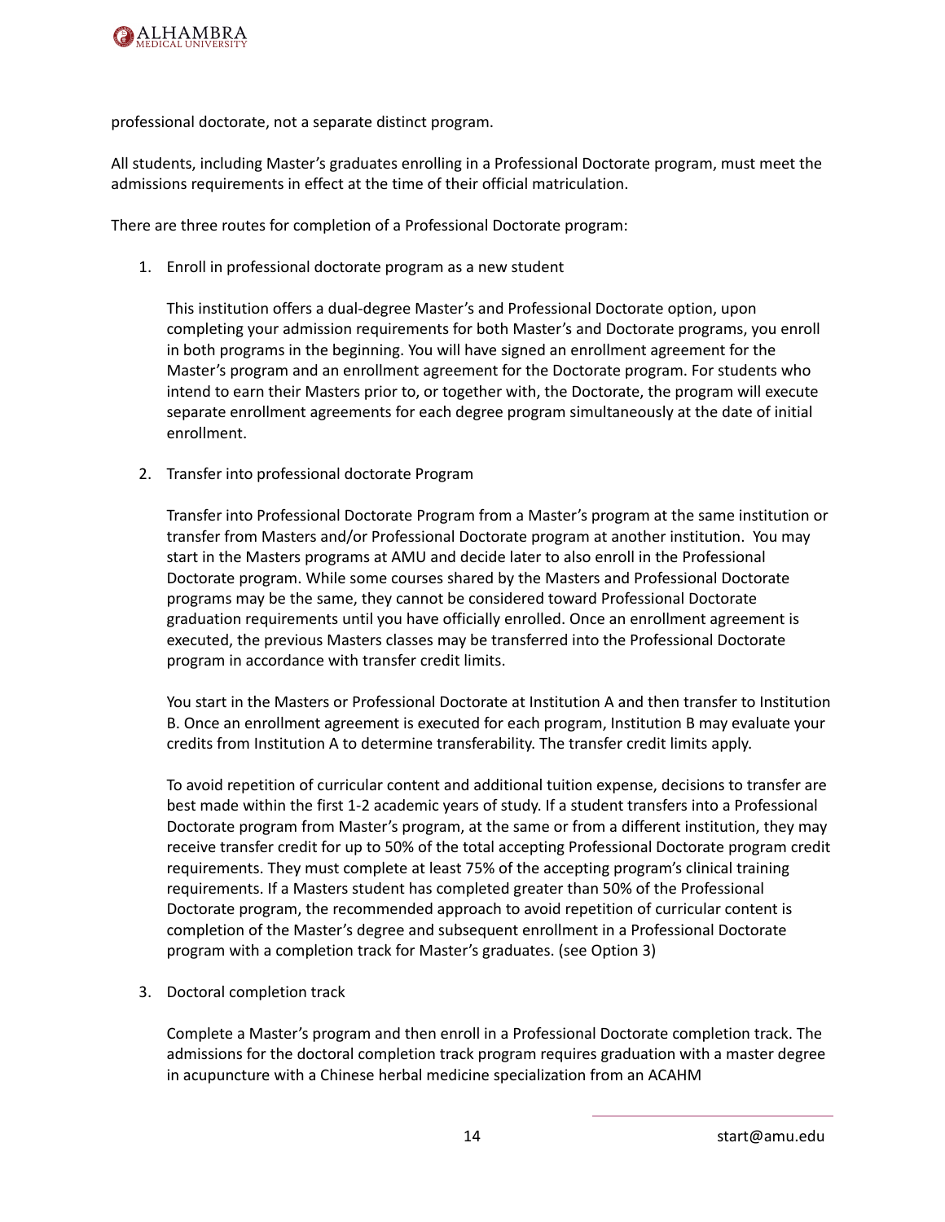professional doctorate, not a separate distinct program.

All students, including Master's graduates enrolling in a Professional Doctorate program, must meet the admissions requirements in effect at the time of their official matriculation.

There are three routes for completion of a Professional Doctorate program:

1. Enroll in professional doctorate program as a new student

   This institution offers a dual-degree Master's and Professional Doctorate option, upon completing your admission requirements for both Master's and Doctorate programs, you enroll in both programs in the beginning. You will have signed an enrollment agreement for the Master's program and an enrollment agreement for the Doctorate program. For students who intend to earn their Masters prior to, or together with, the Doctorate, the program will execute separate enrollment agreements for each degree program simultaneously at the date of initial enrollment.

2. Transfer into professional doctorate Program

   Transfer into Professional Doctorate Program from a Master's program at the same institution or transfer from Masters and/or Professional Doctorate program at another institution. You may start in the Masters programs at AMU and decide later to also enroll in the Professional Doctorate program. While some courses shared by the Masters and Professional Doctorate programs may be the same, they cannot be considered toward Professional Doctorate graduation requirements until you have officially enrolled. Once an enrollment agreement is executed, the previous Masters classes may be transferred into the Professional Doctorate program in accordance with transfer credit limits.

   You start in the Masters or Professional Doctorate at Institution A and then transfer to Institution B. Once an enrollment agreement is executed for each program, Institution B may evaluate your credits from Institution A to determine transferability. The transfer credit limits apply.

   To avoid repetition of curricular content and additional tuition expense, decisions to transfer are best made within the first 1-2 academic years of study. If a student transfers into a Professional Doctorate program from Master's program, at the same or from a different institution, they may receive transfer credit for up to 50% of the total accepting Professional Doctorate program credit requirements. They must complete at least 75% of the accepting program's clinical training requirements. If a Masters student has completed greater than 50% of the Professional Doctorate program, the recommended approach to avoid repetition of curricular content is completion of the Master's degree and subsequent enrollment in a Professional Doctorate program with a completion track for Master's graduates. (see Option 3)

3. Doctoral completion track

   Complete a Master's program and then enroll in a Professional Doctorate completion track. The admissions for the doctoral completion track program requires graduation with a master degree in acupuncture with a Chinese herbal medicine specialization from an ACAHM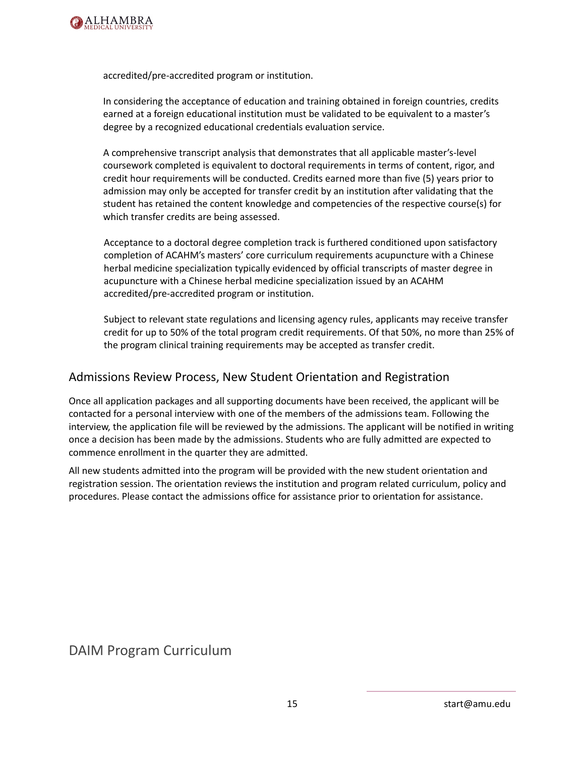accredited/pre-accredited program or institution.

In considering the acceptance of education and training obtained in foreign countries, credits earned at a foreign educational institution must be validated to be equivalent to a master's degree by a recognized educational credentials evaluation service.

A comprehensive transcript analysis that demonstrates that all applicable master's-level coursework completed is equivalent to doctoral requirements in terms of content, rigor, and credit hour requirements will be conducted. Credits earned more than five (5) years prior to admission may only be accepted for transfer credit by an institution after validating that the student has retained the content knowledge and competencies of the respective course(s) for which transfer credits are being assessed.

Acceptance to a doctoral degree completion track is furthered conditioned upon satisfactory completion of ACAHM's masters' core curriculum requirements acupuncture with a Chinese herbal medicine specialization typically evidenced by official transcripts of master degree in acupuncture with a Chinese herbal medicine specialization issued by an ACAHM accredited/pre-accredited program or institution.

Subject to relevant state regulations and licensing agency rules, applicants may receive transfer credit for up to 50% of the total program credit requirements. Of that 50%, no more than 25% of the program clinical training requirements may be accepted as transfer credit.

## Admissions Review Process, New Student Orientation and Registration

Once all application packages and all supporting documents have been received, the applicant will be contacted for a personal interview with one of the members of the admissions team. Following the interview, the application file will be reviewed by the admissions. The applicant will be notified in writing once a decision has been made by the admissions. Students who are fully admitted are expected to commence enrollment in the quarter they are admitted.

All new students admitted into the program will be provided with the new student orientation and registration session. The orientation reviews the institution and program related curriculum, policy and procedures. Please contact the admissions office for assistance prior to orientation for assistance.

# DAIM Program Curriculum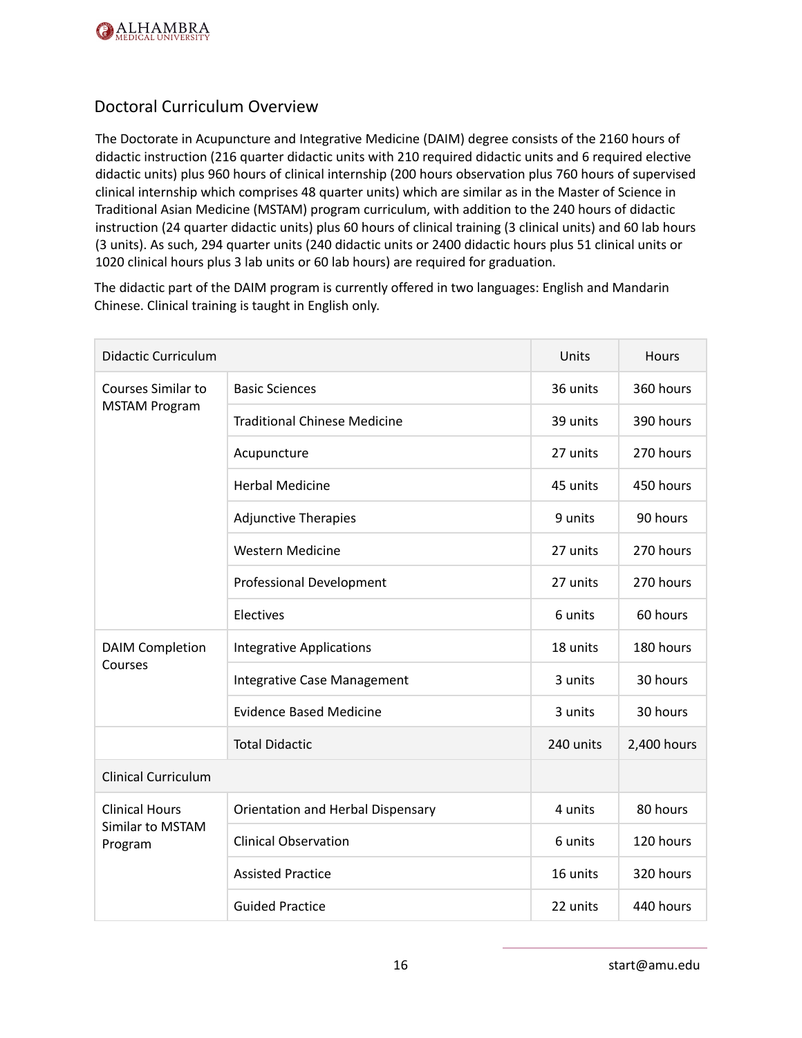## Doctoral Curriculum Overview

The Doctorate in Acupuncture and Integrative Medicine (DAIM) degree consists of the 2160 hours of didactic instruction (216 quarter didactic units with 210 required didactic units and 6 required elective didactic units) plus 960 hours of clinical internship (200 hours observation plus 760 hours of supervised clinical internship which comprises 48 quarter units) which are similar as in the Master of Science in Traditional Asian Medicine (MSTAM) program curriculum, with addition to the 240 hours of didactic instruction (24 quarter didactic units) plus 60 hours of clinical training (3 clinical units) and 60 lab hours (3 units). As such, 294 quarter units (240 didactic units or 2400 didactic hours plus 51 clinical units or 1020 clinical hours plus 3 lab units or 60 lab hours) are required for graduation.

The didactic part of the DAIM program is currently offered in two languages: English and Mandarin Chinese. Clinical training is taught in English only.

| Didactic Curriculum | | Units | Hours |
|---|---|---|---|
| Courses Similar to MSTAM Program | Basic Sciences | 36 units | 360 hours |
| | Traditional Chinese Medicine | 39 units | 390 hours |
| | Acupuncture | 27 units | 270 hours |
| | Herbal Medicine | 45 units | 450 hours |
| | Adjunctive Therapies | 9 units | 90 hours |
| | Western Medicine | 27 units | 270 hours |
| | Professional Development | 27 units | 270 hours |
| | Electives | 6 units | 60 hours |
| DAIM Completion Courses | Integrative Applications | 18 units | 180 hours |
| | Integrative Case Management | 3 units | 30 hours |
| | Evidence Based Medicine | 3 units | 30 hours |
| | Total Didactic | 240 units | 2,400 hours |
| Clinical Curriculum | | | |
| Clinical Hours Similar to MSTAM Program | Orientation and Herbal Dispensary | 4 units | 80 hours |
| | Clinical Observation | 6 units | 120 hours |
| | Assisted Practice | 16 units | 320 hours |
| | Guided Practice | 22 units | 440 hours |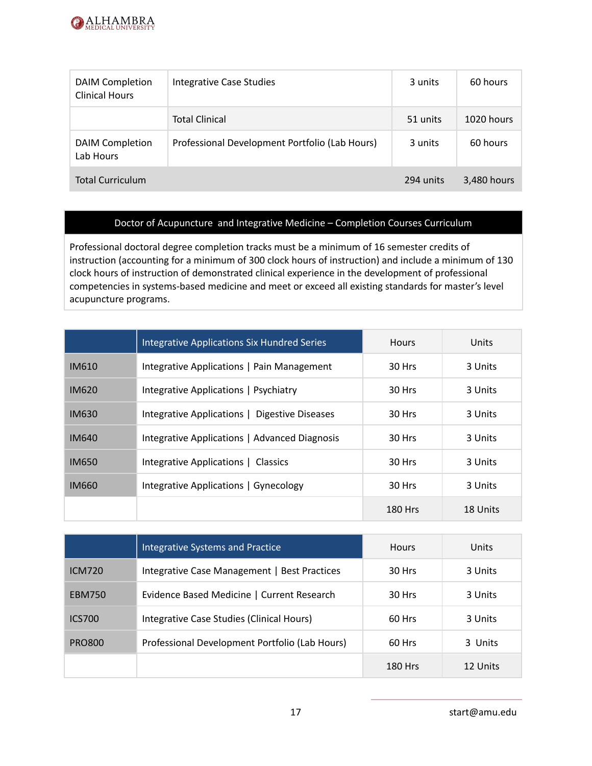| | | | |
|---|---|---|---|
| DAIM Completion Clinical Hours | Integrative Case Studies | 3 units | 60 hours |
| | Total Clinical | 51 units | 1020 hours |
| DAIM Completion Lab Hours | Professional Development Portfolio (Lab Hours) | 3 units | 60 hours |
| Total Curriculum | | 294 units | 3,480 hours |

## Doctor of Acupuncture and Integrative Medicine – Completion Courses Curriculum

Professional doctoral degree completion tracks must be a minimum of 16 semester credits of instruction (accounting for a minimum of 300 clock hours of instruction) and include a minimum of 130 clock hours of instruction of demonstrated clinical experience in the development of professional competencies in systems-based medicine and meet or exceed all existing standards for master's level acupuncture programs.

| | Integrative Applications Six Hundred Series | Hours | Units |
|---|---|---|---|
| IM610 | Integrative Applications \| Pain Management | 30 Hrs | 3 Units |
| IM620 | Integrative Applications \| Psychiatry | 30 Hrs | 3 Units |
| IM630 | Integrative Applications \| Digestive Diseases | 30 Hrs | 3 Units |
| IM640 | Integrative Applications \| Advanced Diagnosis | 30 Hrs | 3 Units |
| IM650 | Integrative Applications \| Classics | 30 Hrs | 3 Units |
| IM660 | Integrative Applications \| Gynecology | 30 Hrs | 3 Units |
| | | 180 Hrs | 18 Units |

| | Integrative Systems and Practice | Hours | Units |
|---|---|---|---|
| ICM720 | Integrative Case Management \| Best Practices | 30 Hrs | 3 Units |
| EBM750 | Evidence Based Medicine \| Current Research | 30 Hrs | 3 Units |
| ICS700 | Integrative Case Studies (Clinical Hours) | 60 Hrs | 3 Units |
| PRO800 | Professional Development Portfolio (Lab Hours) | 60 Hrs | 3 Units |
| | | 180 Hrs | 12 Units |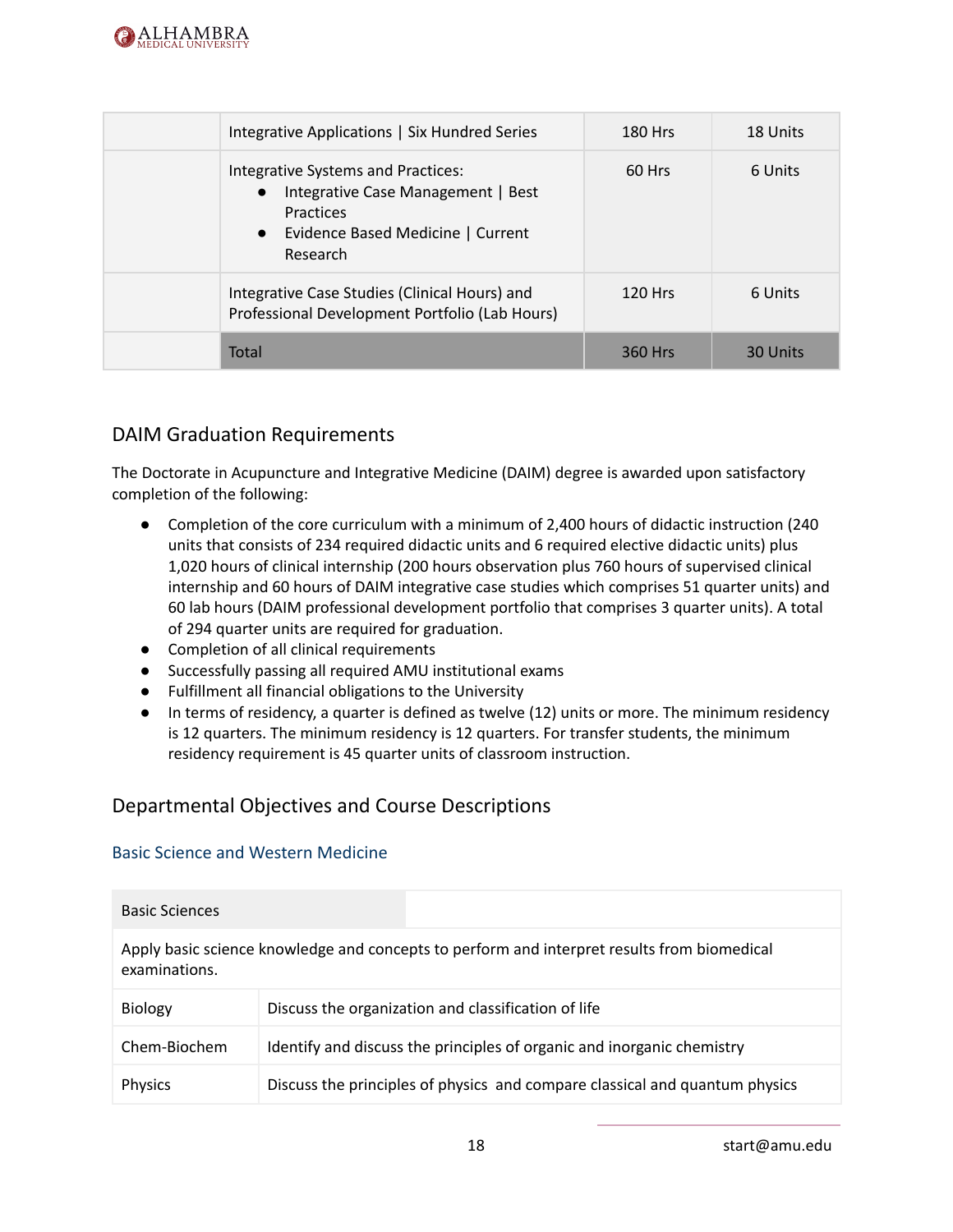|  |  |  |  |
| --- | --- | --- | --- |
|  | Integrative Applications \| Six Hundred Series | 180 Hrs | 18 Units |
|  | Integrative Systems and Practices:<br>• Integrative Case Management \| Best Practices<br>• Evidence Based Medicine \| Current Research | 60 Hrs | 6 Units |
|  | Integrative Case Studies (Clinical Hours) and Professional Development Portfolio (Lab Hours) | 120 Hrs | 6 Units |
|  | Total | 360 Hrs | 30 Units |

## DAIM Graduation Requirements

The Doctorate in Acupuncture and Integrative Medicine (DAIM) degree is awarded upon satisfactory completion of the following:

- Completion of the core curriculum with a minimum of 2,400 hours of didactic instruction (240 units that consists of 234 required didactic units and 6 required elective didactic units) plus 1,020 hours of clinical internship (200 hours observation plus 760 hours of supervised clinical internship and 60 hours of DAIM integrative case studies which comprises 51 quarter units) and 60 lab hours (DAIM professional development portfolio that comprises 3 quarter units). A total of 294 quarter units are required for graduation.
- Completion of all clinical requirements
- Successfully passing all required AMU institutional exams
- Fulfillment all financial obligations to the University
- In terms of residency, a quarter is defined as twelve (12) units or more. The minimum residency is 12 quarters. The minimum residency is 12 quarters. For transfer students, the minimum residency requirement is 45 quarter units of classroom instruction.

## Departmental Objectives and Course Descriptions

### Basic Science and Western Medicine

| Basic Sciences | |
| --- | --- |
| Apply basic science knowledge and concepts to perform and interpret results from biomedical examinations. | |
| Biology | Discuss the organization and classification of life |
| Chem-Biochem | Identify and discuss the principles of organic and inorganic chemistry |
| Physics | Discuss the principles of physics and compare classical and quantum physics |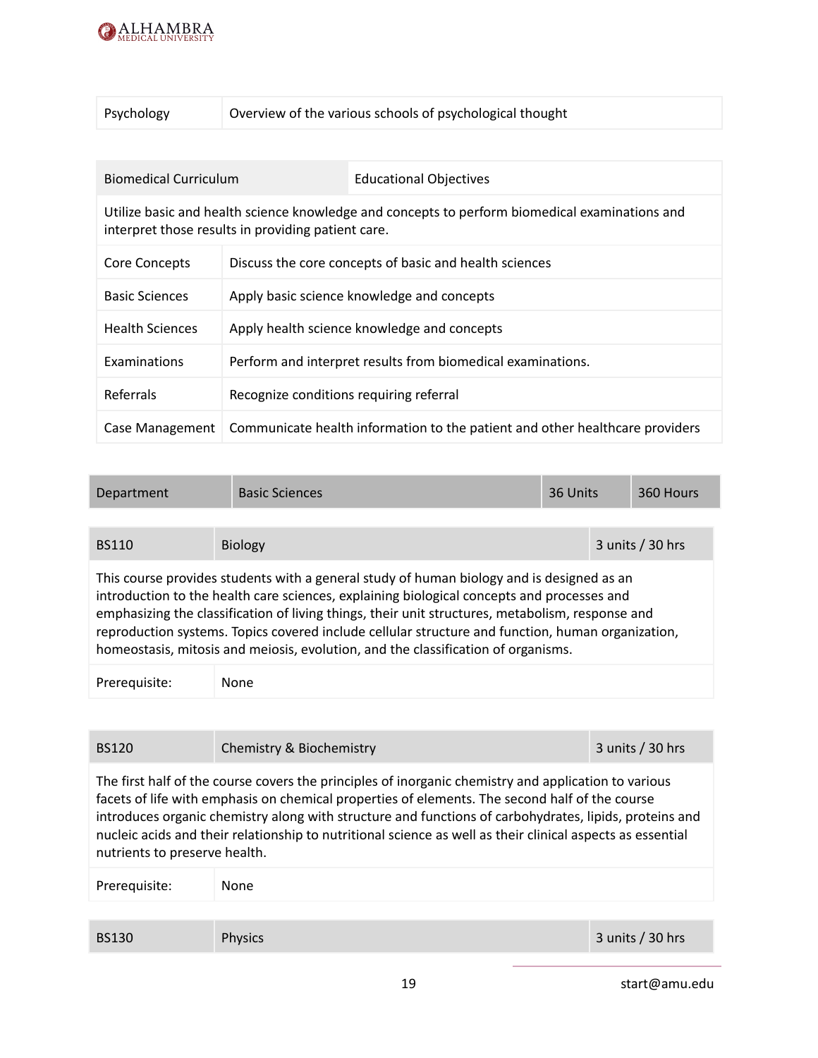| Psychology | Overview of the various schools of psychological thought |
|---|---|

| Biomedical Curriculum | Educational Objectives |
|---|---|
| Utilize basic and health science knowledge and concepts to perform biomedical examinations and interpret those results in providing patient care. | |
| Core Concepts | Discuss the core concepts of basic and health sciences |
| Basic Sciences | Apply basic science knowledge and concepts |
| Health Sciences | Apply health science knowledge and concepts |
| Examinations | Perform and interpret results from biomedical examinations. |
| Referrals | Recognize conditions requiring referral |
| Case Management | Communicate health information to the patient and other healthcare providers |

| Department | Basic Sciences | 36 Units | 360 Hours |
|---|---|---|---|

| BS110 | Biology | 3 units / 30 hrs |
|---|---|---|
| This course provides students with a general study of human biology and is designed as an introduction to the health care sciences, explaining biological concepts and processes and emphasizing the classification of living things, their unit structures, metabolism, response and reproduction systems. Topics covered include cellular structure and function, human organization, homeostasis, mitosis and meiosis, evolution, and the classification of organisms. | | |
| Prerequisite: | None | |

| BS120 | Chemistry & Biochemistry | 3 units / 30 hrs |
|---|---|---|
| The first half of the course covers the principles of inorganic chemistry and application to various facets of life with emphasis on chemical properties of elements. The second half of the course introduces organic chemistry along with structure and functions of carbohydrates, lipids, proteins and nucleic acids and their relationship to nutritional science as well as their clinical aspects as essential nutrients to preserve health. | | |
| Prerequisite: | None | |

| BS130 | Physics | 3 units / 30 hrs |
|---|---|---|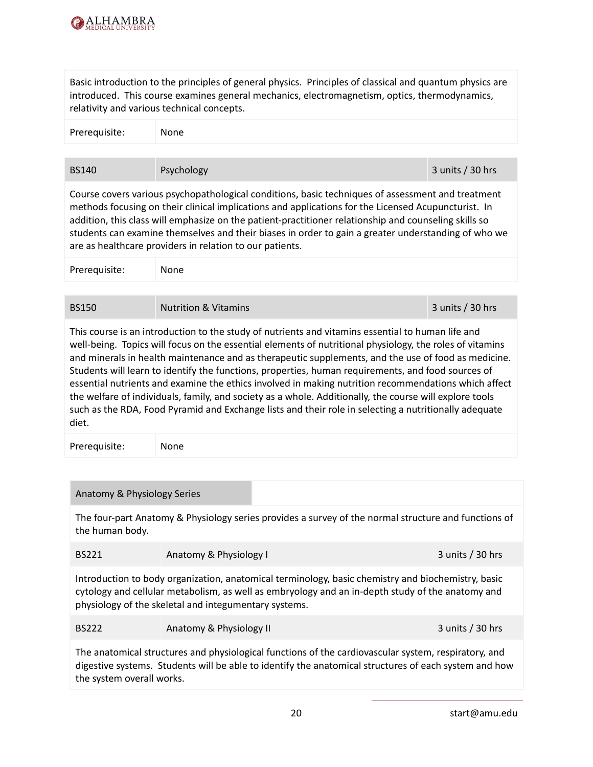Basic introduction to the principles of general physics. Principles of classical and quantum physics are introduced. This course examines general mechanics, electromagnetism, optics, thermodynamics, relativity and various technical concepts.

| Prerequisite: | None |
|---|---|

| BS140 | Psychology | 3 units / 30 hrs |
|---|---|---|

Course covers various psychopathological conditions, basic techniques of assessment and treatment methods focusing on their clinical implications and applications for the Licensed Acupuncturist. In addition, this class will emphasize on the patient-practitioner relationship and counseling skills so students can examine themselves and their biases in order to gain a greater understanding of who we are as healthcare providers in relation to our patients.

| Prerequisite: | None |
|---|---|

| BS150 | Nutrition & Vitamins | 3 units / 30 hrs |
|---|---|---|

This course is an introduction to the study of nutrients and vitamins essential to human life and well-being. Topics will focus on the essential elements of nutritional physiology, the roles of vitamins and minerals in health maintenance and as therapeutic supplements, and the use of food as medicine. Students will learn to identify the functions, properties, human requirements, and food sources of essential nutrients and examine the ethics involved in making nutrition recommendations which affect the welfare of individuals, family, and society as a whole. Additionally, the course will explore tools such as the RDA, Food Pyramid and Exchange lists and their role in selecting a nutritionally adequate diet.

| Prerequisite: | None |
|---|---|

### Anatomy & Physiology Series

The four-part Anatomy & Physiology series provides a survey of the normal structure and functions of the human body.

| BS221 | Anatomy & Physiology I | 3 units / 30 hrs |
|---|---|---|

Introduction to body organization, anatomical terminology, basic chemistry and biochemistry, basic cytology and cellular metabolism, as well as embryology and an in-depth study of the anatomy and physiology of the skeletal and integumentary systems.

| BS222 | Anatomy & Physiology II | 3 units / 30 hrs |
|---|---|---|

The anatomical structures and physiological functions of the cardiovascular system, respiratory, and digestive systems. Students will be able to identify the anatomical structures of each system and how the system overall works.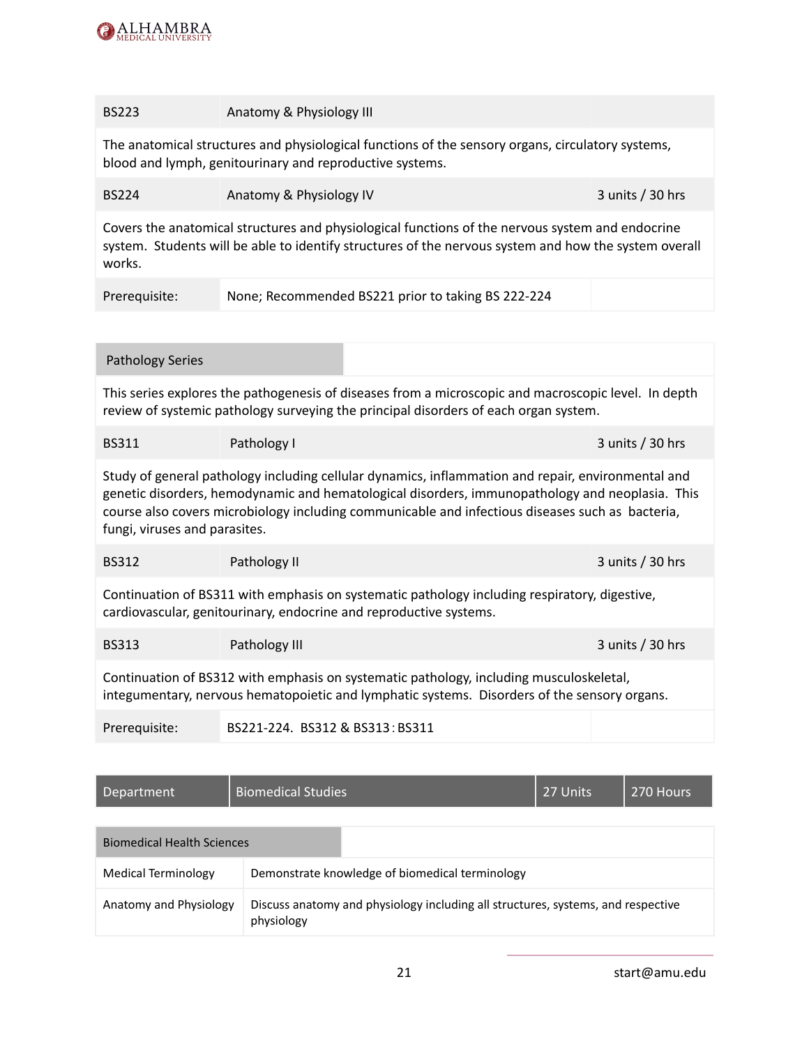| BS223 | Anatomy & Physiology III | |
|---|---|---|
| The anatomical structures and physiological functions of the sensory organs, circulatory systems, blood and lymph, genitourinary and reproductive systems. | | |
| BS224 | Anatomy & Physiology IV | 3 units / 30 hrs |
| Covers the anatomical structures and physiological functions of the nervous system and endocrine system. Students will be able to identify structures of the nervous system and how the system overall works. | | |
| Prerequisite: | None; Recommended BS221 prior to taking BS 222-224 | |

| Pathology Series | | |
|---|---|---|
| This series explores the pathogenesis of diseases from a microscopic and macroscopic level. In depth review of systemic pathology surveying the principal disorders of each organ system. | | |
| BS311 | Pathology I | 3 units / 30 hrs |
| Study of general pathology including cellular dynamics, inflammation and repair, environmental and genetic disorders, hemodynamic and hematological disorders, immunopathology and neoplasia. This course also covers microbiology including communicable and infectious diseases such as bacteria, fungi, viruses and parasites. | | |
| BS312 | Pathology II | 3 units / 30 hrs |
| Continuation of BS311 with emphasis on systematic pathology including respiratory, digestive, cardiovascular, genitourinary, endocrine and reproductive systems. | | |
| BS313 | Pathology III | 3 units / 30 hrs |
| Continuation of BS312 with emphasis on systematic pathology, including musculoskeletal, integumentary, nervous hematopoietic and lymphatic systems. Disorders of the sensory organs. | | |
| Prerequisite: | BS221-224. BS312 & BS313 : BS311 | |

| Department | Biomedical Studies | 27 Units | 270 Hours |
|---|---|---|---|

| Biomedical Health Sciences | |
|---|---|
| Medical Terminology | Demonstrate knowledge of biomedical terminology |
| Anatomy and Physiology | Discuss anatomy and physiology including all structures, systems, and respective physiology |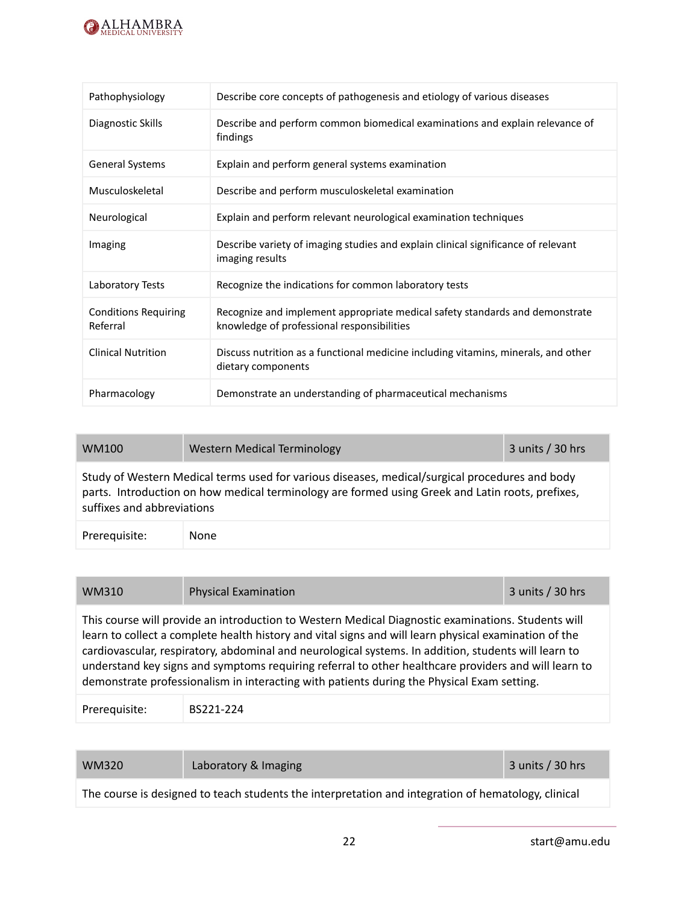| | |
|---|---|
| Pathophysiology | Describe core concepts of pathogenesis and etiology of various diseases |
| Diagnostic Skills | Describe and perform common biomedical examinations and explain relevance of findings |
| General Systems | Explain and perform general systems examination |
| Musculoskeletal | Describe and perform musculoskeletal examination |
| Neurological | Explain and perform relevant neurological examination techniques |
| Imaging | Describe variety of imaging studies and explain clinical significance of relevant imaging results |
| Laboratory Tests | Recognize the indications for common laboratory tests |
| Conditions Requiring Referral | Recognize and implement appropriate medical safety standards and demonstrate knowledge of professional responsibilities |
| Clinical Nutrition | Discuss nutrition as a functional medicine including vitamins, minerals, and other dietary components |
| Pharmacology | Demonstrate an understanding of pharmaceutical mechanisms |

| WM100 | Western Medical Terminology | 3 units / 30 hrs |
|---|---|---|
| Study of Western Medical terms used for various diseases, medical/surgical procedures and body parts. Introduction on how medical terminology are formed using Greek and Latin roots, prefixes, suffixes and abbreviations | | |
| Prerequisite: | None | |

| WM310 | Physical Examination | 3 units / 30 hrs |
|---|---|---|
| This course will provide an introduction to Western Medical Diagnostic examinations. Students will learn to collect a complete health history and vital signs and will learn physical examination of the cardiovascular, respiratory, abdominal and neurological systems. In addition, students will learn to understand key signs and symptoms requiring referral to other healthcare providers and will learn to demonstrate professionalism in interacting with patients during the Physical Exam setting. | | |
| Prerequisite: | BS221-224 | |

| WM320 | Laboratory & Imaging | 3 units / 30 hrs |
|---|---|---|
| The course is designed to teach students the interpretation and integration of hematology, clinical | | |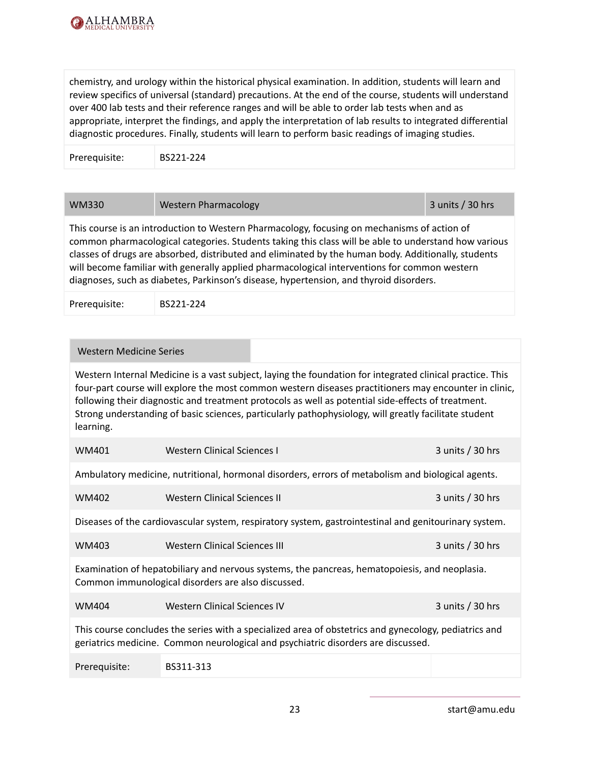chemistry, and urology within the historical physical examination. In addition, students will learn and review specifics of universal (standard) precautions. At the end of the course, students will understand over 400 lab tests and their reference ranges and will be able to order lab tests when and as appropriate, interpret the findings, and apply the interpretation of lab results to integrated differential diagnostic procedures. Finally, students will learn to perform basic readings of imaging studies.

| Prerequisite: | BS221-224 |
|---|---|

| WM330 | Western Pharmacology | 3 units / 30 hrs |
|---|---|---|

This course is an introduction to Western Pharmacology, focusing on mechanisms of action of common pharmacological categories. Students taking this class will be able to understand how various classes of drugs are absorbed, distributed and eliminated by the human body. Additionally, students will become familiar with generally applied pharmacological interventions for common western diagnoses, such as diabetes, Parkinson's disease, hypertension, and thyroid disorders.

| Prerequisite: | BS221-224 |
|---|---|

### Western Medicine Series

Western Internal Medicine is a vast subject, laying the foundation for integrated clinical practice. This four-part course will explore the most common western diseases practitioners may encounter in clinic, following their diagnostic and treatment protocols as well as potential side-effects of treatment. Strong understanding of basic sciences, particularly pathophysiology, will greatly facilitate student learning.

| WM401 | Western Clinical Sciences I | 3 units / 30 hrs |
|---|---|---|

Ambulatory medicine, nutritional, hormonal disorders, errors of metabolism and biological agents.

| WM402 | Western Clinical Sciences II | 3 units / 30 hrs |
|---|---|---|

Diseases of the cardiovascular system, respiratory system, gastrointestinal and genitourinary system.

| WM403 | Western Clinical Sciences III | 3 units / 30 hrs |
|---|---|---|

Examination of hepatobiliary and nervous systems, the pancreas, hematopoiesis, and neoplasia. Common immunological disorders are also discussed.

| WM404 | Western Clinical Sciences IV | 3 units / 30 hrs |
|---|---|---|

This course concludes the series with a specialized area of obstetrics and gynecology, pediatrics and geriatrics medicine. Common neurological and psychiatric disorders are discussed.

| Prerequisite: | BS311-313 |
|---|---|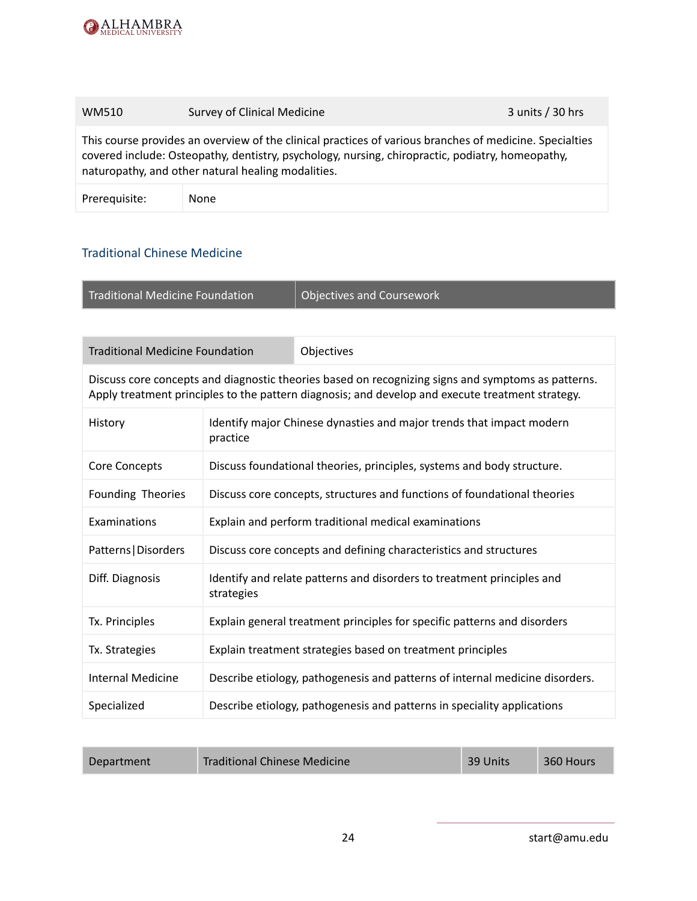| WM510 | Survey of Clinical Medicine | 3 units / 30 hrs |
|---|---|---|
| This course provides an overview of the clinical practices of various branches of medicine. Specialties covered include: Osteopathy, dentistry, psychology, nursing, chiropractic, podiatry, homeopathy, naturopathy, and other natural healing modalities. | | |
| Prerequisite: | None | |

## Traditional Chinese Medicine

| Traditional Medicine Foundation | Objectives and Coursework |
|---|---|

| Traditional Medicine Foundation | Objectives |
|---|---|
| Discuss core concepts and diagnostic theories based on recognizing signs and symptoms as patterns. Apply treatment principles to the pattern diagnosis; and develop and execute treatment strategy. | |
| History | Identify major Chinese dynasties and major trends that impact modern practice |
| Core Concepts | Discuss foundational theories, principles, systems and body structure. |
| Founding Theories | Discuss core concepts, structures and functions of foundational theories |
| Examinations | Explain and perform traditional medical examinations |
| Patterns\|Disorders | Discuss core concepts and defining characteristics and structures |
| Diff. Diagnosis | Identify and relate patterns and disorders to treatment principles and strategies |
| Tx. Principles | Explain general treatment principles for specific patterns and disorders |
| Tx. Strategies | Explain treatment strategies based on treatment principles |
| Internal Medicine | Describe etiology, pathogenesis and patterns of internal medicine disorders. |
| Specialized | Describe etiology, pathogenesis and patterns in speciality applications |

| Department | Traditional Chinese Medicine | 39 Units | 360 Hours |
|---|---|---|---|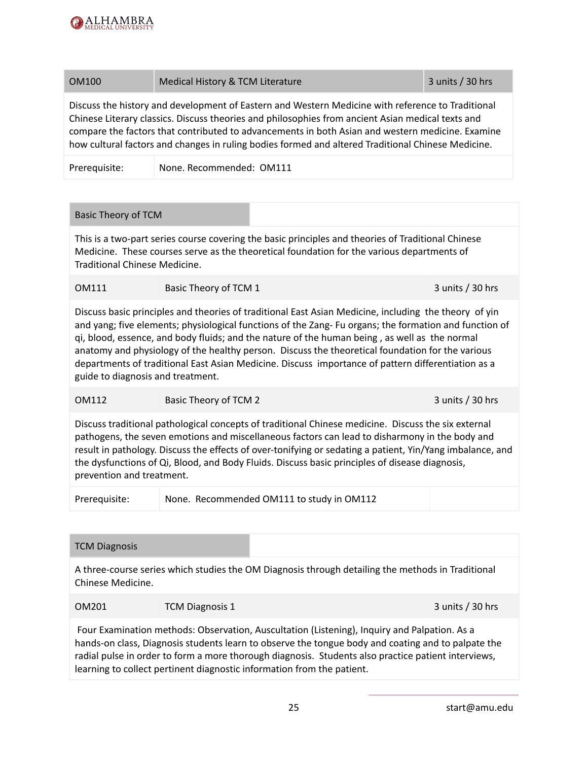| OM100 | Medical History & TCM Literature | 3 units / 30 hrs |
|---|---|---|
| Discuss the history and development of Eastern and Western Medicine with reference to Traditional Chinese Literary classics. Discuss theories and philosophies from ancient Asian medical texts and compare the factors that contributed to advancements in both Asian and western medicine. Examine how cultural factors and changes in ruling bodies formed and altered Traditional Chinese Medicine. | | |
| Prerequisite: | None. Recommended: OM111 | |

| Basic Theory of TCM | | |
|---|---|---|
| This is a two-part series course covering the basic principles and theories of Traditional Chinese Medicine. These courses serve as the theoretical foundation for the various departments of Traditional Chinese Medicine. | | |
| OM111 | Basic Theory of TCM 1 | 3 units / 30 hrs |
| Discuss basic principles and theories of traditional East Asian Medicine, including the theory of yin and yang; five elements; physiological functions of the Zang- Fu organs; the formation and function of qi, blood, essence, and body fluids; and the nature of the human being , as well as the normal anatomy and physiology of the healthy person. Discuss the theoretical foundation for the various departments of traditional East Asian Medicine. Discuss importance of pattern differentiation as a guide to diagnosis and treatment. | | |
| OM112 | Basic Theory of TCM 2 | 3 units / 30 hrs |
| Discuss traditional pathological concepts of traditional Chinese medicine. Discuss the six external pathogens, the seven emotions and miscellaneous factors can lead to disharmony in the body and result in pathology. Discuss the effects of over-tonifying or sedating a patient, Yin/Yang imbalance, and the dysfunctions of Qi, Blood, and Body Fluids. Discuss basic principles of disease diagnosis, prevention and treatment. | | |
| Prerequisite: | None. Recommended OM111 to study in OM112 | |

| TCM Diagnosis | | |
|---|---|---|
| A three-course series which studies the OM Diagnosis through detailing the methods in Traditional Chinese Medicine. | | |
| OM201 | TCM Diagnosis 1 | 3 units / 30 hrs |
| Four Examination methods: Observation, Auscultation (Listening), Inquiry and Palpation. As a hands-on class, Diagnosis students learn to observe the tongue body and coating and to palpate the radial pulse in order to form a more thorough diagnosis. Students also practice patient interviews, learning to collect pertinent diagnostic information from the patient. | | |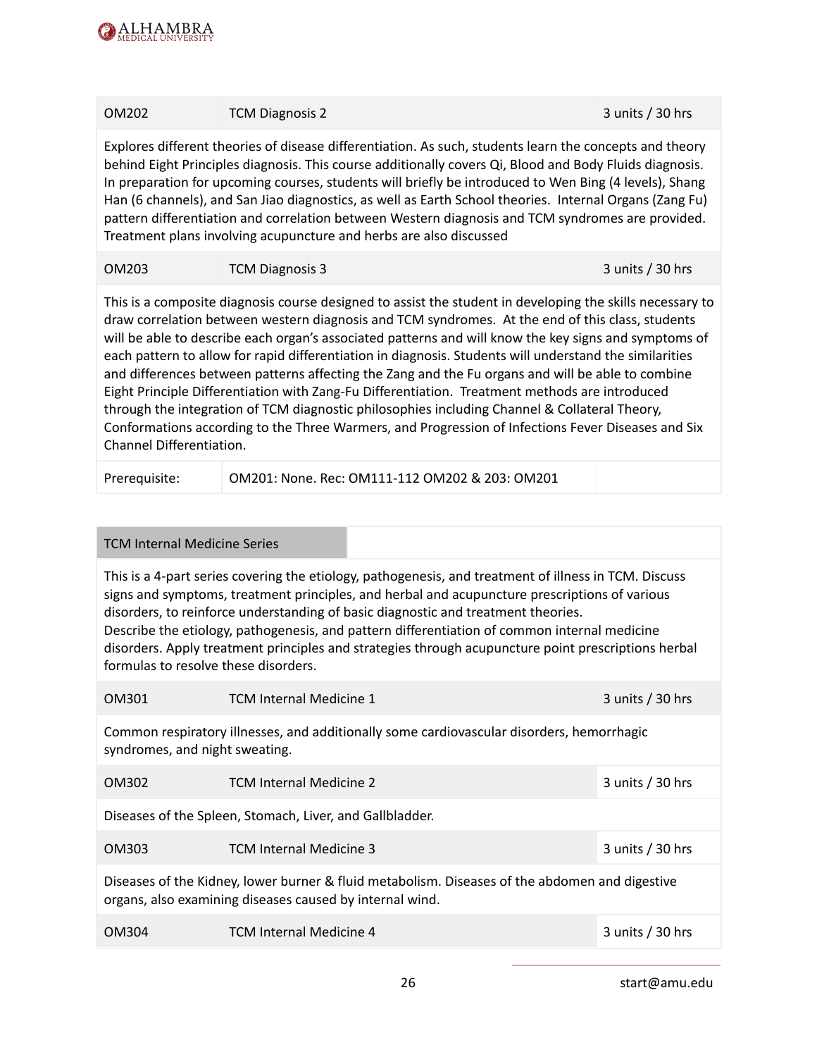| OM202 | TCM Diagnosis 2 | 3 units / 30 hrs |
|---|---|---|

Explores different theories of disease differentiation. As such, students learn the concepts and theory behind Eight Principles diagnosis. This course additionally covers Qi, Blood and Body Fluids diagnosis. In preparation for upcoming courses, students will briefly be introduced to Wen Bing (4 levels), Shang Han (6 channels), and San Jiao diagnostics, as well as Earth School theories. Internal Organs (Zang Fu) pattern differentiation and correlation between Western diagnosis and TCM syndromes are provided. Treatment plans involving acupuncture and herbs are also discussed

| OM203 | TCM Diagnosis 3 | 3 units / 30 hrs |
|---|---|---|

This is a composite diagnosis course designed to assist the student in developing the skills necessary to draw correlation between western diagnosis and TCM syndromes. At the end of this class, students will be able to describe each organ's associated patterns and will know the key signs and symptoms of each pattern to allow for rapid differentiation in diagnosis. Students will understand the similarities and differences between patterns affecting the Zang and the Fu organs and will be able to combine Eight Principle Differentiation with Zang-Fu Differentiation. Treatment methods are introduced through the integration of TCM diagnostic philosophies including Channel & Collateral Theory, Conformations according to the Three Warmers, and Progression of Infections Fever Diseases and Six Channel Differentiation.

| Prerequisite: | OM201: None. Rec: OM111-112 OM202 & 203: OM201 |
|---|---|

## TCM Internal Medicine Series

This is a 4-part series covering the etiology, pathogenesis, and treatment of illness in TCM. Discuss signs and symptoms, treatment principles, and herbal and acupuncture prescriptions of various disorders, to reinforce understanding of basic diagnostic and treatment theories.
Describe the etiology, pathogenesis, and pattern differentiation of common internal medicine disorders. Apply treatment principles and strategies through acupuncture point prescriptions herbal formulas to resolve these disorders.

| OM301 | TCM Internal Medicine 1 | 3 units / 30 hrs |
|---|---|---|

Common respiratory illnesses, and additionally some cardiovascular disorders, hemorrhagic syndromes, and night sweating.

| OM302 | TCM Internal Medicine 2 | 3 units / 30 hrs |
|---|---|---|

Diseases of the Spleen, Stomach, Liver, and Gallbladder.

| OM303 | TCM Internal Medicine 3 | 3 units / 30 hrs |
|---|---|---|

Diseases of the Kidney, lower burner & fluid metabolism. Diseases of the abdomen and digestive organs, also examining diseases caused by internal wind.

| OM304 | TCM Internal Medicine 4 | 3 units / 30 hrs |
|---|---|---|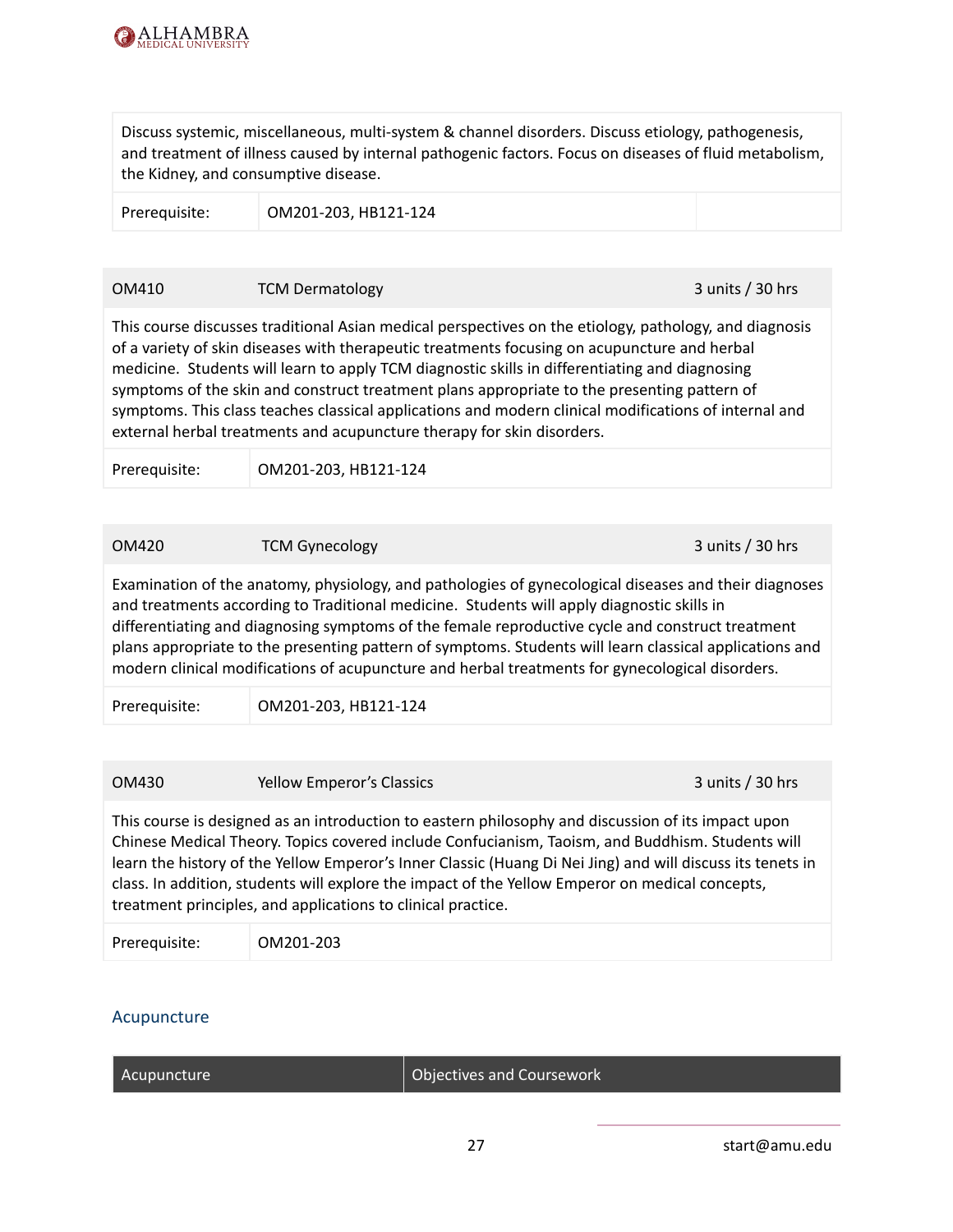| Discuss systemic, miscellaneous, multi-system & channel disorders. Discuss etiology, pathogenesis, and treatment of illness caused by internal pathogenic factors. Focus on diseases of fluid metabolism, the Kidney, and consumptive disease. | | |
|---|---|---|
| Prerequisite: | OM201-203, HB121-124 | |

| OM410 | TCM Dermatology | 3 units / 30 hrs |
|---|---|---|
| This course discusses traditional Asian medical perspectives on the etiology, pathology, and diagnosis of a variety of skin diseases with therapeutic treatments focusing on acupuncture and herbal medicine. Students will learn to apply TCM diagnostic skills in differentiating and diagnosing symptoms of the skin and construct treatment plans appropriate to the presenting pattern of symptoms. This class teaches classical applications and modern clinical modifications of internal and external herbal treatments and acupuncture therapy for skin disorders. | | |
| Prerequisite: | OM201-203, HB121-124 | |

| OM420 | TCM Gynecology | 3 units / 30 hrs |
|---|---|---|
| Examination of the anatomy, physiology, and pathologies of gynecological diseases and their diagnoses and treatments according to Traditional medicine. Students will apply diagnostic skills in differentiating and diagnosing symptoms of the female reproductive cycle and construct treatment plans appropriate to the presenting pattern of symptoms. Students will learn classical applications and modern clinical modifications of acupuncture and herbal treatments for gynecological disorders. | | |
| Prerequisite: | OM201-203, HB121-124 | |

| OM430 | Yellow Emperor's Classics | 3 units / 30 hrs |
|---|---|---|
| This course is designed as an introduction to eastern philosophy and discussion of its impact upon Chinese Medical Theory. Topics covered include Confucianism, Taoism, and Buddhism. Students will learn the history of the Yellow Emperor's Inner Classic (Huang Di Nei Jing) and will discuss its tenets in class. In addition, students will explore the impact of the Yellow Emperor on medical concepts, treatment principles, and applications to clinical practice. | | |
| Prerequisite: | OM201-203 | |

## Acupuncture

| Acupuncture | Objectives and Coursework |
|---|---|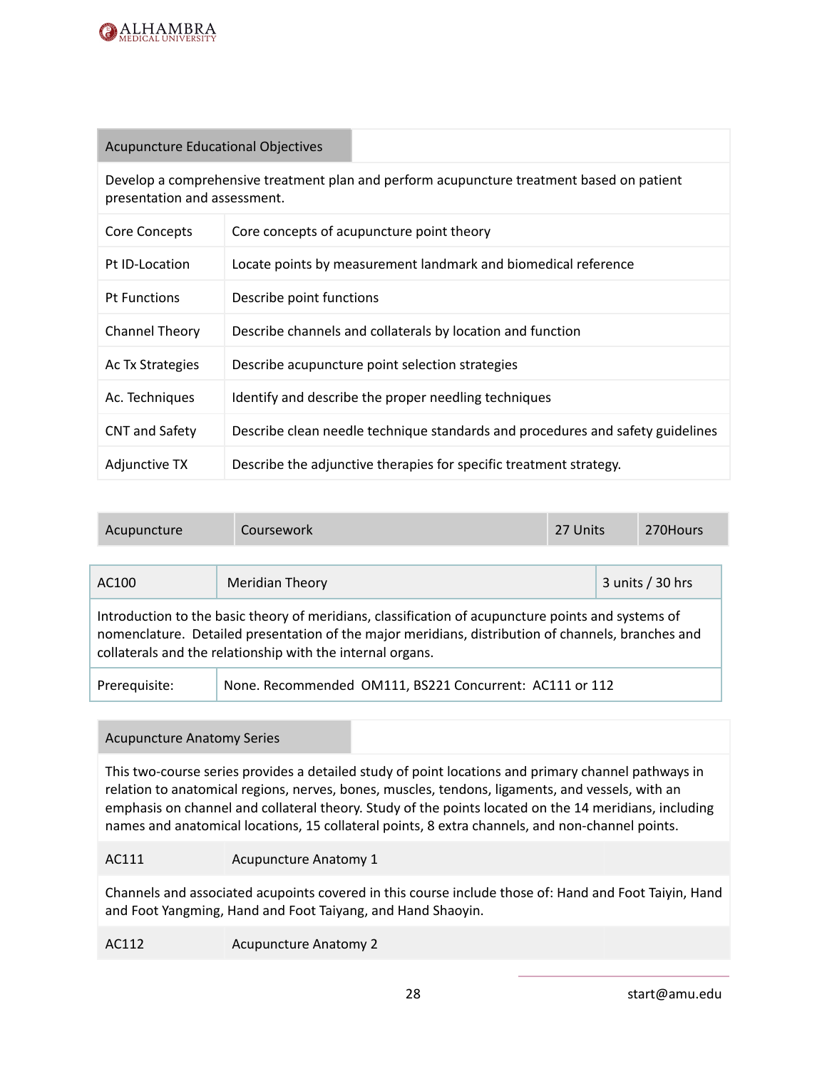| Acupuncture Educational Objectives | |
|---|---|
| Develop a comprehensive treatment plan and perform acupuncture treatment based on patient presentation and assessment. | |
| Core Concepts | Core concepts of acupuncture point theory |
| Pt ID-Location | Locate points by measurement landmark and biomedical reference |
| Pt Functions | Describe point functions |
| Channel Theory | Describe channels and collaterals by location and function |
| Ac Tx Strategies | Describe acupuncture point selection strategies |
| Ac. Techniques | Identify and describe the proper needling techniques |
| CNT and Safety | Describe clean needle technique standards and procedures and safety guidelines |
| Adjunctive TX | Describe the adjunctive therapies for specific treatment strategy. |

| Acupuncture | Coursework | 27 Units | 270Hours |
|---|---|---|---|

| AC100 | Meridian Theory | 3 units / 30 hrs |
|---|---|---|
| Introduction to the basic theory of meridians, classification of acupuncture points and systems of nomenclature. Detailed presentation of the major meridians, distribution of channels, branches and collaterals and the relationship with the internal organs. | | |
| Prerequisite: | None. Recommended OM111, BS221 Concurrent: AC111 or 112 | |

| Acupuncture Anatomy Series | |
|---|---|
| This two-course series provides a detailed study of point locations and primary channel pathways in relation to anatomical regions, nerves, bones, muscles, tendons, ligaments, and vessels, with an emphasis on channel and collateral theory. Study of the points located on the 14 meridians, including names and anatomical locations, 15 collateral points, 8 extra channels, and non-channel points. | |
| AC111 | Acupuncture Anatomy 1 |
| Channels and associated acupoints covered in this course include those of: Hand and Foot Taiyin, Hand and Foot Yangming, Hand and Foot Taiyang, and Hand Shaoyin. | |
| AC112 | Acupuncture Anatomy 2 |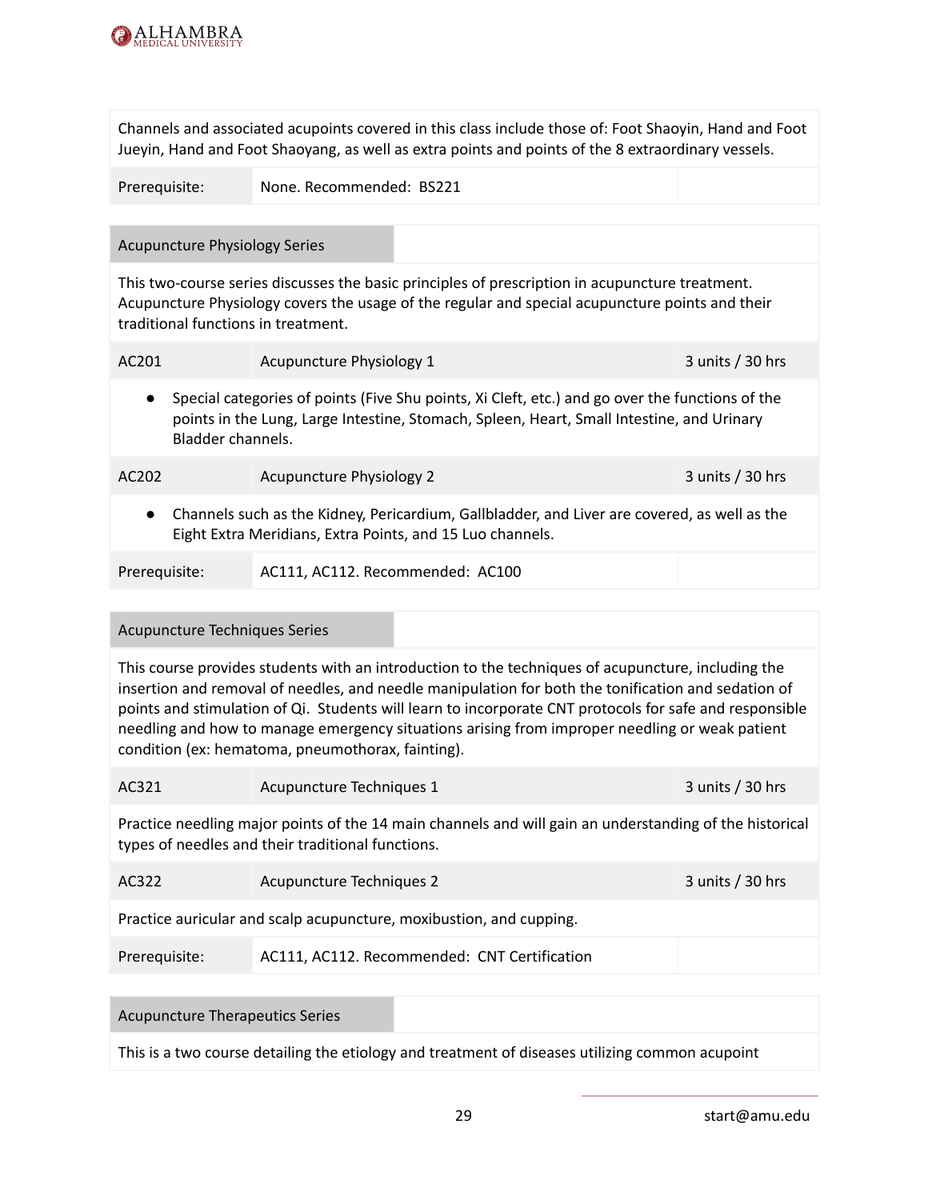Channels and associated acupoints covered in this class include those of: Foot Shaoyin, Hand and Foot Jueyin, Hand and Foot Shaoyang, as well as extra points and points of the 8 extraordinary vessels.

| Prerequisite: | None. Recommended: BS221 |
| --- | --- |

### Acupuncture Physiology Series

This two-course series discusses the basic principles of prescription in acupuncture treatment. Acupuncture Physiology covers the usage of the regular and special acupuncture points and their traditional functions in treatment.

| AC201 | Acupuncture Physiology 1 | 3 units / 30 hrs |
| --- | --- | --- |

- Special categories of points (Five Shu points, Xi Cleft, etc.) and go over the functions of the points in the Lung, Large Intestine, Stomach, Spleen, Heart, Small Intestine, and Urinary Bladder channels.

| AC202 | Acupuncture Physiology 2 | 3 units / 30 hrs |
| --- | --- | --- |

- Channels such as the Kidney, Pericardium, Gallbladder, and Liver are covered, as well as the Eight Extra Meridians, Extra Points, and 15 Luo channels.

| Prerequisite: | AC111, AC112. Recommended: AC100 |
| --- | --- |

### Acupuncture Techniques Series

This course provides students with an introduction to the techniques of acupuncture, including the insertion and removal of needles, and needle manipulation for both the tonification and sedation of points and stimulation of Qi. Students will learn to incorporate CNT protocols for safe and responsible needling and how to manage emergency situations arising from improper needling or weak patient condition (ex: hematoma, pneumothorax, fainting).

| AC321 | Acupuncture Techniques 1 | 3 units / 30 hrs |
| --- | --- | --- |

Practice needling major points of the 14 main channels and will gain an understanding of the historical types of needles and their traditional functions.

| AC322 | Acupuncture Techniques 2 | 3 units / 30 hrs |
| --- | --- | --- |

Practice auricular and scalp acupuncture, moxibustion, and cupping.

| Prerequisite: | AC111, AC112. Recommended: CNT Certification |
| --- | --- |

### Acupuncture Therapeutics Series

This is a two course detailing the etiology and treatment of diseases utilizing common acupoint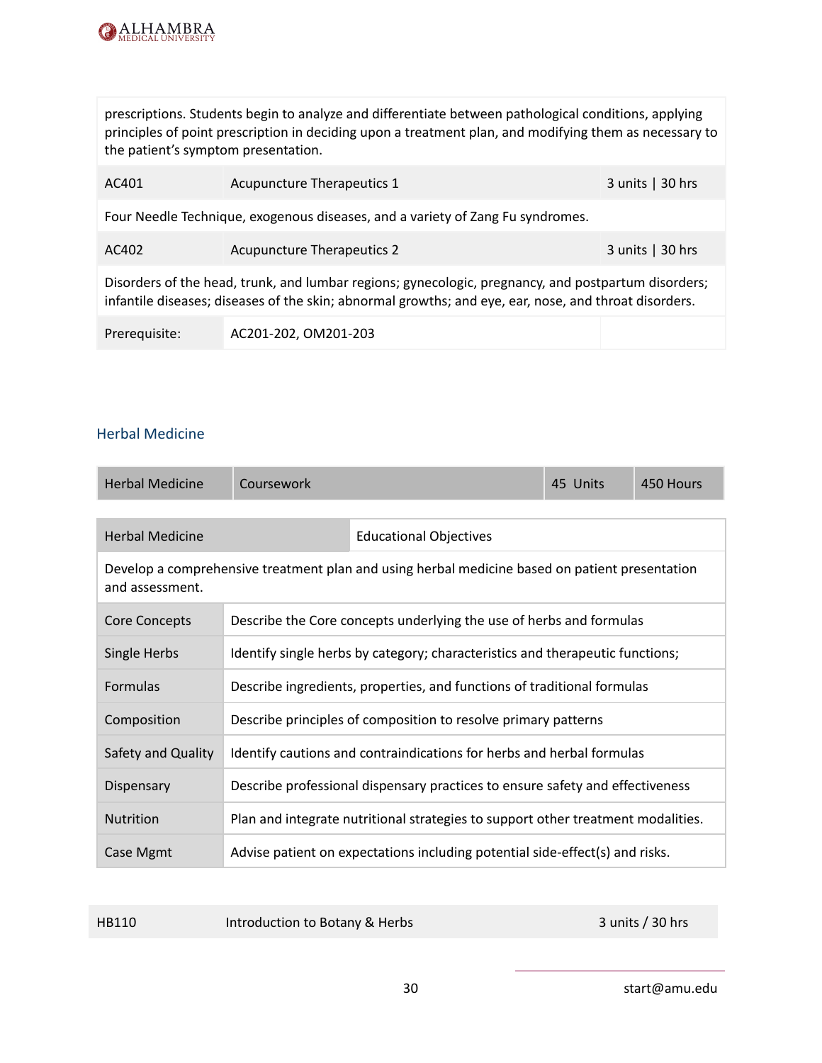| | | |
|---|---|---|
| prescriptions. Students begin to analyze and differentiate between pathological conditions, applying principles of point prescription in deciding upon a treatment plan, and modifying them as necessary to the patient's symptom presentation. | | |
| AC401 | Acupuncture Therapeutics 1 | 3 units \| 30 hrs |
| Four Needle Technique, exogenous diseases, and a variety of Zang Fu syndromes. | | |
| AC402 | Acupuncture Therapeutics 2 | 3 units \| 30 hrs |
| Disorders of the head, trunk, and lumbar regions; gynecologic, pregnancy, and postpartum disorders; infantile diseases; diseases of the skin; abnormal growths; and eye, ear, nose, and throat disorders. | | |
| Prerequisite: | AC201-202, OM201-203 | |

## Herbal Medicine

| Herbal Medicine | Coursework | 45 Units | 450 Hours |
|---|---|---|---|

| Herbal Medicine | Educational Objectives |
|---|---|
| Develop a comprehensive treatment plan and using herbal medicine based on patient presentation and assessment. | |
| Core Concepts | Describe the Core concepts underlying the use of herbs and formulas |
| Single Herbs | Identify single herbs by category; characteristics and therapeutic functions; |
| Formulas | Describe ingredients, properties, and functions of traditional formulas |
| Composition | Describe principles of composition to resolve primary patterns |
| Safety and Quality | Identify cautions and contraindications for herbs and herbal formulas |
| Dispensary | Describe professional dispensary practices to ensure safety and effectiveness |
| Nutrition | Plan and integrate nutritional strategies to support other treatment modalities. |
| Case Mgmt | Advise patient on expectations including potential side-effect(s) and risks. |

| HB110 | Introduction to Botany & Herbs | 3 units / 30 hrs |
|---|---|---|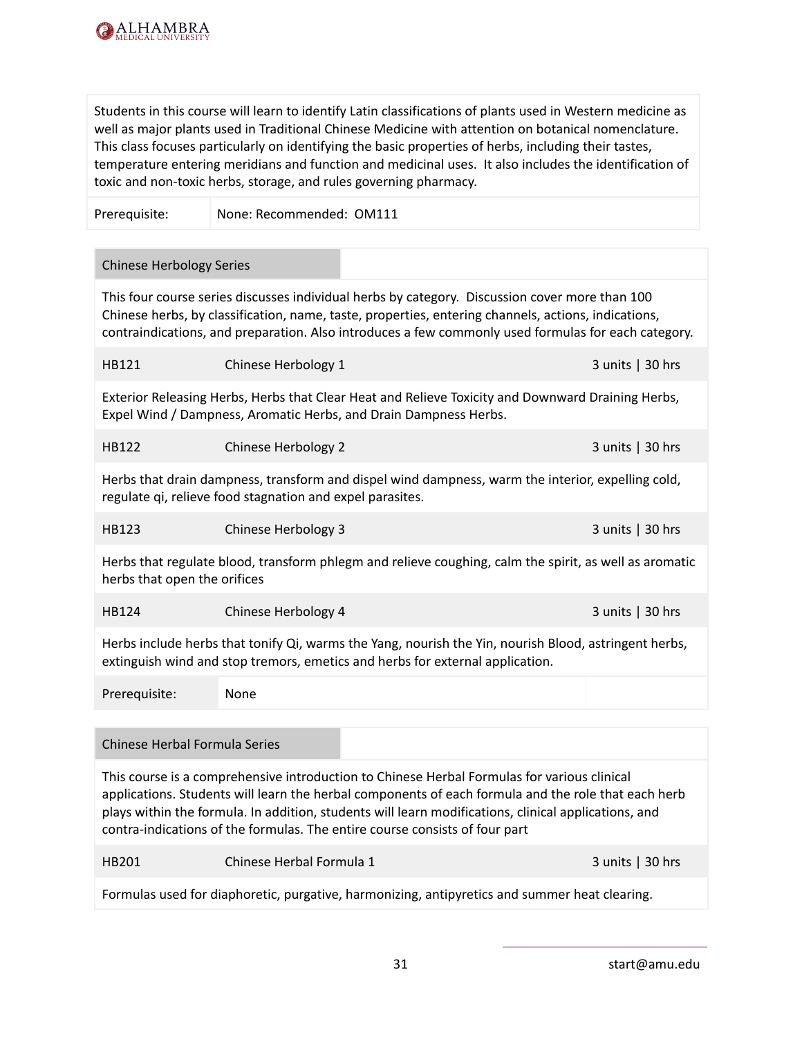| Students in this course will learn to identify Latin classifications of plants used in Western medicine as well as major plants used in Traditional Chinese Medicine with attention on botanical nomenclature. This class focuses particularly on identifying the basic properties of herbs, including their tastes, temperature entering meridians and function and medicinal uses. It also includes the identification of toxic and non-toxic herbs, storage, and rules governing pharmacy. | |
|---|---|
| Prerequisite: | None: Recommended: OM111 |

| Chinese Herbology Series | | |
|---|---|---|
| This four course series discusses individual herbs by category. Discussion cover more than 100 Chinese herbs, by classification, name, taste, properties, entering channels, actions, indications, contraindications, and preparation. Also introduces a few commonly used formulas for each category. | | |
| HB121 | Chinese Herbology 1 | 3 units \| 30 hrs |
| Exterior Releasing Herbs, Herbs that Clear Heat and Relieve Toxicity and Downward Draining Herbs, Expel Wind / Dampness, Aromatic Herbs, and Drain Dampness Herbs. | | |
| HB122 | Chinese Herbology 2 | 3 units \| 30 hrs |
| Herbs that drain dampness, transform and dispel wind dampness, warm the interior, expelling cold, regulate qi, relieve food stagnation and expel parasites. | | |
| HB123 | Chinese Herbology 3 | 3 units \| 30 hrs |
| Herbs that regulate blood, transform phlegm and relieve coughing, calm the spirit, as well as aromatic herbs that open the orifices | | |
| HB124 | Chinese Herbology 4 | 3 units \| 30 hrs |
| Herbs include herbs that tonify Qi, warms the Yang, nourish the Yin, nourish Blood, astringent herbs, extinguish wind and stop tremors, emetics and herbs for external application. | | |
| Prerequisite: | None | |

| Chinese Herbal Formula Series | | |
|---|---|---|
| This course is a comprehensive introduction to Chinese Herbal Formulas for various clinical applications. Students will learn the herbal components of each formula and the role that each herb plays within the formula. In addition, students will learn modifications, clinical applications, and contra-indications of the formulas. The entire course consists of four part | | |
| HB201 | Chinese Herbal Formula 1 | 3 units \| 30 hrs |
| Formulas used for diaphoretic, purgative, harmonizing, antipyretics and summer heat clearing. | | |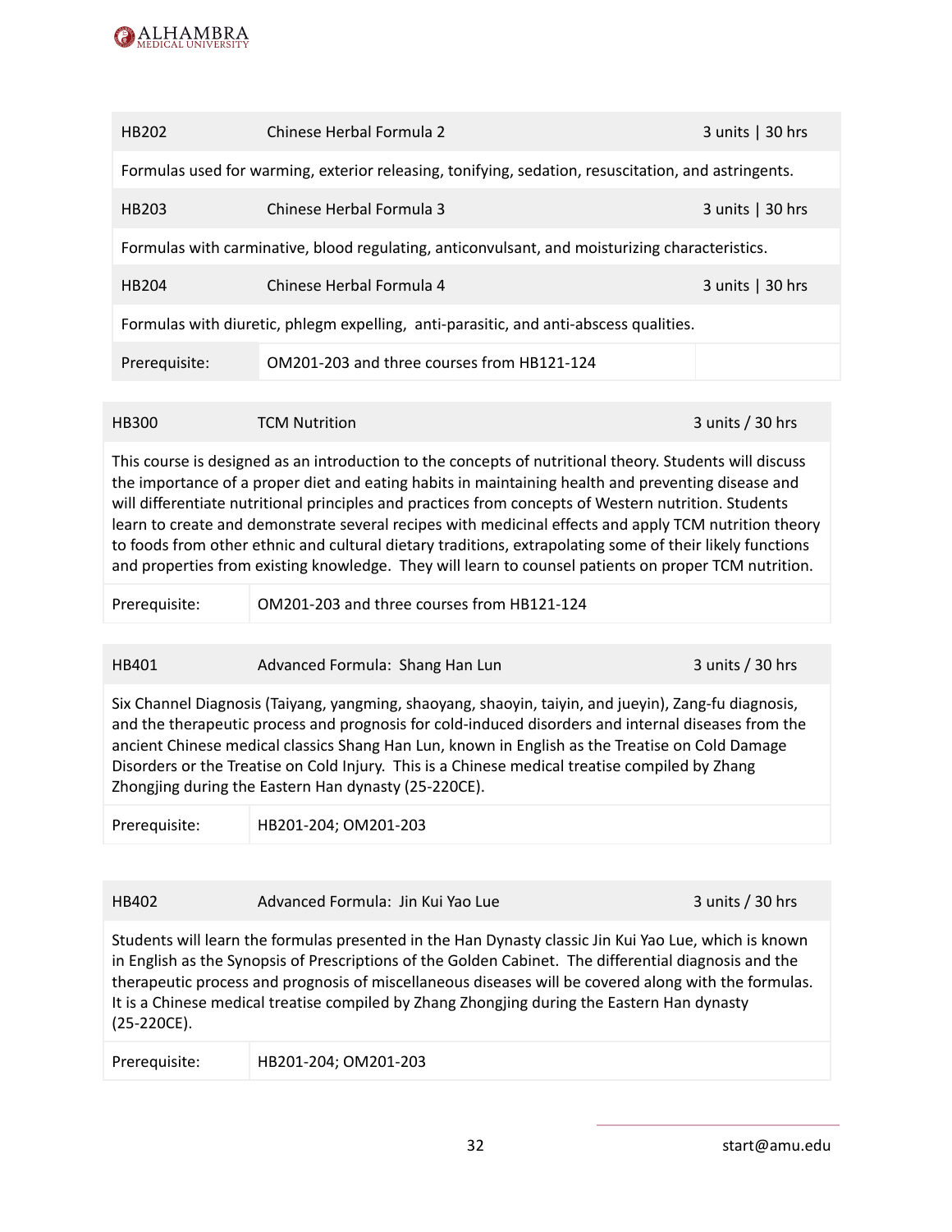| HB202 | Chinese Herbal Formula 2 | 3 units \| 30 hrs |
|---|---|---|
| Formulas used for warming, exterior releasing, tonifying, sedation, resuscitation, and astringents. | | |
| HB203 | Chinese Herbal Formula 3 | 3 units \| 30 hrs |
| Formulas with carminative, blood regulating, anticonvulsant, and moisturizing characteristics. | | |
| HB204 | Chinese Herbal Formula 4 | 3 units \| 30 hrs |
| Formulas with diuretic, phlegm expelling, anti-parasitic, and anti-abscess qualities. | | |
| Prerequisite: | OM201-203 and three courses from HB121-124 | |

| HB300 | TCM Nutrition | 3 units / 30 hrs |
|---|---|---|
| This course is designed as an introduction to the concepts of nutritional theory. Students will discuss the importance of a proper diet and eating habits in maintaining health and preventing disease and will differentiate nutritional principles and practices from concepts of Western nutrition. Students learn to create and demonstrate several recipes with medicinal effects and apply TCM nutrition theory to foods from other ethnic and cultural dietary traditions, extrapolating some of their likely functions and properties from existing knowledge. They will learn to counsel patients on proper TCM nutrition. | | |
| Prerequisite: | OM201-203 and three courses from HB121-124 | |

| HB401 | Advanced Formula: Shang Han Lun | 3 units / 30 hrs |
|---|---|---|
| Six Channel Diagnosis (Taiyang, yangming, shaoyang, shaoyin, taiyin, and jueyin), Zang-fu diagnosis, and the therapeutic process and prognosis for cold-induced disorders and internal diseases from the ancient Chinese medical classics Shang Han Lun, known in English as the Treatise on Cold Damage Disorders or the Treatise on Cold Injury. This is a Chinese medical treatise compiled by Zhang Zhongjing during the Eastern Han dynasty (25-220CE). | | |
| Prerequisite: | HB201-204; OM201-203 | |

| HB402 | Advanced Formula: Jin Kui Yao Lue | 3 units / 30 hrs |
|---|---|---|
| Students will learn the formulas presented in the Han Dynasty classic Jin Kui Yao Lue, which is known in English as the Synopsis of Prescriptions of the Golden Cabinet. The differential diagnosis and the therapeutic process and prognosis of miscellaneous diseases will be covered along with the formulas. It is a Chinese medical treatise compiled by Zhang Zhongjing during the Eastern Han dynasty (25-220CE). | | |
| Prerequisite: | HB201-204; OM201-203 | |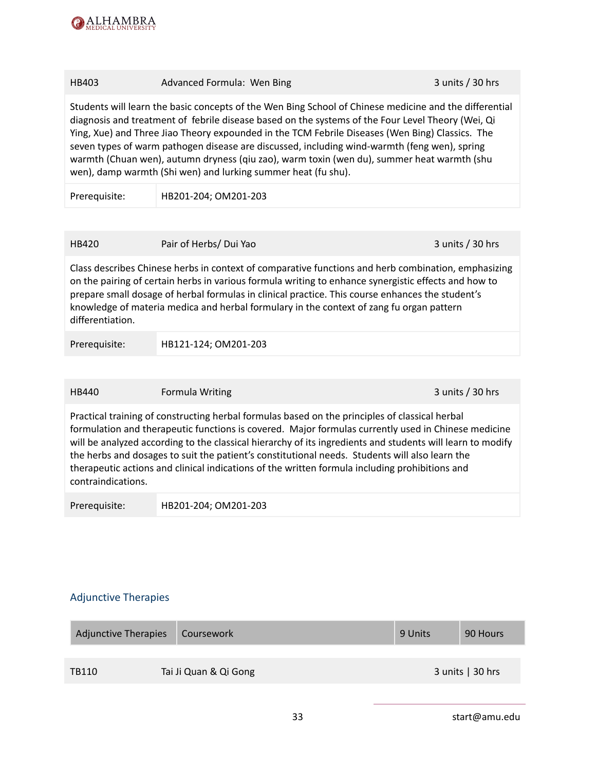| HB403 | Advanced Formula: Wen Bing | 3 units / 30 hrs |
| --- | --- | --- |

Students will learn the basic concepts of the Wen Bing School of Chinese medicine and the differential diagnosis and treatment of febrile disease based on the systems of the Four Level Theory (Wei, Qi Ying, Xue) and Three Jiao Theory expounded in the TCM Febrile Diseases (Wen Bing) Classics. The seven types of warm pathogen disease are discussed, including wind-warmth (feng wen), spring warmth (Chuan wen), autumn dryness (qiu zao), warm toxin (wen du), summer heat warmth (shu wen), damp warmth (Shi wen) and lurking summer heat (fu shu).

| Prerequisite: | HB201-204; OM201-203 |
| --- | --- |

| HB420 | Pair of Herbs/ Dui Yao | 3 units / 30 hrs |
| --- | --- | --- |

Class describes Chinese herbs in context of comparative functions and herb combination, emphasizing on the pairing of certain herbs in various formula writing to enhance synergistic effects and how to prepare small dosage of herbal formulas in clinical practice. This course enhances the student's knowledge of materia medica and herbal formulary in the context of zang fu organ pattern differentiation.

| Prerequisite: | HB121-124; OM201-203 |
| --- | --- |

| HB440 | Formula Writing | 3 units / 30 hrs |
| --- | --- | --- |

Practical training of constructing herbal formulas based on the principles of classical herbal formulation and therapeutic functions is covered. Major formulas currently used in Chinese medicine will be analyzed according to the classical hierarchy of its ingredients and students will learn to modify the herbs and dosages to suit the patient's constitutional needs. Students will also learn the therapeutic actions and clinical indications of the written formula including prohibitions and contraindications.

| Prerequisite: | HB201-204; OM201-203 |
| --- | --- |

## Adjunctive Therapies

| Adjunctive Therapies | Coursework | 9 Units | 90 Hours |
| --- | --- | --- | --- |

| TB110 | Tai Ji Quan & Qi Gong | 3 units \| 30 hrs |
| --- | --- | --- |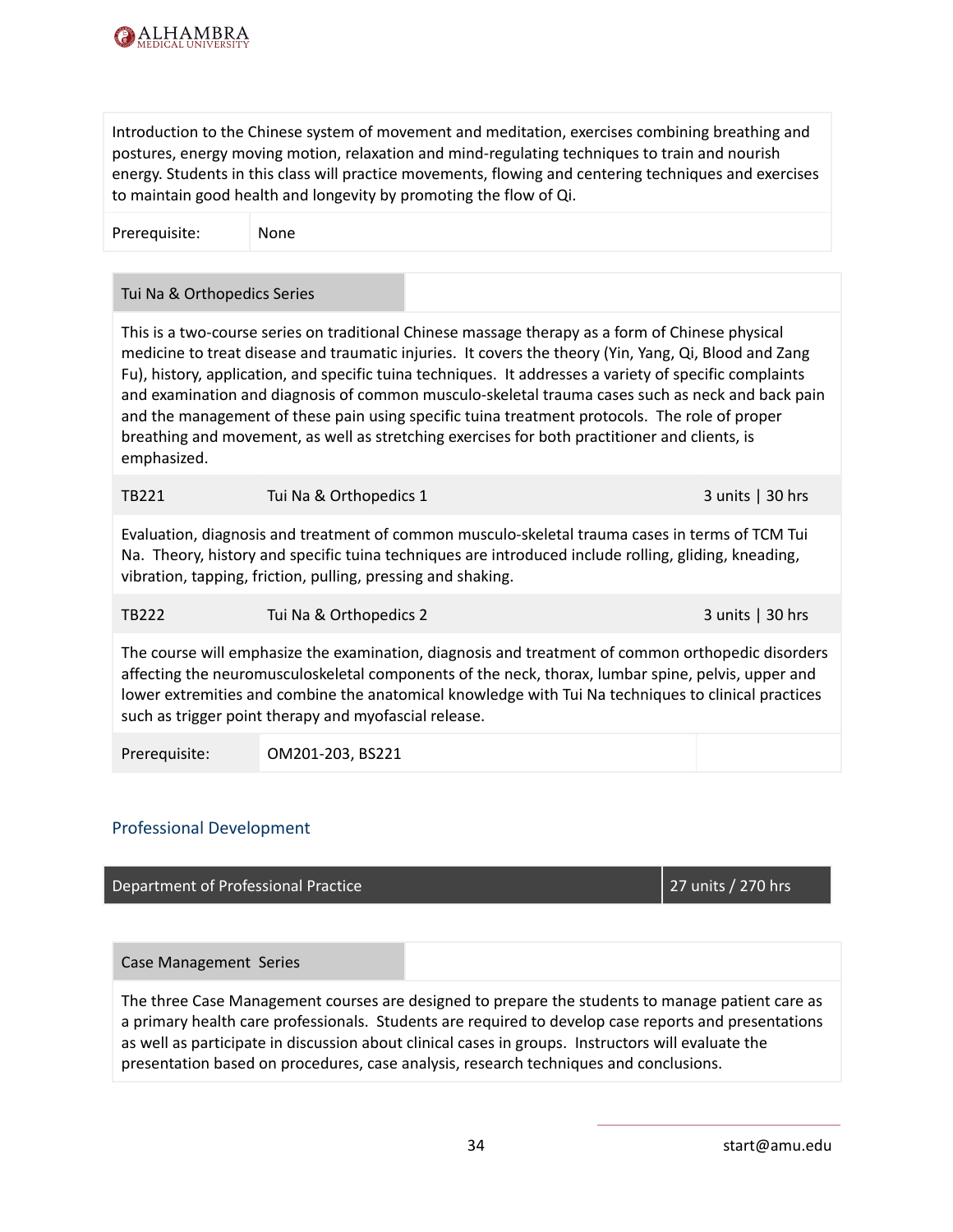Introduction to the Chinese system of movement and meditation, exercises combining breathing and postures, energy moving motion, relaxation and mind-regulating techniques to train and nourish energy. Students in this class will practice movements, flowing and centering techniques and exercises to maintain good health and longevity by promoting the flow of Qi.

| Prerequisite: | None |
|---|---|

### Tui Na & Orthopedics Series

This is a two-course series on traditional Chinese massage therapy as a form of Chinese physical medicine to treat disease and traumatic injuries. It covers the theory (Yin, Yang, Qi, Blood and Zang Fu), history, application, and specific tuina techniques. It addresses a variety of specific complaints and examination and diagnosis of common musculo-skeletal trauma cases such as neck and back pain and the management of these pain using specific tuina treatment protocols. The role of proper breathing and movement, as well as stretching exercises for both practitioner and clients, is emphasized.

| TB221 | Tui Na & Orthopedics 1 | 3 units \| 30 hrs |
|---|---|---|

Evaluation, diagnosis and treatment of common musculo-skeletal trauma cases in terms of TCM Tui Na. Theory, history and specific tuina techniques are introduced include rolling, gliding, kneading, vibration, tapping, friction, pulling, pressing and shaking.

| TB222 | Tui Na & Orthopedics 2 | 3 units \| 30 hrs |
|---|---|---|

The course will emphasize the examination, diagnosis and treatment of common orthopedic disorders affecting the neuromusculoskeletal components of the neck, thorax, lumbar spine, pelvis, upper and lower extremities and combine the anatomical knowledge with Tui Na techniques to clinical practices such as trigger point therapy and myofascial release.

| Prerequisite: | OM201-203, BS221 |
|---|---|

## Professional Development

| Department of Professional Practice | 27 units / 270 hrs |
|---|---|

### Case Management Series

The three Case Management courses are designed to prepare the students to manage patient care as a primary health care professionals. Students are required to develop case reports and presentations as well as participate in discussion about clinical cases in groups. Instructors will evaluate the presentation based on procedures, case analysis, research techniques and conclusions.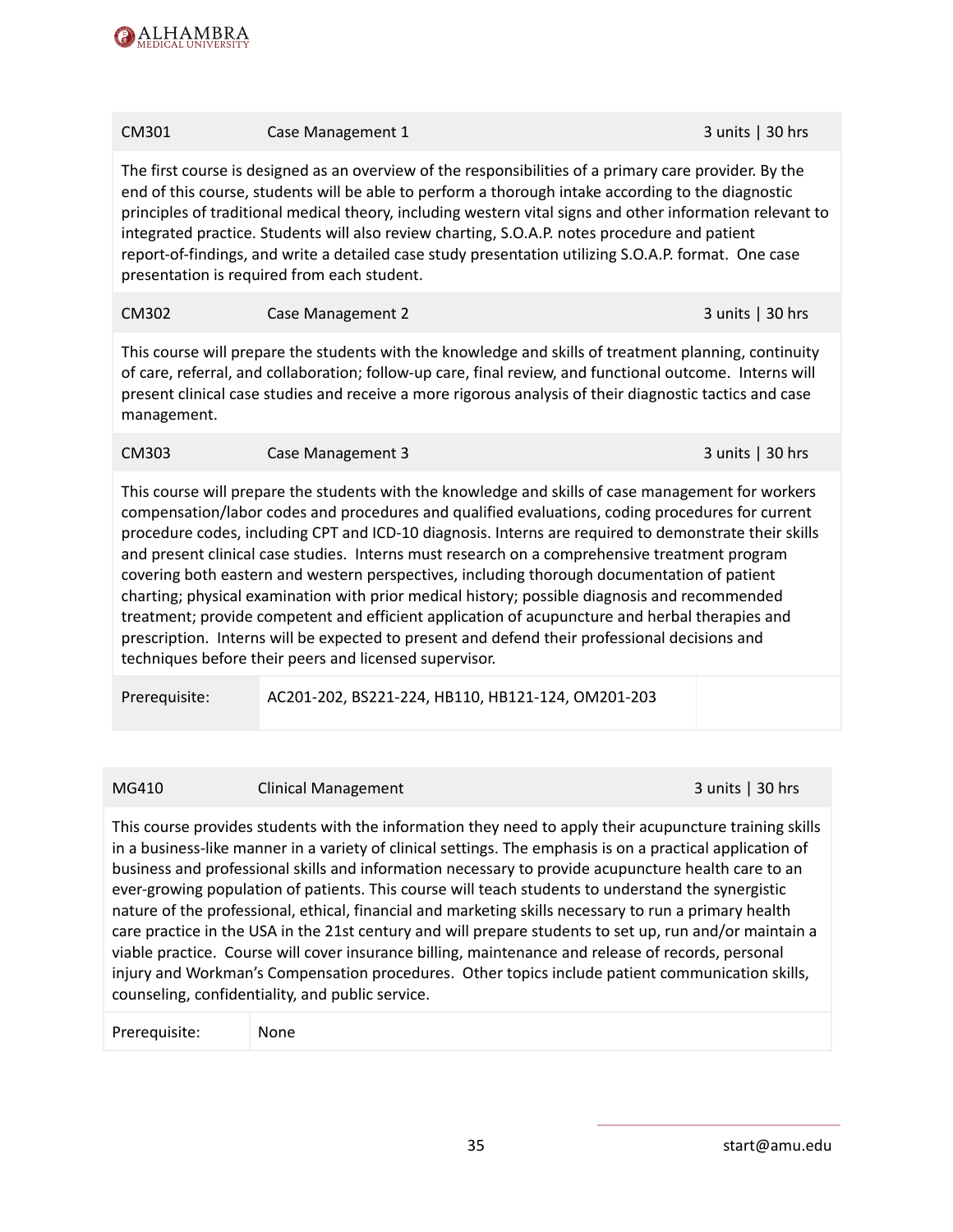| CM301 | Case Management 1 | 3 units \| 30 hrs |
|---|---|---|

The first course is designed as an overview of the responsibilities of a primary care provider. By the end of this course, students will be able to perform a thorough intake according to the diagnostic principles of traditional medical theory, including western vital signs and other information relevant to integrated practice. Students will also review charting, S.O.A.P. notes procedure and patient report-of-findings, and write a detailed case study presentation utilizing S.O.A.P. format. One case presentation is required from each student.

| CM302 | Case Management 2 | 3 units \| 30 hrs |
|---|---|---|

This course will prepare the students with the knowledge and skills of treatment planning, continuity of care, referral, and collaboration; follow-up care, final review, and functional outcome. Interns will present clinical case studies and receive a more rigorous analysis of their diagnostic tactics and case management.

| CM303 | Case Management 3 | 3 units \| 30 hrs |
|---|---|---|

This course will prepare the students with the knowledge and skills of case management for workers compensation/labor codes and procedures and qualified evaluations, coding procedures for current procedure codes, including CPT and ICD-10 diagnosis. Interns are required to demonstrate their skills and present clinical case studies. Interns must research on a comprehensive treatment program covering both eastern and western perspectives, including thorough documentation of patient charting; physical examination with prior medical history; possible diagnosis and recommended treatment; provide competent and efficient application of acupuncture and herbal therapies and prescription. Interns will be expected to present and defend their professional decisions and techniques before their peers and licensed supervisor.

| Prerequisite: | AC201-202, BS221-224, HB110, HB121-124, OM201-203 |
|---|---|

| MG410 | Clinical Management | 3 units \| 30 hrs |
|---|---|---|

This course provides students with the information they need to apply their acupuncture training skills in a business-like manner in a variety of clinical settings. The emphasis is on a practical application of business and professional skills and information necessary to provide acupuncture health care to an ever-growing population of patients. This course will teach students to understand the synergistic nature of the professional, ethical, financial and marketing skills necessary to run a primary health care practice in the USA in the 21st century and will prepare students to set up, run and/or maintain a viable practice. Course will cover insurance billing, maintenance and release of records, personal injury and Workman's Compensation procedures. Other topics include patient communication skills, counseling, confidentiality, and public service.

| Prerequisite: | None |
|---|---|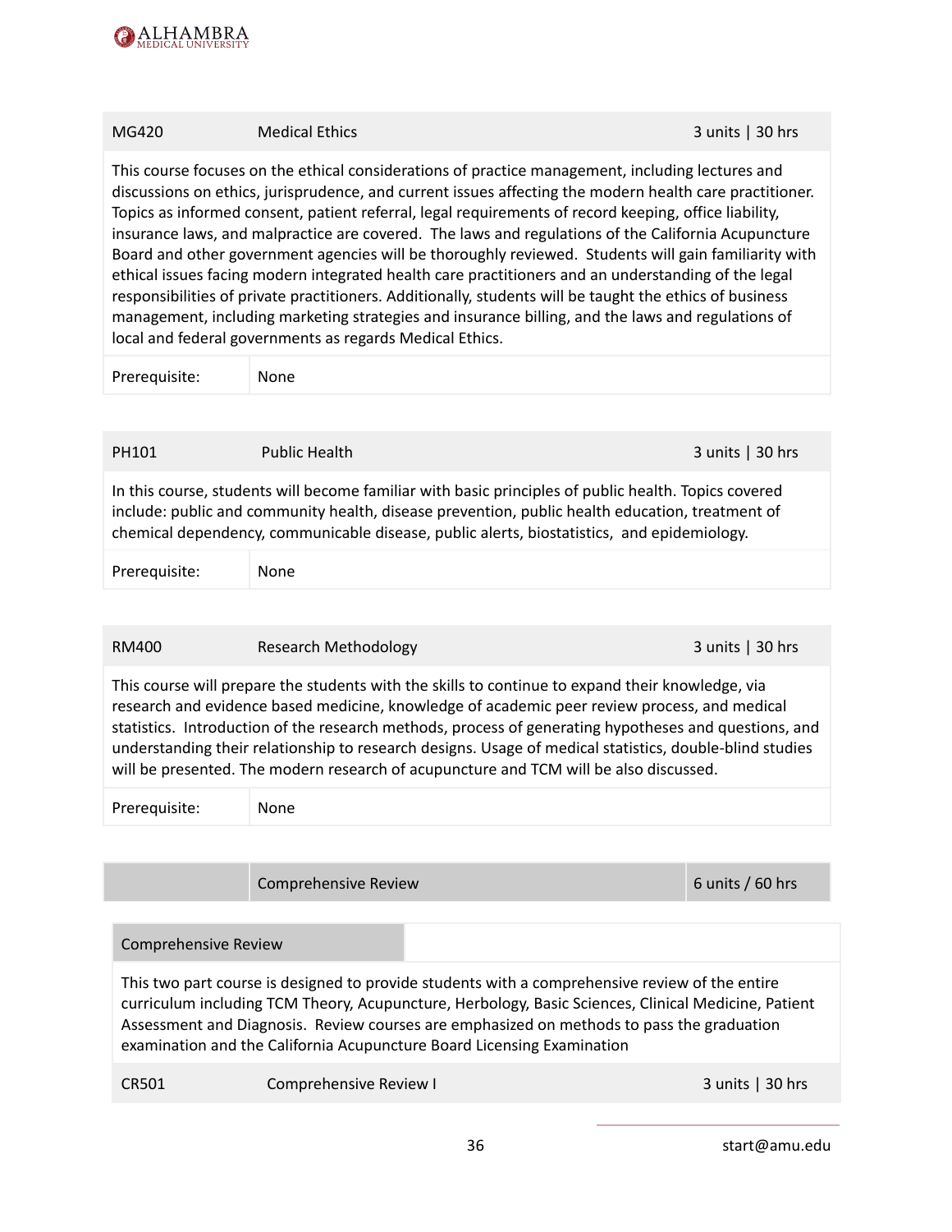| MG420 | Medical Ethics | 3 units \| 30 hrs |
|---|---|---|

This course focuses on the ethical considerations of practice management, including lectures and discussions on ethics, jurisprudence, and current issues affecting the modern health care practitioner. Topics as informed consent, patient referral, legal requirements of record keeping, office liability, insurance laws, and malpractice are covered. The laws and regulations of the California Acupuncture Board and other government agencies will be thoroughly reviewed. Students will gain familiarity with ethical issues facing modern integrated health care practitioners and an understanding of the legal responsibilities of private practitioners. Additionally, students will be taught the ethics of business management, including marketing strategies and insurance billing, and the laws and regulations of local and federal governments as regards Medical Ethics.

| Prerequisite: | None |
|---|---|

| PH101 | Public Health | 3 units \| 30 hrs |
|---|---|---|

In this course, students will become familiar with basic principles of public health. Topics covered include: public and community health, disease prevention, public health education, treatment of chemical dependency, communicable disease, public alerts, biostatistics, and epidemiology.

| Prerequisite: | None |
|---|---|

| RM400 | Research Methodology | 3 units \| 30 hrs |
|---|---|---|

This course will prepare the students with the skills to continue to expand their knowledge, via research and evidence based medicine, knowledge of academic peer review process, and medical statistics. Introduction of the research methods, process of generating hypotheses and questions, and understanding their relationship to research designs. Usage of medical statistics, double-blind studies will be presented. The modern research of acupuncture and TCM will be also discussed.

| Prerequisite: | None |
|---|---|

| | Comprehensive Review | 6 units / 60 hrs |
|---|---|---|

**Comprehensive Review**

This two part course is designed to provide students with a comprehensive review of the entire curriculum including TCM Theory, Acupuncture, Herbology, Basic Sciences, Clinical Medicine, Patient Assessment and Diagnosis. Review courses are emphasized on methods to pass the graduation examination and the California Acupuncture Board Licensing Examination

| CR501 | Comprehensive Review I | 3 units \| 30 hrs |
|---|---|---|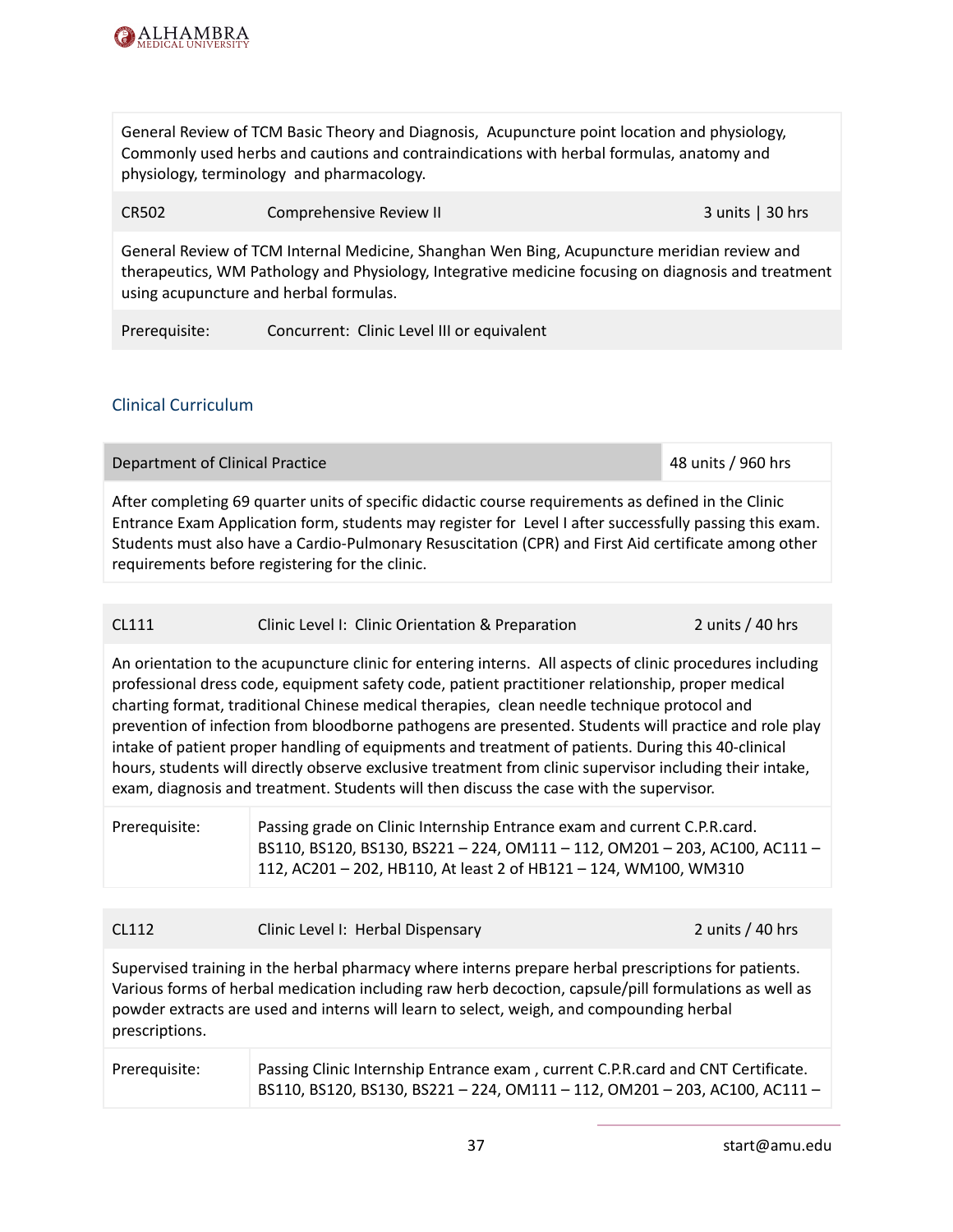| | | |
|---|---|---|
| General Review of TCM Basic Theory and Diagnosis, Acupuncture point location and physiology, Commonly used herbs and cautions and contraindications with herbal formulas, anatomy and physiology, terminology and pharmacology. | | |

| CR502 | Comprehensive Review II | 3 units \| 30 hrs |
|---|---|---|
| General Review of TCM Internal Medicine, Shanghan Wen Bing, Acupuncture meridian review and therapeutics, WM Pathology and Physiology, Integrative medicine focusing on diagnosis and treatment using acupuncture and herbal formulas. | | |
| Prerequisite: | Concurrent: Clinic Level III or equivalent | |

## Clinical Curriculum

| Department of Clinical Practice | 48 units / 960 hrs |
|---|---|
| After completing 69 quarter units of specific didactic course requirements as defined in the Clinic Entrance Exam Application form, students may register for Level I after successfully passing this exam. Students must also have a Cardio-Pulmonary Resuscitation (CPR) and First Aid certificate among other requirements before registering for the clinic. | |

| CL111 | Clinic Level I: Clinic Orientation & Preparation | 2 units / 40 hrs |
|---|---|---|
| An orientation to the acupuncture clinic for entering interns. All aspects of clinic procedures including professional dress code, equipment safety code, patient practitioner relationship, proper medical charting format, traditional Chinese medical therapies, clean needle technique protocol and prevention of infection from bloodborne pathogens are presented. Students will practice and role play intake of patient proper handling of equipments and treatment of patients. During this 40-clinical hours, students will directly observe exclusive treatment from clinic supervisor including their intake, exam, diagnosis and treatment. Students will then discuss the case with the supervisor. | | |
| Prerequisite: | Passing grade on Clinic Internship Entrance exam and current C.P.R.card. BS110, BS120, BS130, BS221 – 224, OM111 – 112, OM201 – 203, AC100, AC111 – 112, AC201 – 202, HB110, At least 2 of HB121 – 124, WM100, WM310 | |

| CL112 | Clinic Level I: Herbal Dispensary | 2 units / 40 hrs |
|---|---|---|
| Supervised training in the herbal pharmacy where interns prepare herbal prescriptions for patients. Various forms of herbal medication including raw herb decoction, capsule/pill formulations as well as powder extracts are used and interns will learn to select, weigh, and compounding herbal prescriptions. | | |
| Prerequisite: | Passing Clinic Internship Entrance exam , current C.P.R.card and CNT Certificate. BS110, BS120, BS130, BS221 – 224, OM111 – 112, OM201 – 203, AC100, AC111 – | |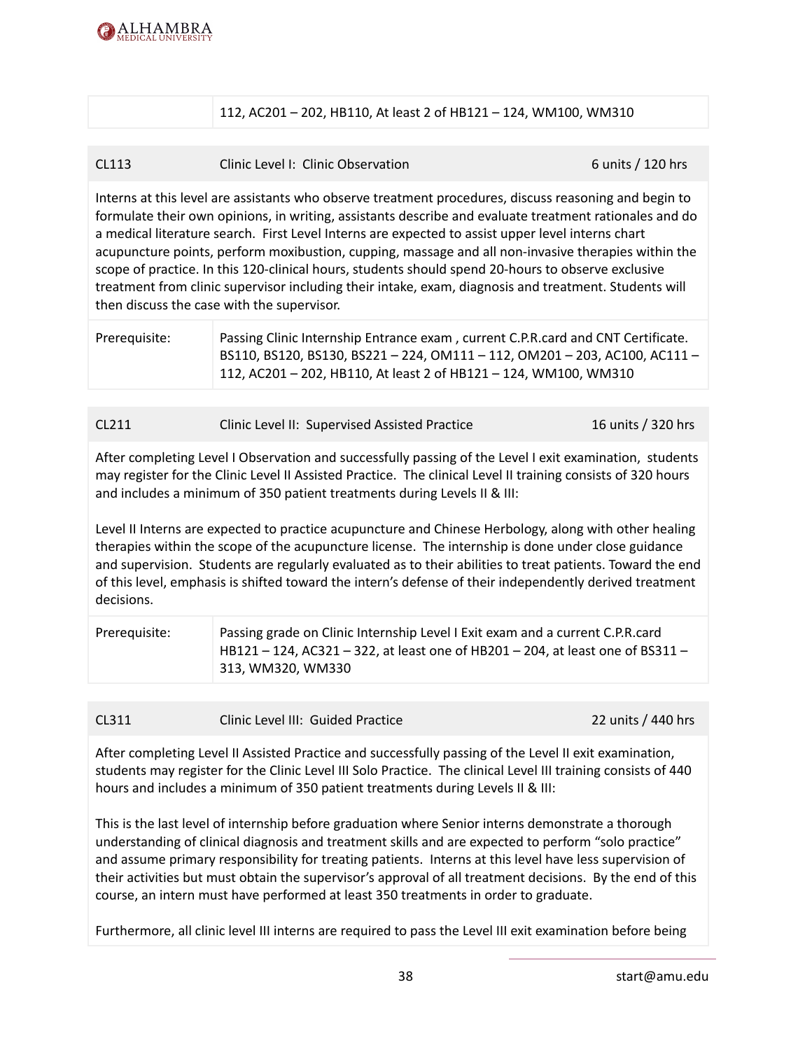| | |
|---|---|
| | 112, AC201 – 202, HB110, At least 2 of HB121 – 124, WM100, WM310 |

| CL113 | Clinic Level I: Clinic Observation | 6 units / 120 hrs |
|---|---|---|

Interns at this level are assistants who observe treatment procedures, discuss reasoning and begin to formulate their own opinions, in writing, assistants describe and evaluate treatment rationales and do a medical literature search. First Level Interns are expected to assist upper level interns chart acupuncture points, perform moxibustion, cupping, massage and all non-invasive therapies within the scope of practice. In this 120-clinical hours, students should spend 20-hours to observe exclusive treatment from clinic supervisor including their intake, exam, diagnosis and treatment. Students will then discuss the case with the supervisor.

| | |
|---|---|
| Prerequisite: | Passing Clinic Internship Entrance exam , current C.P.R.card and CNT Certificate. BS110, BS120, BS130, BS221 – 224, OM111 – 112, OM201 – 203, AC100, AC111 – 112, AC201 – 202, HB110, At least 2 of HB121 – 124, WM100, WM310 |

| CL211 | Clinic Level II: Supervised Assisted Practice | 16 units / 320 hrs |
|---|---|---|

After completing Level I Observation and successfully passing of the Level I exit examination, students may register for the Clinic Level II Assisted Practice. The clinical Level II training consists of 320 hours and includes a minimum of 350 patient treatments during Levels II & III:

Level II Interns are expected to practice acupuncture and Chinese Herbology, along with other healing therapies within the scope of the acupuncture license. The internship is done under close guidance and supervision. Students are regularly evaluated as to their abilities to treat patients. Toward the end of this level, emphasis is shifted toward the intern's defense of their independently derived treatment decisions.

| | |
|---|---|
| Prerequisite: | Passing grade on Clinic Internship Level I Exit exam and a current C.P.R.card HB121 – 124, AC321 – 322, at least one of HB201 – 204, at least one of BS311 – 313, WM320, WM330 |

| CL311 | Clinic Level III: Guided Practice | 22 units / 440 hrs |
|---|---|---|

After completing Level II Assisted Practice and successfully passing of the Level II exit examination, students may register for the Clinic Level III Solo Practice. The clinical Level III training consists of 440 hours and includes a minimum of 350 patient treatments during Levels II & III:

This is the last level of internship before graduation where Senior interns demonstrate a thorough understanding of clinical diagnosis and treatment skills and are expected to perform "solo practice" and assume primary responsibility for treating patients. Interns at this level have less supervision of their activities but must obtain the supervisor's approval of all treatment decisions. By the end of this course, an intern must have performed at least 350 treatments in order to graduate.

Furthermore, all clinic level III interns are required to pass the Level III exit examination before being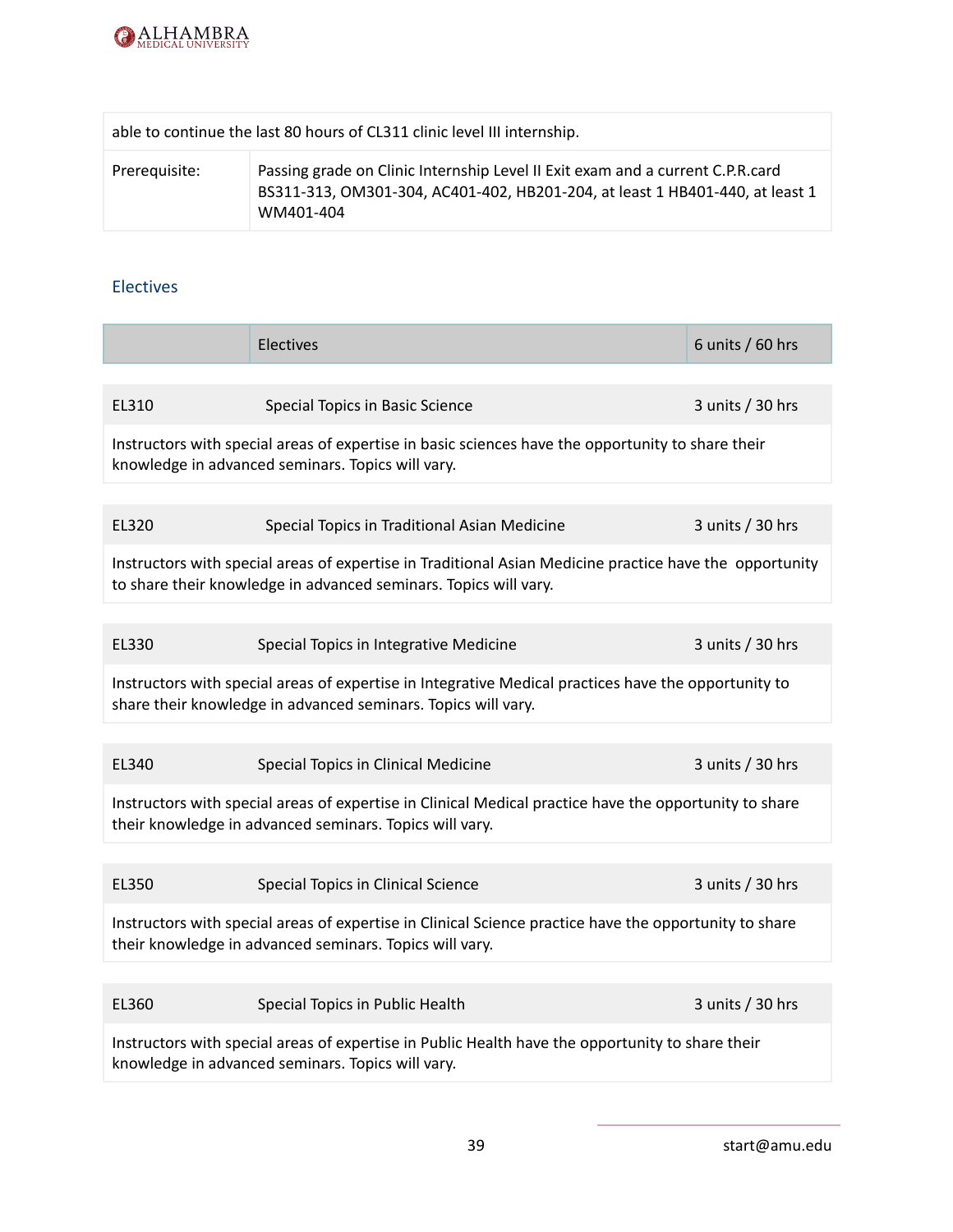| able to continue the last 80 hours of CL311 clinic level III internship. | |
|---|---|
| Prerequisite: | Passing grade on Clinic Internship Level II Exit exam and a current C.P.R.card BS311-313, OM301-304, AC401-402, HB201-204, at least 1 HB401-440, at least 1 WM401-404 |

## Electives

| | Electives | 6 units / 60 hrs |
|---|---|---|

| EL310 | Special Topics in Basic Science | 3 units / 30 hrs |
|---|---|---|

Instructors with special areas of expertise in basic sciences have the opportunity to share their knowledge in advanced seminars. Topics will vary.

| EL320 | Special Topics in Traditional Asian Medicine | 3 units / 30 hrs |
|---|---|---|

Instructors with special areas of expertise in Traditional Asian Medicine practice have the opportunity to share their knowledge in advanced seminars. Topics will vary.

| EL330 | Special Topics in Integrative Medicine | 3 units / 30 hrs |
|---|---|---|

Instructors with special areas of expertise in Integrative Medical practices have the opportunity to share their knowledge in advanced seminars. Topics will vary.

| EL340 | Special Topics in Clinical Medicine | 3 units / 30 hrs |
|---|---|---|

Instructors with special areas of expertise in Clinical Medical practice have the opportunity to share their knowledge in advanced seminars. Topics will vary.

| EL350 | Special Topics in Clinical Science | 3 units / 30 hrs |
|---|---|---|

Instructors with special areas of expertise in Clinical Science practice have the opportunity to share their knowledge in advanced seminars. Topics will vary.

| EL360 | Special Topics in Public Health | 3 units / 30 hrs |
|---|---|---|

Instructors with special areas of expertise in Public Health have the opportunity to share their knowledge in advanced seminars. Topics will vary.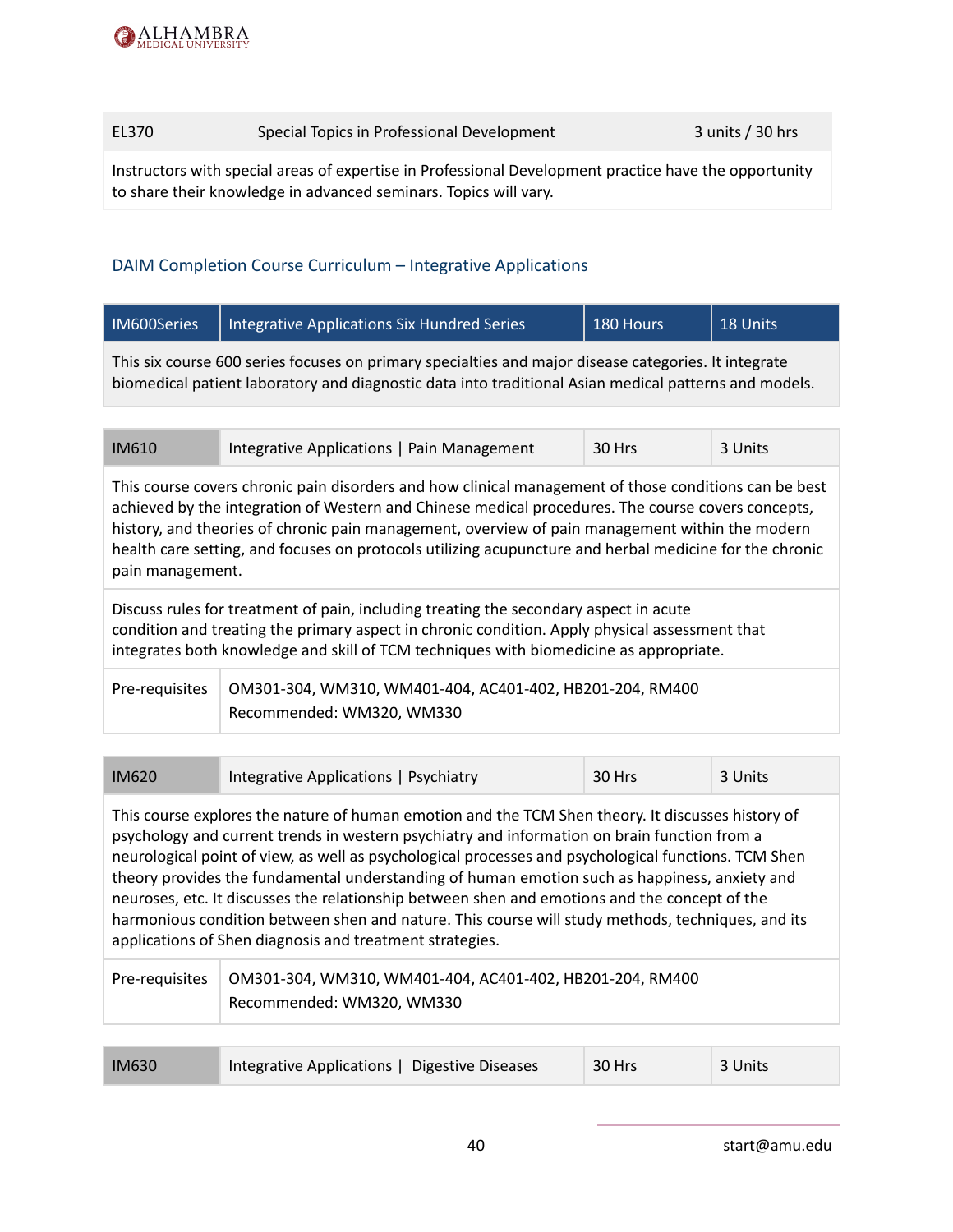| EL370 | Special Topics in Professional Development | 3 units / 30 hrs |
| --- | --- | --- |
| Instructors with special areas of expertise in Professional Development practice have the opportunity to share their knowledge in advanced seminars. Topics will vary. | | |

## DAIM Completion Course Curriculum – Integrative Applications

| IM600Series | Integrative Applications Six Hundred Series | 180 Hours | 18 Units |
| --- | --- | --- | --- |
| This six course 600 series focuses on primary specialties and major disease categories. It integrate biomedical patient laboratory and diagnostic data into traditional Asian medical patterns and models. | | | |

| IM610 | Integrative Applications \| Pain Management | 30 Hrs | 3 Units |
| --- | --- | --- | --- |
| This course covers chronic pain disorders and how clinical management of those conditions can be best achieved by the integration of Western and Chinese medical procedures. The course covers concepts, history, and theories of chronic pain management, overview of pain management within the modern health care setting, and focuses on protocols utilizing acupuncture and herbal medicine for the chronic pain management. | | | |
| Discuss rules for treatment of pain, including treating the secondary aspect in acute condition and treating the primary aspect in chronic condition. Apply physical assessment that integrates both knowledge and skill of TCM techniques with biomedicine as appropriate. | | | |
| Pre-requisites | OM301-304, WM310, WM401-404, AC401-402, HB201-204, RM400<br>Recommended: WM320, WM330 | | |

| IM620 | Integrative Applications \| Psychiatry | 30 Hrs | 3 Units |
| --- | --- | --- | --- |
| This course explores the nature of human emotion and the TCM Shen theory. It discusses history of psychology and current trends in western psychiatry and information on brain function from a neurological point of view, as well as psychological processes and psychological functions. TCM Shen theory provides the fundamental understanding of human emotion such as happiness, anxiety and neuroses, etc. It discusses the relationship between shen and emotions and the concept of the harmonious condition between shen and nature. This course will study methods, techniques, and its applications of Shen diagnosis and treatment strategies. | | | |
| Pre-requisites | OM301-304, WM310, WM401-404, AC401-402, HB201-204, RM400<br>Recommended: WM320, WM330 | | |

| IM630 | Integrative Applications \| Digestive Diseases | 30 Hrs | 3 Units |
| --- | --- | --- | --- |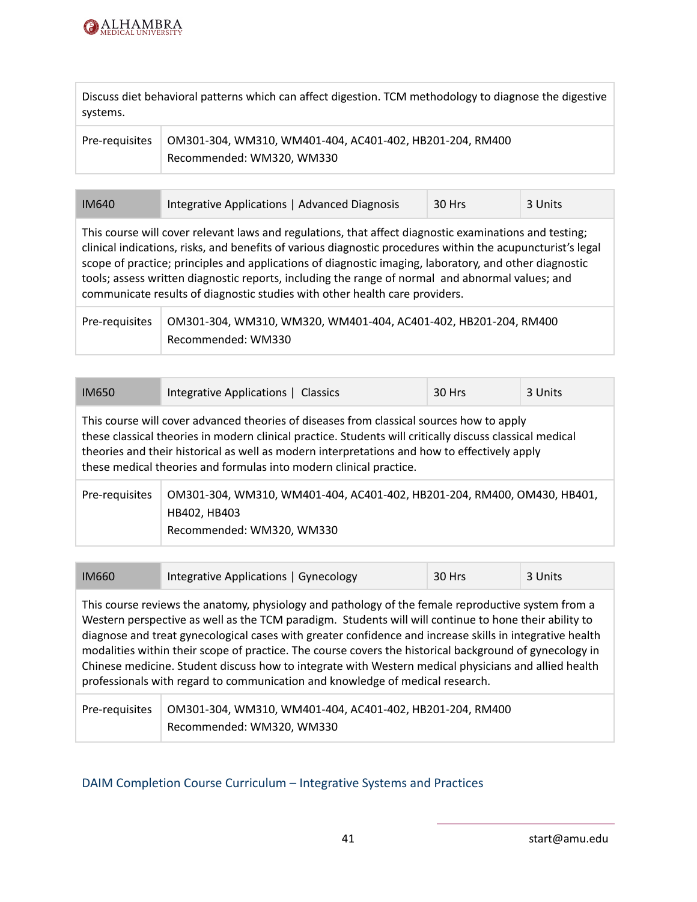| Discuss diet behavioral patterns which can affect digestion. TCM methodology to diagnose the digestive systems. | |
|---|---|
| Pre-requisites | OM301-304, WM310, WM401-404, AC401-402, HB201-204, RM400<br>Recommended: WM320, WM330 |

| IM640 | Integrative Applications \| Advanced Diagnosis | 30 Hrs | 3 Units |
|---|---|---|---|
| This course will cover relevant laws and regulations, that affect diagnostic examinations and testing; clinical indications, risks, and benefits of various diagnostic procedures within the acupuncturist's legal scope of practice; principles and applications of diagnostic imaging, laboratory, and other diagnostic tools; assess written diagnostic reports, including the range of normal and abnormal values; and communicate results of diagnostic studies with other health care providers. | | | |
| Pre-requisites | OM301-304, WM310, WM320, WM401-404, AC401-402, HB201-204, RM400<br>Recommended: WM330 | | |

| IM650 | Integrative Applications \| Classics | 30 Hrs | 3 Units |
|---|---|---|---|
| This course will cover advanced theories of diseases from classical sources how to apply these classical theories in modern clinical practice. Students will critically discuss classical medical theories and their historical as well as modern interpretations and how to effectively apply these medical theories and formulas into modern clinical practice. | | | |
| Pre-requisites | OM301-304, WM310, WM401-404, AC401-402, HB201-204, RM400, OM430, HB401, HB402, HB403<br>Recommended: WM320, WM330 | | |

| IM660 | Integrative Applications \| Gynecology | 30 Hrs | 3 Units |
|---|---|---|---|
| This course reviews the anatomy, physiology and pathology of the female reproductive system from a Western perspective as well as the TCM paradigm. Students will will continue to hone their ability to diagnose and treat gynecological cases with greater confidence and increase skills in integrative health modalities within their scope of practice. The course covers the historical background of gynecology in Chinese medicine. Student discuss how to integrate with Western medical physicians and allied health professionals with regard to communication and knowledge of medical research. | | | |
| Pre-requisites | OM301-304, WM310, WM401-404, AC401-402, HB201-204, RM400<br>Recommended: WM320, WM330 | | |

DAIM Completion Course Curriculum – Integrative Systems and Practices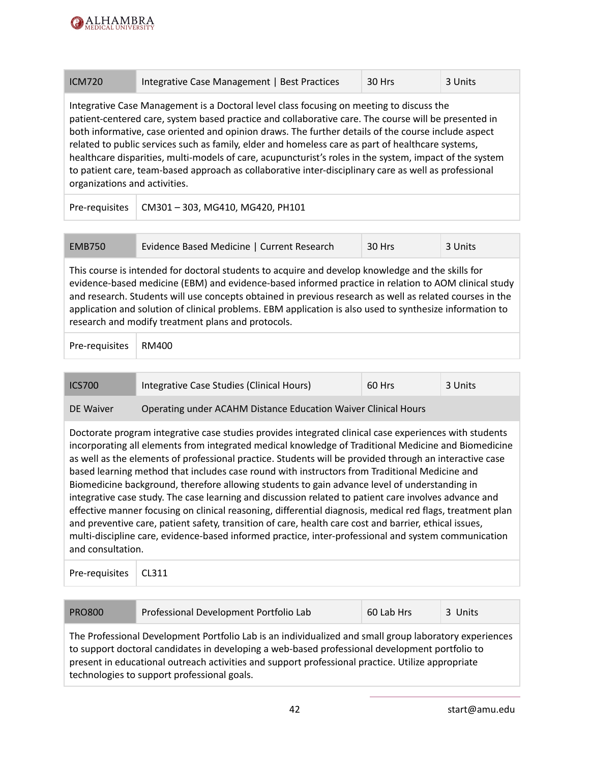| ICM720 | Integrative Case Management \| Best Practices | 30 Hrs | 3 Units |
|---|---|---|---|

Integrative Case Management is a Doctoral level class focusing on meeting to discuss the patient-centered care, system based practice and collaborative care. The course will be presented in both informative, case oriented and opinion draws. The further details of the course include aspect related to public services such as family, elder and homeless care as part of healthcare systems, healthcare disparities, multi-models of care, acupuncturist's roles in the system, impact of the system to patient care, team-based approach as collaborative inter-disciplinary care as well as professional organizations and activities.

| Pre-requisites | CM301 – 303, MG410, MG420, PH101 |
|---|---|

| EMB750 | Evidence Based Medicine \| Current Research | 30 Hrs | 3 Units |
|---|---|---|---|

This course is intended for doctoral students to acquire and develop knowledge and the skills for evidence-based medicine (EBM) and evidence-based informed practice in relation to AOM clinical study and research. Students will use concepts obtained in previous research as well as related courses in the application and solution of clinical problems. EBM application is also used to synthesize information to research and modify treatment plans and protocols.

| Pre-requisites | RM400 |
|---|---|

| ICS700 | Integrative Case Studies (Clinical Hours) | 60 Hrs | 3 Units |
|---|---|---|---|
| DE Waiver | Operating under ACAHM Distance Education Waiver Clinical Hours | | |

Doctorate program integrative case studies provides integrated clinical case experiences with students incorporating all elements from integrated medical knowledge of Traditional Medicine and Biomedicine as well as the elements of professional practice. Students will be provided through an interactive case based learning method that includes case round with instructors from Traditional Medicine and Biomedicine background, therefore allowing students to gain advance level of understanding in integrative case study. The case learning and discussion related to patient care involves advance and effective manner focusing on clinical reasoning, differential diagnosis, medical red flags, treatment plan and preventive care, patient safety, transition of care, health care cost and barrier, ethical issues, multi-discipline care, evidence-based informed practice, inter-professional and system communication and consultation.

| Pre-requisites | CL311 |
|---|---|

| PRO800 | Professional Development Portfolio Lab | 60 Lab Hrs | 3 Units |
|---|---|---|---|

The Professional Development Portfolio Lab is an individualized and small group laboratory experiences to support doctoral candidates in developing a web-based professional development portfolio to present in educational outreach activities and support professional practice. Utilize appropriate technologies to support professional goals.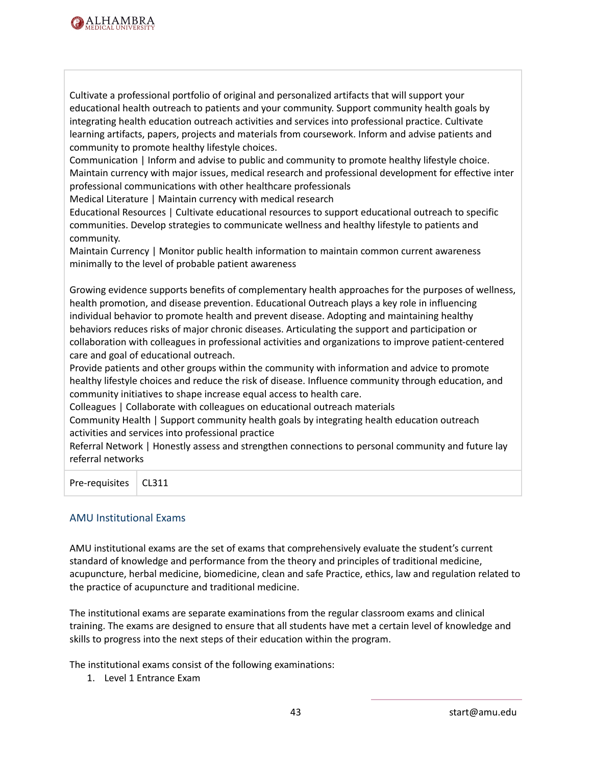Cultivate a professional portfolio of original and personalized artifacts that will support your educational health outreach to patients and your community. Support community health goals by integrating health education outreach activities and services into professional practice. Cultivate learning artifacts, papers, projects and materials from coursework. Inform and advise patients and community to promote healthy lifestyle choices.
Communication | Inform and advise to public and community to promote healthy lifestyle choice. Maintain currency with major issues, medical research and professional development for effective inter professional communications with other healthcare professionals
Medical Literature | Maintain currency with medical research
Educational Resources | Cultivate educational resources to support educational outreach to specific communities. Develop strategies to communicate wellness and healthy lifestyle to patients and community.
Maintain Currency | Monitor public health information to maintain common current awareness minimally to the level of probable patient awareness

Growing evidence supports benefits of complementary health approaches for the purposes of wellness, health promotion, and disease prevention. Educational Outreach plays a key role in influencing individual behavior to promote health and prevent disease. Adopting and maintaining healthy behaviors reduces risks of major chronic diseases. Articulating the support and participation or collaboration with colleagues in professional activities and organizations to improve patient-centered care and goal of educational outreach.
Provide patients and other groups within the community with information and advice to promote healthy lifestyle choices and reduce the risk of disease. Influence community through education, and community initiatives to shape increase equal access to health care.
Colleagues | Collaborate with colleagues on educational outreach materials
Community Health | Support community health goals by integrating health education outreach activities and services into professional practice
Referral Network | Honestly assess and strengthen connections to personal community and future lay referral networks

| Pre-requisites | CL311 |
|---|---|

## AMU Institutional Exams

AMU institutional exams are the set of exams that comprehensively evaluate the student's current standard of knowledge and performance from the theory and principles of traditional medicine, acupuncture, herbal medicine, biomedicine, clean and safe Practice, ethics, law and regulation related to the practice of acupuncture and traditional medicine.

The institutional exams are separate examinations from the regular classroom exams and clinical training. The exams are designed to ensure that all students have met a certain level of knowledge and skills to progress into the next steps of their education within the program.

The institutional exams consist of the following examinations:

1. Level 1 Entrance Exam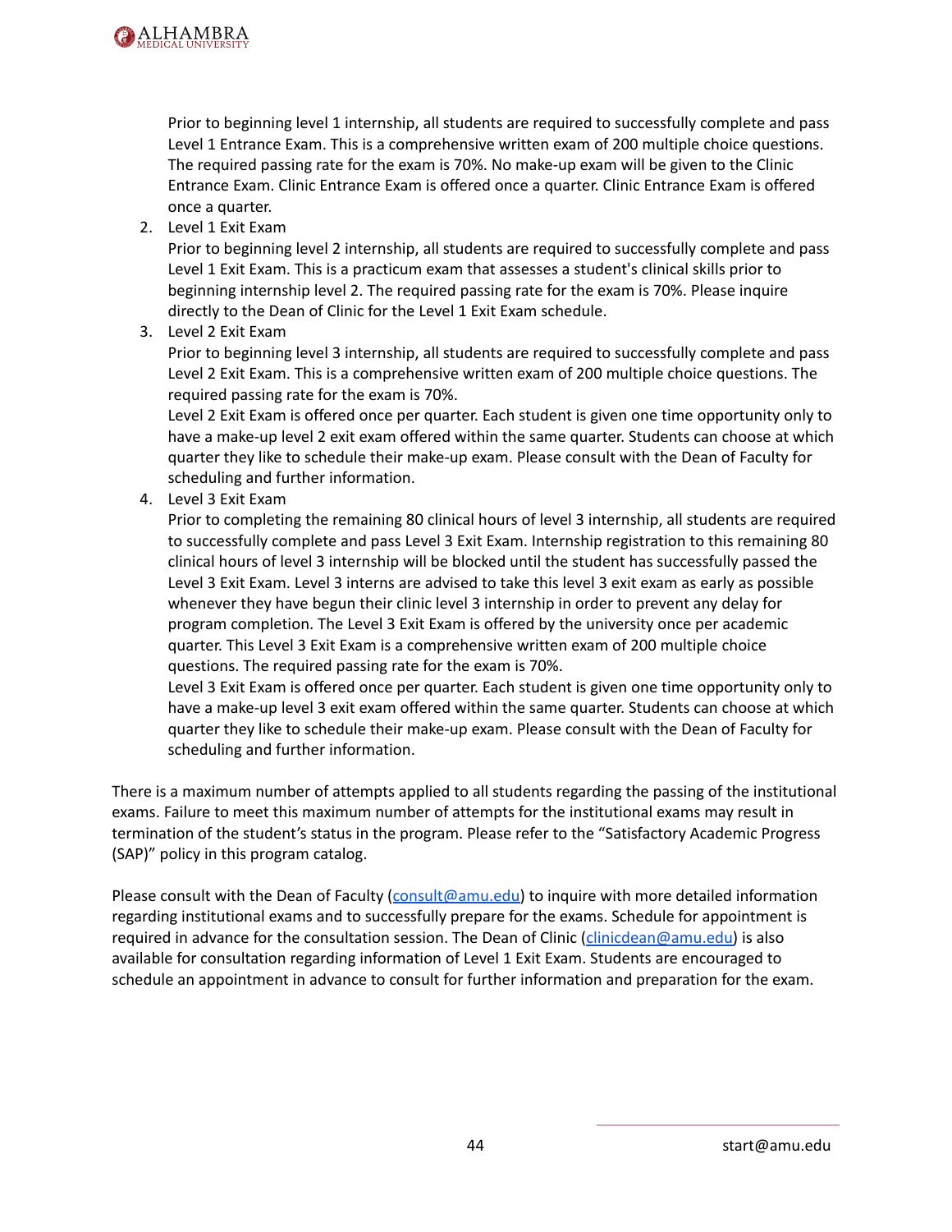Prior to beginning level 1 internship, all students are required to successfully complete and pass Level 1 Entrance Exam. This is a comprehensive written exam of 200 multiple choice questions. The required passing rate for the exam is 70%. No make-up exam will be given to the Clinic Entrance Exam. Clinic Entrance Exam is offered once a quarter. Clinic Entrance Exam is offered once a quarter.

2. Level 1 Exit Exam

   Prior to beginning level 2 internship, all students are required to successfully complete and pass Level 1 Exit Exam. This is a practicum exam that assesses a student's clinical skills prior to beginning internship level 2. The required passing rate for the exam is 70%. Please inquire directly to the Dean of Clinic for the Level 1 Exit Exam schedule.

3. Level 2 Exit Exam

   Prior to beginning level 3 internship, all students are required to successfully complete and pass Level 2 Exit Exam. This is a comprehensive written exam of 200 multiple choice questions. The required passing rate for the exam is 70%.

   Level 2 Exit Exam is offered once per quarter. Each student is given one time opportunity only to have a make-up level 2 exit exam offered within the same quarter. Students can choose at which quarter they like to schedule their make-up exam. Please consult with the Dean of Faculty for scheduling and further information.

4. Level 3 Exit Exam

   Prior to completing the remaining 80 clinical hours of level 3 internship, all students are required to successfully complete and pass Level 3 Exit Exam. Internship registration to this remaining 80 clinical hours of level 3 internship will be blocked until the student has successfully passed the Level 3 Exit Exam. Level 3 interns are advised to take this level 3 exit exam as early as possible whenever they have begun their clinic level 3 internship in order to prevent any delay for program completion. The Level 3 Exit Exam is offered by the university once per academic quarter. This Level 3 Exit Exam is a comprehensive written exam of 200 multiple choice questions. The required passing rate for the exam is 70%.

   Level 3 Exit Exam is offered once per quarter. Each student is given one time opportunity only to have a make-up level 3 exit exam offered within the same quarter. Students can choose at which quarter they like to schedule their make-up exam. Please consult with the Dean of Faculty for scheduling and further information.

There is a maximum number of attempts applied to all students regarding the passing of the institutional exams. Failure to meet this maximum number of attempts for the institutional exams may result in termination of the student's status in the program. Please refer to the "Satisfactory Academic Progress (SAP)" policy in this program catalog.

Please consult with the Dean of Faculty (consult@amu.edu) to inquire with more detailed information regarding institutional exams and to successfully prepare for the exams. Schedule for appointment is required in advance for the consultation session. The Dean of Clinic (clinicdean@amu.edu) is also available for consultation regarding information of Level 1 Exit Exam. Students are encouraged to schedule an appointment in advance to consult for further information and preparation for the exam.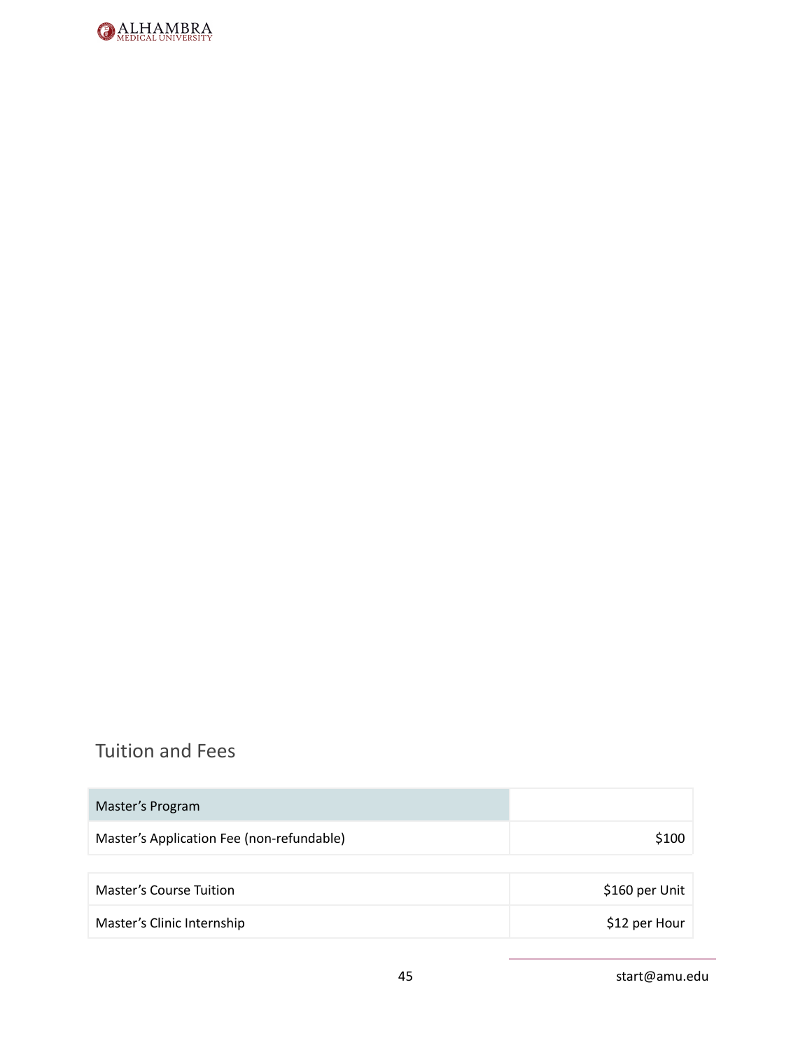## Tuition and Fees

| Master's Program | |
|---|---|
| Master's Application Fee (non-refundable) | $100 |
| Master's Course Tuition | $160 per Unit |
| Master's Clinic Internship | $12 per Hour |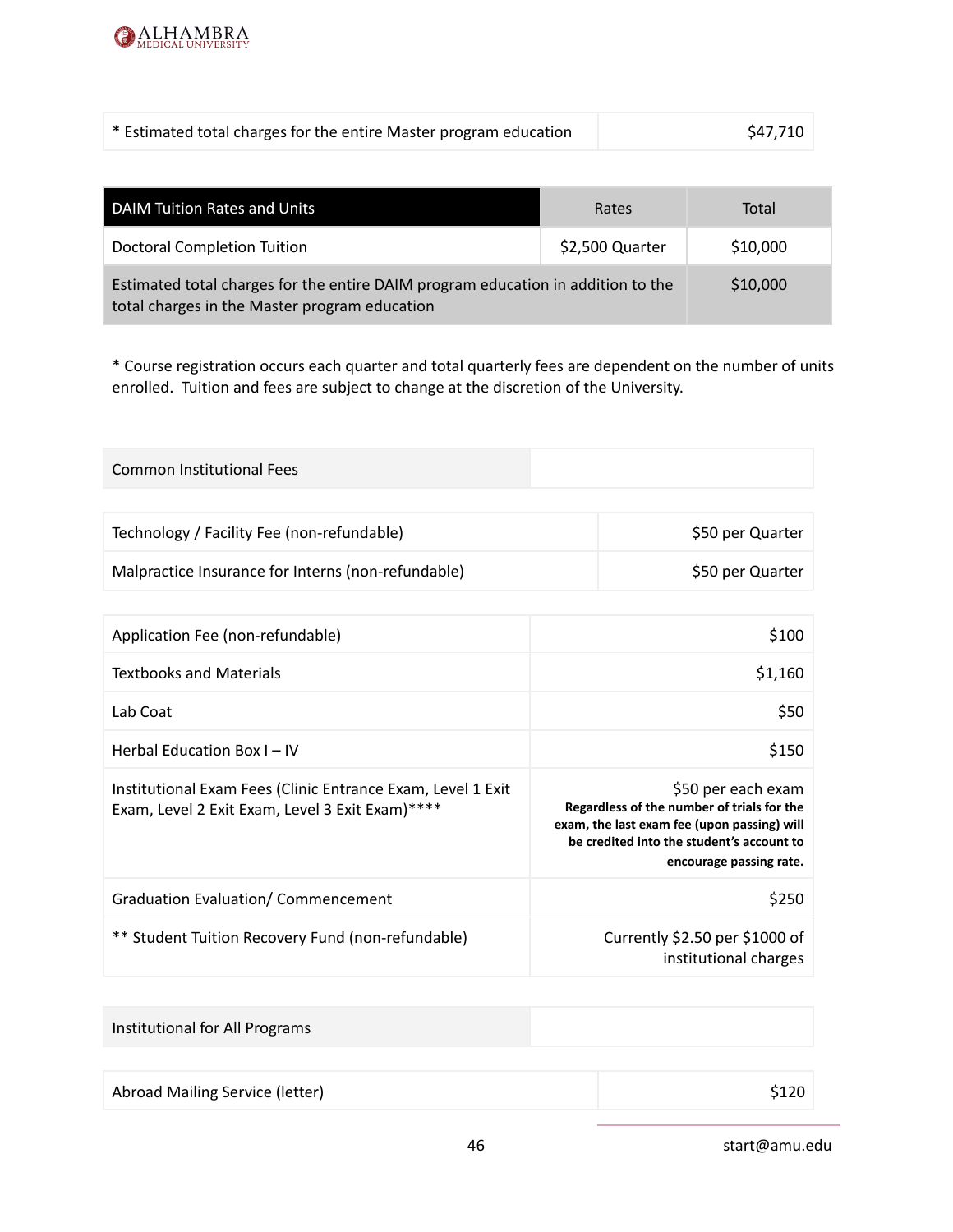| * Estimated total charges for the entire Master program education | $47,710 |
|---|---|

| DAIM Tuition Rates and Units | Rates | Total |
|---|---|---|
| Doctoral Completion Tuition | $2,500 Quarter | $10,000 |
| Estimated total charges for the entire DAIM program education in addition to the total charges in the Master program education | | $10,000 |

* Course registration occurs each quarter and total quarterly fees are dependent on the number of units enrolled. Tuition and fees are subject to change at the discretion of the University.

| Common Institutional Fees | |
|---|---|
| Technology / Facility Fee (non-refundable) | $50 per Quarter |
| Malpractice Insurance for Interns (non-refundable) | $50 per Quarter |
| Application Fee (non-refundable) | $100 |
| Textbooks and Materials | $1,160 |
| Lab Coat | $50 |
| Herbal Education Box I – IV | $150 |
| Institutional Exam Fees (Clinic Entrance Exam, Level 1 Exit Exam, Level 2 Exit Exam, Level 3 Exit Exam)**** | $50 per each exam **Regardless of the number of trials for the exam, the last exam fee (upon passing) will be credited into the student's account to encourage passing rate.** |
| Graduation Evaluation/ Commencement | $250 |
| ** Student Tuition Recovery Fund (non-refundable) | Currently $2.50 per $1000 of institutional charges |

| Institutional for All Programs | |
|---|---|
| Abroad Mailing Service (letter) | $120 |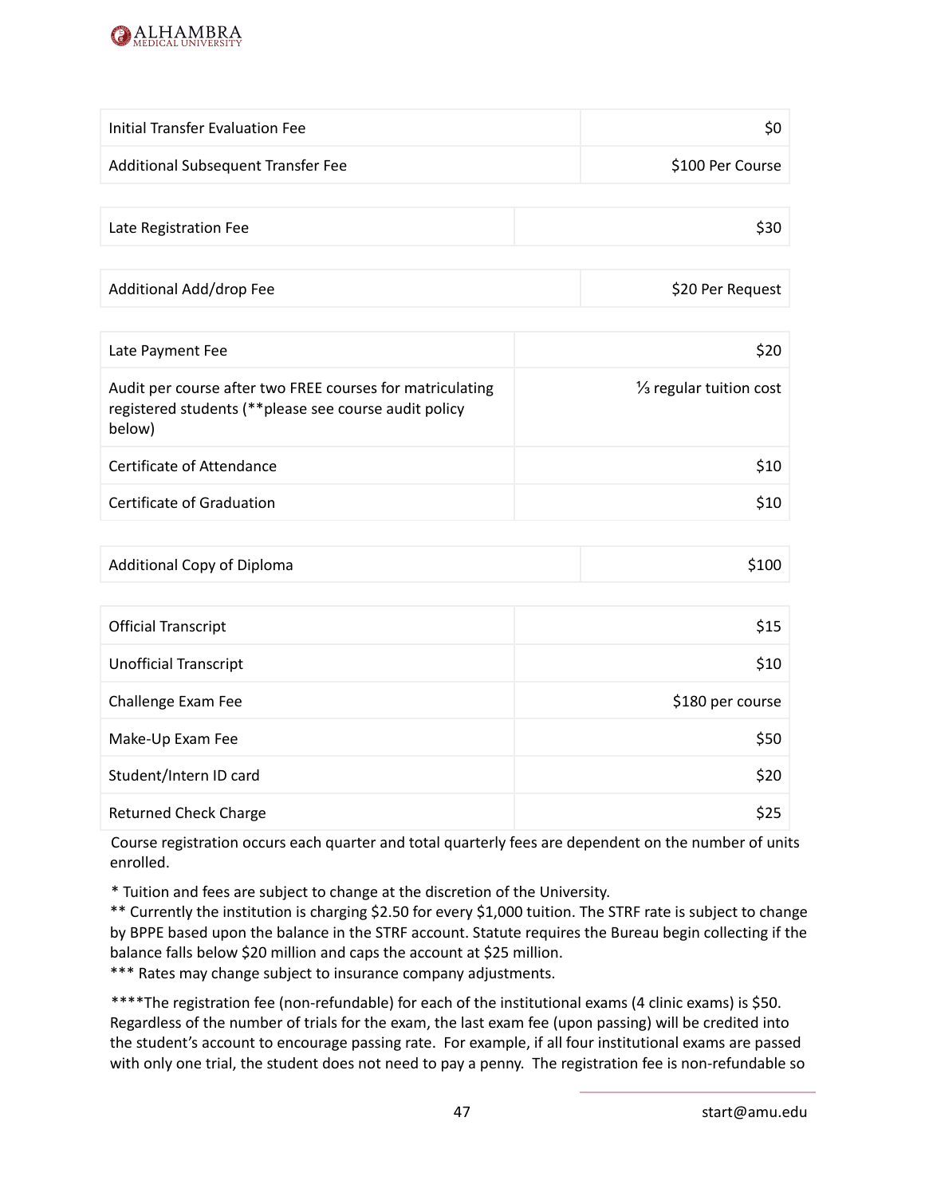| | |
|---|---|
| Initial Transfer Evaluation Fee | $0 |
| Additional Subsequent Transfer Fee | $100 Per Course |

| | |
|---|---|
| Late Registration Fee | $30 |

| | |
|---|---|
| Additional Add/drop Fee | $20 Per Request |

| | |
|---|---|
| Late Payment Fee | $20 |
| Audit per course after two FREE courses for matriculating registered students (**please see course audit policy below) | ⅓ regular tuition cost |
| Certificate of Attendance | $10 |
| Certificate of Graduation | $10 |

| | |
|---|---|
| Additional Copy of Diploma | $100 |

| | |
|---|---|
| Official Transcript | $15 |
| Unofficial Transcript | $10 |
| Challenge Exam Fee | $180 per course |
| Make-Up Exam Fee | $50 |
| Student/Intern ID card | $20 |
| Returned Check Charge | $25 |

Course registration occurs each quarter and total quarterly fees are dependent on the number of units enrolled.

* Tuition and fees are subject to change at the discretion of the University.
** Currently the institution is charging $2.50 for every $1,000 tuition. The STRF rate is subject to change by BPPE based upon the balance in the STRF account. Statute requires the Bureau begin collecting if the balance falls below $20 million and caps the account at $25 million.
*** Rates may change subject to insurance company adjustments.

****The registration fee (non-refundable) for each of the institutional exams (4 clinic exams) is $50. Regardless of the number of trials for the exam, the last exam fee (upon passing) will be credited into the student's account to encourage passing rate. For example, if all four institutional exams are passed with only one trial, the student does not need to pay a penny. The registration fee is non-refundable so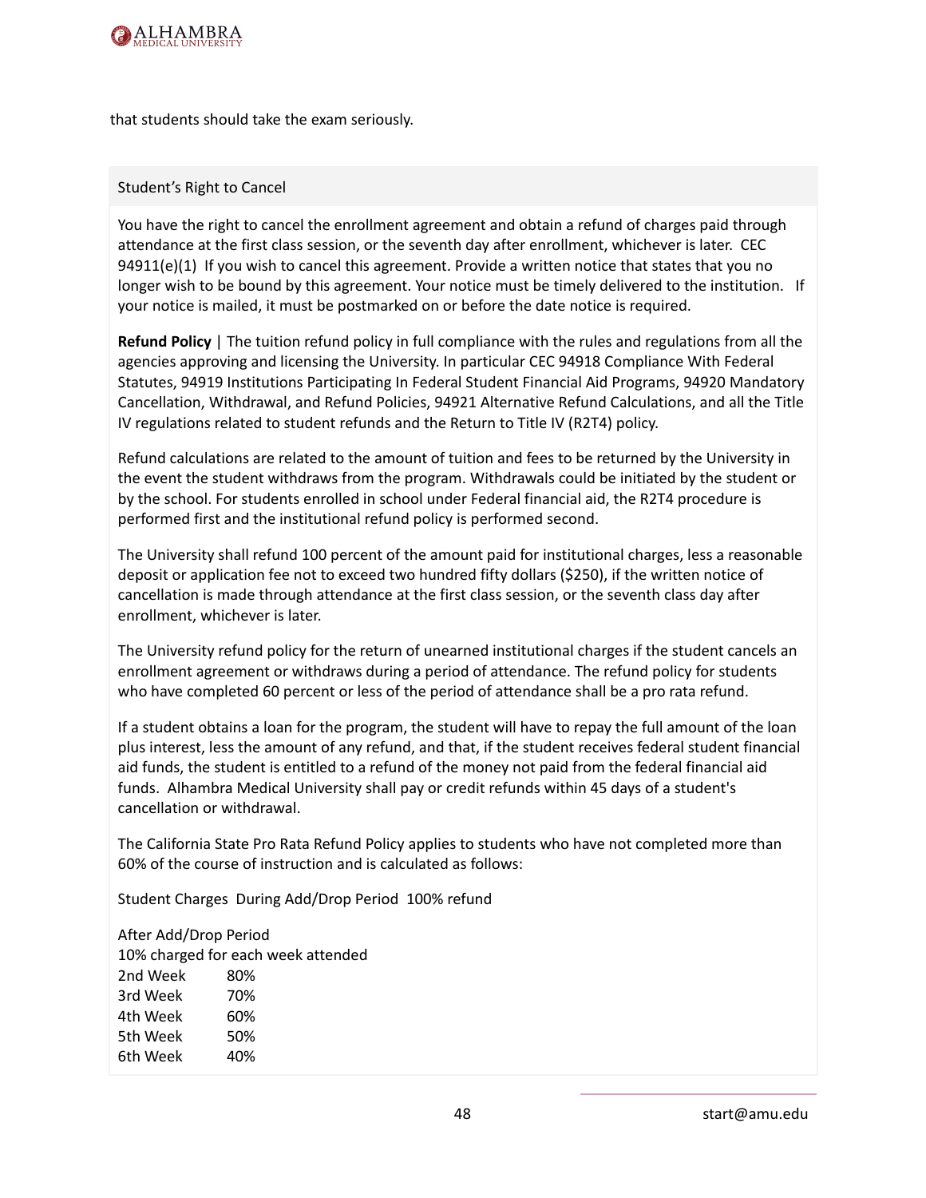that students should take the exam seriously.

## Student's Right to Cancel

You have the right to cancel the enrollment agreement and obtain a refund of charges paid through attendance at the first class session, or the seventh day after enrollment, whichever is later. CEC 94911(e)(1) If you wish to cancel this agreement. Provide a written notice that states that you no longer wish to be bound by this agreement. Your notice must be timely delivered to the institution. If your notice is mailed, it must be postmarked on or before the date notice is required.

**Refund Policy** | The tuition refund policy in full compliance with the rules and regulations from all the agencies approving and licensing the University. In particular CEC 94918 Compliance With Federal Statutes, 94919 Institutions Participating In Federal Student Financial Aid Programs, 94920 Mandatory Cancellation, Withdrawal, and Refund Policies, 94921 Alternative Refund Calculations, and all the Title IV regulations related to student refunds and the Return to Title IV (R2T4) policy.

Refund calculations are related to the amount of tuition and fees to be returned by the University in the event the student withdraws from the program. Withdrawals could be initiated by the student or by the school. For students enrolled in school under Federal financial aid, the R2T4 procedure is performed first and the institutional refund policy is performed second.

The University shall refund 100 percent of the amount paid for institutional charges, less a reasonable deposit or application fee not to exceed two hundred fifty dollars ($250), if the written notice of cancellation is made through attendance at the first class session, or the seventh class day after enrollment, whichever is later.

The University refund policy for the return of unearned institutional charges if the student cancels an enrollment agreement or withdraws during a period of attendance. The refund policy for students who have completed 60 percent or less of the period of attendance shall be a pro rata refund.

If a student obtains a loan for the program, the student will have to repay the full amount of the loan plus interest, less the amount of any refund, and that, if the student receives federal student financial aid funds, the student is entitled to a refund of the money not paid from the federal financial aid funds. Alhambra Medical University shall pay or credit refunds within 45 days of a student's cancellation or withdrawal.

The California State Pro Rata Refund Policy applies to students who have not completed more than 60% of the course of instruction and is calculated as follows:

Student Charges During Add/Drop Period 100% refund

After Add/Drop Period
10% charged for each week attended

| | |
|---|---|
| 2nd Week | 80% |
| 3rd Week | 70% |
| 4th Week | 60% |
| 5th Week | 50% |
| 6th Week | 40% |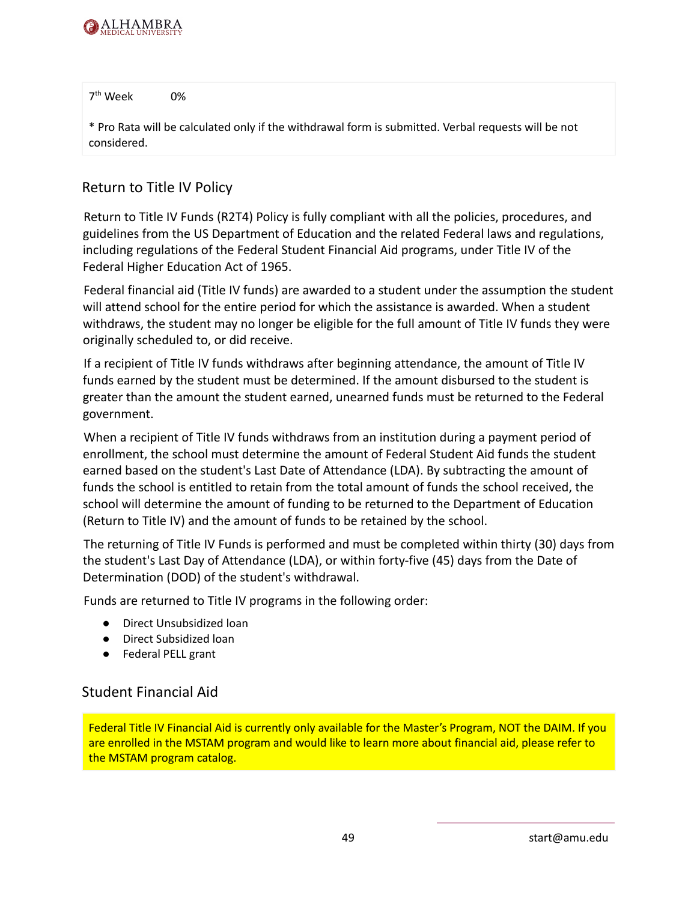| 7th Week | 0% |
|---|---|

* Pro Rata will be calculated only if the withdrawal form is submitted. Verbal requests will be not considered.

## Return to Title IV Policy

Return to Title IV Funds (R2T4) Policy is fully compliant with all the policies, procedures, and guidelines from the US Department of Education and the related Federal laws and regulations, including regulations of the Federal Student Financial Aid programs, under Title IV of the Federal Higher Education Act of 1965.

Federal financial aid (Title IV funds) are awarded to a student under the assumption the student will attend school for the entire period for which the assistance is awarded. When a student withdraws, the student may no longer be eligible for the full amount of Title IV funds they were originally scheduled to, or did receive.

If a recipient of Title IV funds withdraws after beginning attendance, the amount of Title IV funds earned by the student must be determined. If the amount disbursed to the student is greater than the amount the student earned, unearned funds must be returned to the Federal government.

When a recipient of Title IV funds withdraws from an institution during a payment period of enrollment, the school must determine the amount of Federal Student Aid funds the student earned based on the student's Last Date of Attendance (LDA). By subtracting the amount of funds the school is entitled to retain from the total amount of funds the school received, the school will determine the amount of funding to be returned to the Department of Education (Return to Title IV) and the amount of funds to be retained by the school.

The returning of Title IV Funds is performed and must be completed within thirty (30) days from the student's Last Day of Attendance (LDA), or within forty-five (45) days from the Date of Determination (DOD) of the student's withdrawal.

Funds are returned to Title IV programs in the following order:

- Direct Unsubsidized loan
- Direct Subsidized loan
- Federal PELL grant

## Student Financial Aid

Federal Title IV Financial Aid is currently only available for the Master's Program, NOT the DAIM. If you are enrolled in the MSTAM program and would like to learn more about financial aid, please refer to the MSTAM program catalog.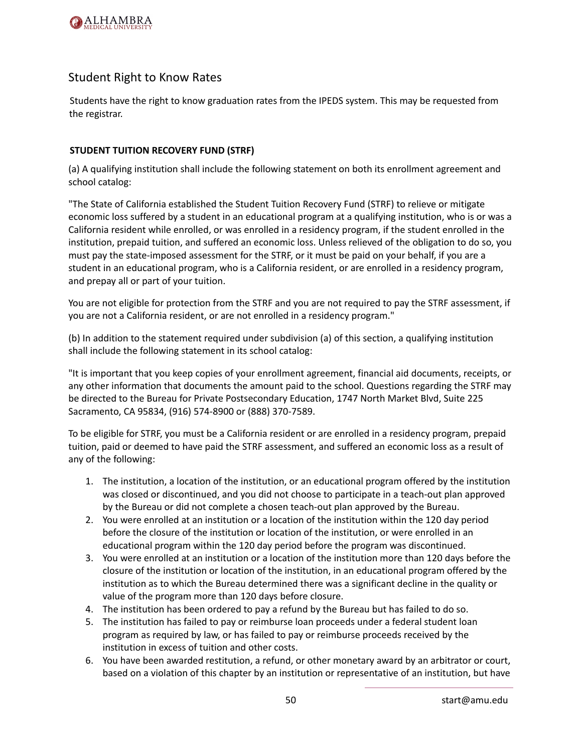## Student Right to Know Rates

Students have the right to know graduation rates from the IPEDS system. This may be requested from the registrar.

### STUDENT TUITION RECOVERY FUND (STRF)

(a) A qualifying institution shall include the following statement on both its enrollment agreement and school catalog:

"The State of California established the Student Tuition Recovery Fund (STRF) to relieve or mitigate economic loss suffered by a student in an educational program at a qualifying institution, who is or was a California resident while enrolled, or was enrolled in a residency program, if the student enrolled in the institution, prepaid tuition, and suffered an economic loss. Unless relieved of the obligation to do so, you must pay the state-imposed assessment for the STRF, or it must be paid on your behalf, if you are a student in an educational program, who is a California resident, or are enrolled in a residency program, and prepay all or part of your tuition.

You are not eligible for protection from the STRF and you are not required to pay the STRF assessment, if you are not a California resident, or are not enrolled in a residency program."

(b) In addition to the statement required under subdivision (a) of this section, a qualifying institution shall include the following statement in its school catalog:

"It is important that you keep copies of your enrollment agreement, financial aid documents, receipts, or any other information that documents the amount paid to the school. Questions regarding the STRF may be directed to the Bureau for Private Postsecondary Education, 1747 North Market Blvd, Suite 225 Sacramento, CA 95834, (916) 574-8900 or (888) 370-7589.

To be eligible for STRF, you must be a California resident or are enrolled in a residency program, prepaid tuition, paid or deemed to have paid the STRF assessment, and suffered an economic loss as a result of any of the following:

1. The institution, a location of the institution, or an educational program offered by the institution was closed or discontinued, and you did not choose to participate in a teach-out plan approved by the Bureau or did not complete a chosen teach-out plan approved by the Bureau.
2. You were enrolled at an institution or a location of the institution within the 120 day period before the closure of the institution or location of the institution, or were enrolled in an educational program within the 120 day period before the program was discontinued.
3. You were enrolled at an institution or a location of the institution more than 120 days before the closure of the institution or location of the institution, in an educational program offered by the institution as to which the Bureau determined there was a significant decline in the quality or value of the program more than 120 days before closure.
4. The institution has been ordered to pay a refund by the Bureau but has failed to do so.
5. The institution has failed to pay or reimburse loan proceeds under a federal student loan program as required by law, or has failed to pay or reimburse proceeds received by the institution in excess of tuition and other costs.
6. You have been awarded restitution, a refund, or other monetary award by an arbitrator or court, based on a violation of this chapter by an institution or representative of an institution, but have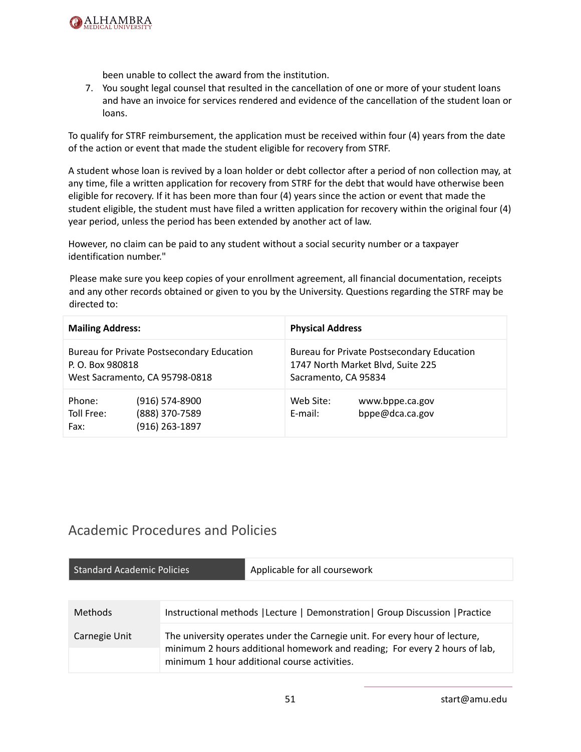been unable to collect the award from the institution.

7. You sought legal counsel that resulted in the cancellation of one or more of your student loans and have an invoice for services rendered and evidence of the cancellation of the student loan or loans.

To qualify for STRF reimbursement, the application must be received within four (4) years from the date of the action or event that made the student eligible for recovery from STRF.

A student whose loan is revived by a loan holder or debt collector after a period of non collection may, at any time, file a written application for recovery from STRF for the debt that would have otherwise been eligible for recovery. If it has been more than four (4) years since the action or event that made the student eligible, the student must have filed a written application for recovery within the original four (4) year period, unless the period has been extended by another act of law.

However, no claim can be paid to any student without a social security number or a taxpayer identification number."

Please make sure you keep copies of your enrollment agreement, all financial documentation, receipts and any other records obtained or given to you by the University. Questions regarding the STRF may be directed to:

| **Mailing Address:** | **Physical Address** |
|---|---|
| Bureau for Private Postsecondary Education<br>P. O. Box 980818<br>West Sacramento, CA 95798-0818 | Bureau for Private Postsecondary Education<br>1747 North Market Blvd, Suite 225<br>Sacramento, CA 95834 |
| Phone: (916) 574-8900<br>Toll Free: (888) 370-7589<br>Fax: (916) 263-1897 | Web Site: www.bppe.ca.gov<br>E-mail: bppe@dca.ca.gov |

## Academic Procedures and Policies

| Standard Academic Policies | Applicable for all coursework |
|---|---|

| Methods | Instructional methods \|Lecture \| Demonstration\| Group Discussion \|Practice |
|---|---|
| Carnegie Unit | The university operates under the Carnegie unit. For every hour of lecture, minimum 2 hours additional homework and reading; For every 2 hours of lab, minimum 1 hour additional course activities. |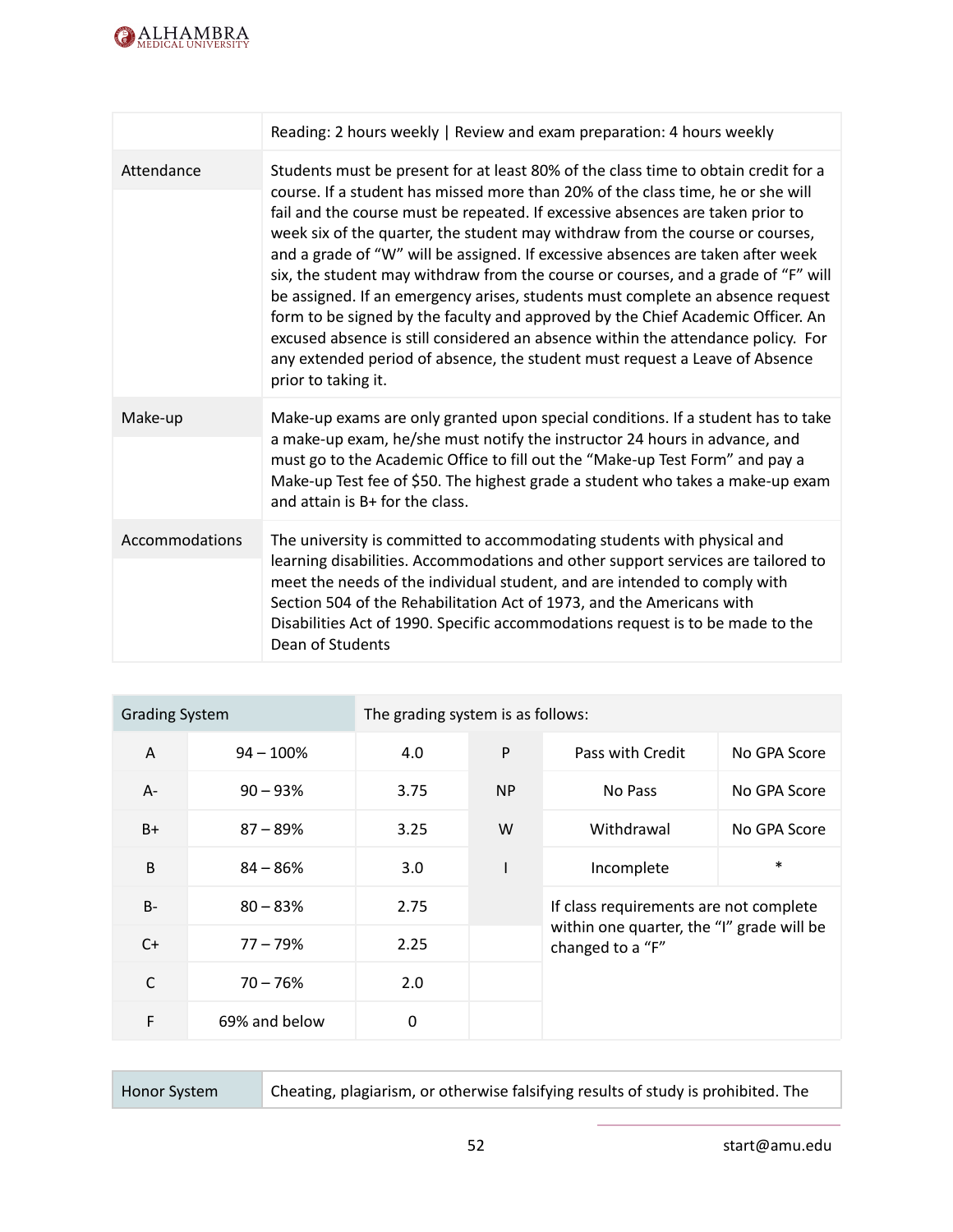| | |
|---|---|
| | Reading: 2 hours weekly \| Review and exam preparation: 4 hours weekly |
| Attendance | Students must be present for at least 80% of the class time to obtain credit for a course. If a student has missed more than 20% of the class time, he or she will fail and the course must be repeated. If excessive absences are taken prior to week six of the quarter, the student may withdraw from the course or courses, and a grade of "W" will be assigned. If excessive absences are taken after week six, the student may withdraw from the course or courses, and a grade of "F" will be assigned. If an emergency arises, students must complete an absence request form to be signed by the faculty and approved by the Chief Academic Officer. An excused absence is still considered an absence within the attendance policy. For any extended period of absence, the student must request a Leave of Absence prior to taking it. |
| Make-up | Make-up exams are only granted upon special conditions. If a student has to take a make-up exam, he/she must notify the instructor 24 hours in advance, and must go to the Academic Office to fill out the "Make-up Test Form" and pay a Make-up Test fee of $50. The highest grade a student who takes a make-up exam and attain is B+ for the class. |
| Accommodations | The university is committed to accommodating students with physical and learning disabilities. Accommodations and other support services are tailored to meet the needs of the individual student, and are intended to comply with Section 504 of the Rehabilitation Act of 1973, and the Americans with Disabilities Act of 1990. Specific accommodations request is to be made to the Dean of Students |

| Grading System | | The grading system is as follows: | | | |
|---|---|---|---|---|---|
| A | 94 – 100% | 4.0 | P | Pass with Credit | No GPA Score |
| A- | 90 – 93% | 3.75 | NP | No Pass | No GPA Score |
| B+ | 87 – 89% | 3.25 | W | Withdrawal | No GPA Score |
| B | 84 – 86% | 3.0 | I | Incomplete | * |
| B- | 80 – 83% | 2.75 | | If class requirements are not complete within one quarter, the "I" grade will be changed to a "F" | |
| C+ | 77 – 79% | 2.25 | | | |
| C | 70 – 76% | 2.0 | | | |
| F | 69% and below | 0 | | | |

| | |
|---|---|
| Honor System | Cheating, plagiarism, or otherwise falsifying results of study is prohibited. The |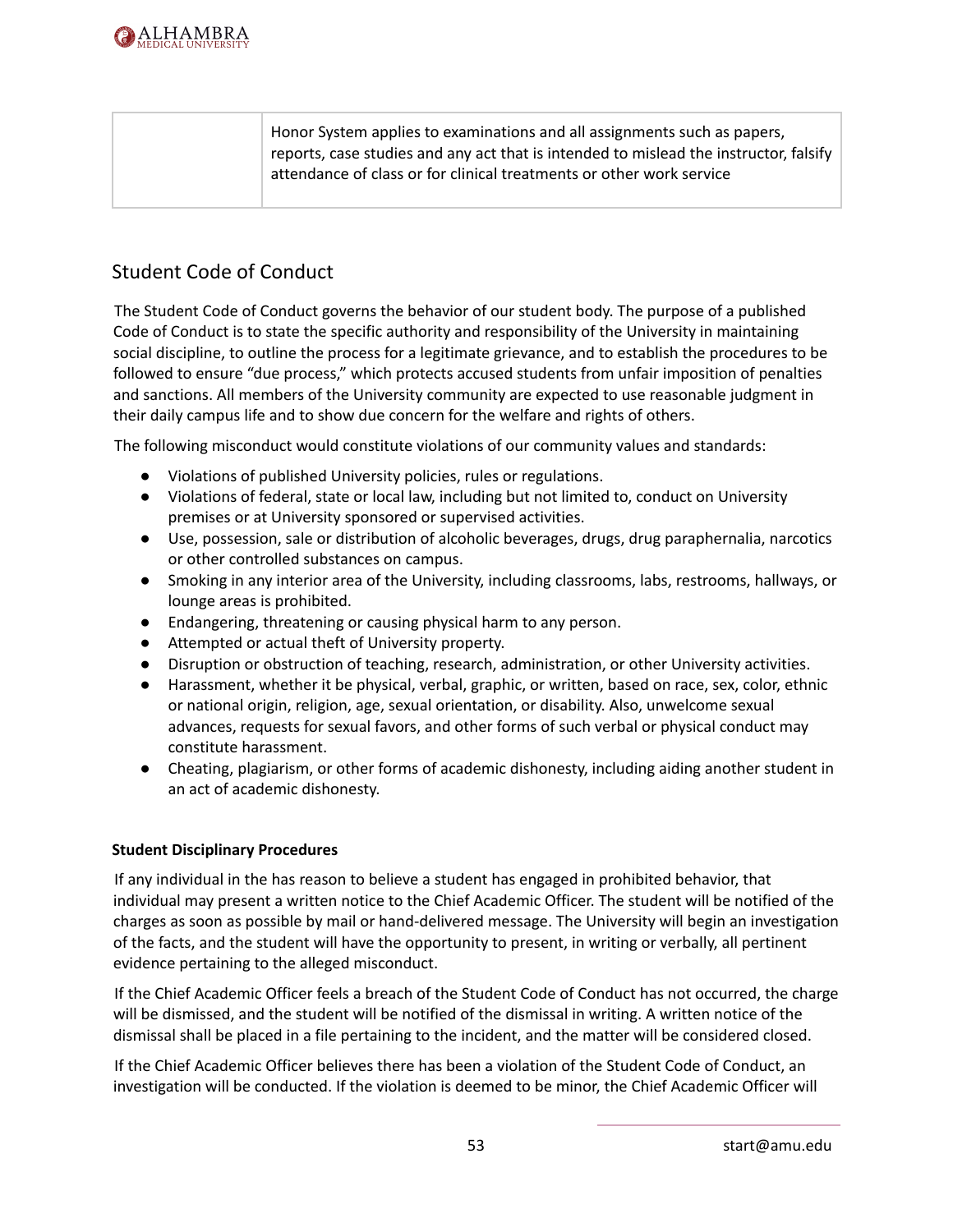|  | Honor System applies to examinations and all assignments such as papers, reports, case studies and any act that is intended to mislead the instructor, falsify attendance of class or for clinical treatments or other work service |
|---|---|

## Student Code of Conduct

The Student Code of Conduct governs the behavior of our student body. The purpose of a published Code of Conduct is to state the specific authority and responsibility of the University in maintaining social discipline, to outline the process for a legitimate grievance, and to establish the procedures to be followed to ensure "due process," which protects accused students from unfair imposition of penalties and sanctions. All members of the University community are expected to use reasonable judgment in their daily campus life and to show due concern for the welfare and rights of others.

The following misconduct would constitute violations of our community values and standards:

- Violations of published University policies, rules or regulations.
- Violations of federal, state or local law, including but not limited to, conduct on University premises or at University sponsored or supervised activities.
- Use, possession, sale or distribution of alcoholic beverages, drugs, drug paraphernalia, narcotics or other controlled substances on campus.
- Smoking in any interior area of the University, including classrooms, labs, restrooms, hallways, or lounge areas is prohibited.
- Endangering, threatening or causing physical harm to any person.
- Attempted or actual theft of University property.
- Disruption or obstruction of teaching, research, administration, or other University activities.
- Harassment, whether it be physical, verbal, graphic, or written, based on race, sex, color, ethnic or national origin, religion, age, sexual orientation, or disability. Also, unwelcome sexual advances, requests for sexual favors, and other forms of such verbal or physical conduct may constitute harassment.
- Cheating, plagiarism, or other forms of academic dishonesty, including aiding another student in an act of academic dishonesty.

**Student Disciplinary Procedures**

If any individual in the has reason to believe a student has engaged in prohibited behavior, that individual may present a written notice to the Chief Academic Officer. The student will be notified of the charges as soon as possible by mail or hand-delivered message. The University will begin an investigation of the facts, and the student will have the opportunity to present, in writing or verbally, all pertinent evidence pertaining to the alleged misconduct.

If the Chief Academic Officer feels a breach of the Student Code of Conduct has not occurred, the charge will be dismissed, and the student will be notified of the dismissal in writing. A written notice of the dismissal shall be placed in a file pertaining to the incident, and the matter will be considered closed.

If the Chief Academic Officer believes there has been a violation of the Student Code of Conduct, an investigation will be conducted. If the violation is deemed to be minor, the Chief Academic Officer will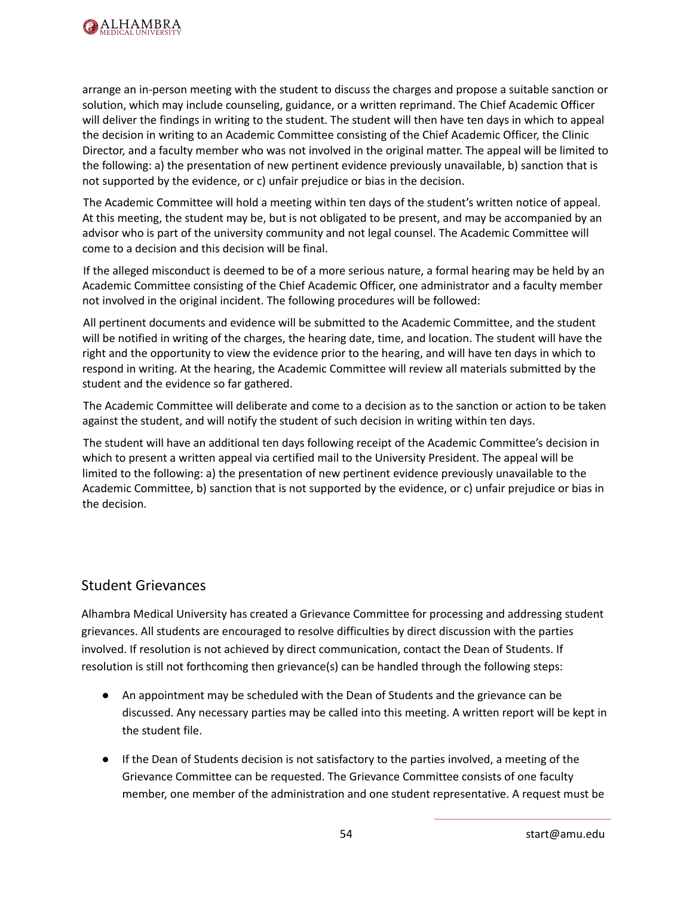arrange an in-person meeting with the student to discuss the charges and propose a suitable sanction or solution, which may include counseling, guidance, or a written reprimand. The Chief Academic Officer will deliver the findings in writing to the student. The student will then have ten days in which to appeal the decision in writing to an Academic Committee consisting of the Chief Academic Officer, the Clinic Director, and a faculty member who was not involved in the original matter. The appeal will be limited to the following: a) the presentation of new pertinent evidence previously unavailable, b) sanction that is not supported by the evidence, or c) unfair prejudice or bias in the decision.

The Academic Committee will hold a meeting within ten days of the student's written notice of appeal. At this meeting, the student may be, but is not obligated to be present, and may be accompanied by an advisor who is part of the university community and not legal counsel. The Academic Committee will come to a decision and this decision will be final.

If the alleged misconduct is deemed to be of a more serious nature, a formal hearing may be held by an Academic Committee consisting of the Chief Academic Officer, one administrator and a faculty member not involved in the original incident. The following procedures will be followed:

All pertinent documents and evidence will be submitted to the Academic Committee, and the student will be notified in writing of the charges, the hearing date, time, and location. The student will have the right and the opportunity to view the evidence prior to the hearing, and will have ten days in which to respond in writing. At the hearing, the Academic Committee will review all materials submitted by the student and the evidence so far gathered.

The Academic Committee will deliberate and come to a decision as to the sanction or action to be taken against the student, and will notify the student of such decision in writing within ten days.

The student will have an additional ten days following receipt of the Academic Committee's decision in which to present a written appeal via certified mail to the University President. The appeal will be limited to the following: a) the presentation of new pertinent evidence previously unavailable to the Academic Committee, b) sanction that is not supported by the evidence, or c) unfair prejudice or bias in the decision.

## Student Grievances

Alhambra Medical University has created a Grievance Committee for processing and addressing student grievances. All students are encouraged to resolve difficulties by direct discussion with the parties involved. If resolution is not achieved by direct communication, contact the Dean of Students. If resolution is still not forthcoming then grievance(s) can be handled through the following steps:

- An appointment may be scheduled with the Dean of Students and the grievance can be discussed. Any necessary parties may be called into this meeting. A written report will be kept in the student file.
- If the Dean of Students decision is not satisfactory to the parties involved, a meeting of the Grievance Committee can be requested. The Grievance Committee consists of one faculty member, one member of the administration and one student representative. A request must be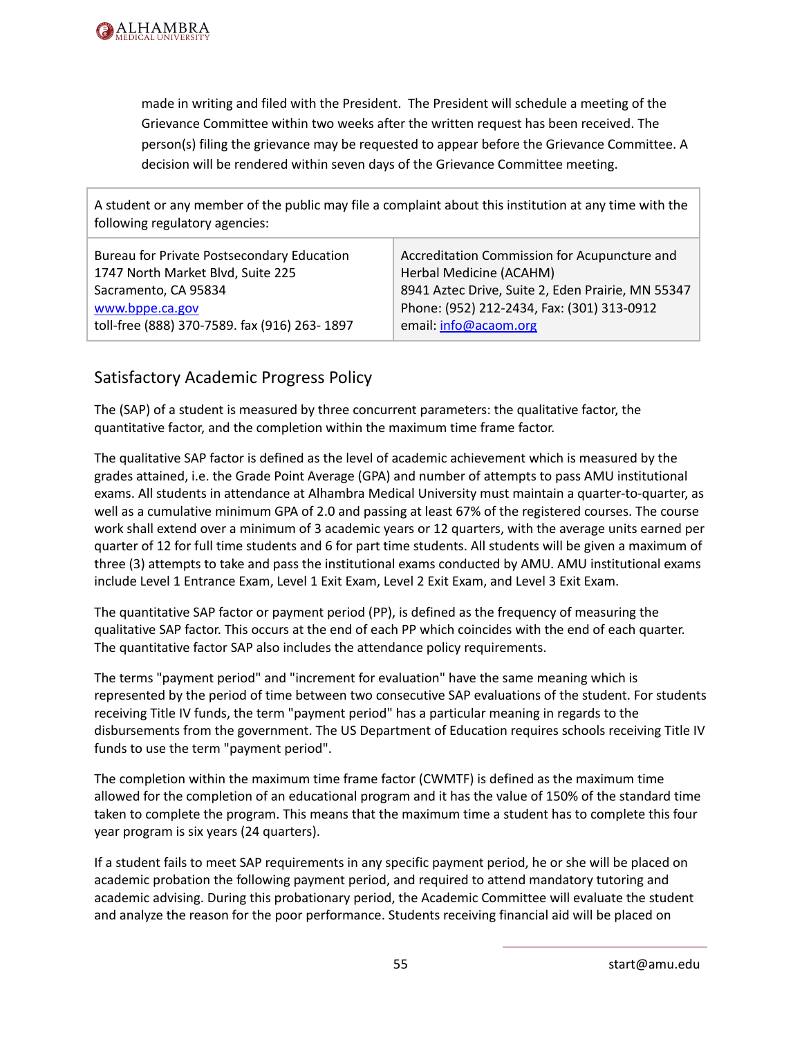made in writing and filed with the President. The President will schedule a meeting of the Grievance Committee within two weeks after the written request has been received. The person(s) filing the grievance may be requested to appear before the Grievance Committee. A decision will be rendered within seven days of the Grievance Committee meeting.

| A student or any member of the public may file a complaint about this institution at any time with the following regulatory agencies: | |
|---|---|
| Bureau for Private Postsecondary Education<br>1747 North Market Blvd, Suite 225<br>Sacramento, CA 95834<br>www.bppe.ca.gov<br>toll-free (888) 370-7589. fax (916) 263- 1897 | Accreditation Commission for Acupuncture and Herbal Medicine (ACAHM)<br>8941 Aztec Drive, Suite 2, Eden Prairie, MN 55347<br>Phone: (952) 212-2434, Fax: (301) 313-0912<br>email: info@acaom.org |

## Satisfactory Academic Progress Policy

The (SAP) of a student is measured by three concurrent parameters: the qualitative factor, the quantitative factor, and the completion within the maximum time frame factor.

The qualitative SAP factor is defined as the level of academic achievement which is measured by the grades attained, i.e. the Grade Point Average (GPA) and number of attempts to pass AMU institutional exams. All students in attendance at Alhambra Medical University must maintain a quarter-to-quarter, as well as a cumulative minimum GPA of 2.0 and passing at least 67% of the registered courses. The course work shall extend over a minimum of 3 academic years or 12 quarters, with the average units earned per quarter of 12 for full time students and 6 for part time students. All students will be given a maximum of three (3) attempts to take and pass the institutional exams conducted by AMU. AMU institutional exams include Level 1 Entrance Exam, Level 1 Exit Exam, Level 2 Exit Exam, and Level 3 Exit Exam.

The quantitative SAP factor or payment period (PP), is defined as the frequency of measuring the qualitative SAP factor. This occurs at the end of each PP which coincides with the end of each quarter. The quantitative factor SAP also includes the attendance policy requirements.

The terms "payment period" and "increment for evaluation" have the same meaning which is represented by the period of time between two consecutive SAP evaluations of the student. For students receiving Title IV funds, the term "payment period" has a particular meaning in regards to the disbursements from the government. The US Department of Education requires schools receiving Title IV funds to use the term "payment period".

The completion within the maximum time frame factor (CWMTF) is defined as the maximum time allowed for the completion of an educational program and it has the value of 150% of the standard time taken to complete the program. This means that the maximum time a student has to complete this four year program is six years (24 quarters).

If a student fails to meet SAP requirements in any specific payment period, he or she will be placed on academic probation the following payment period, and required to attend mandatory tutoring and academic advising. During this probationary period, the Academic Committee will evaluate the student and analyze the reason for the poor performance. Students receiving financial aid will be placed on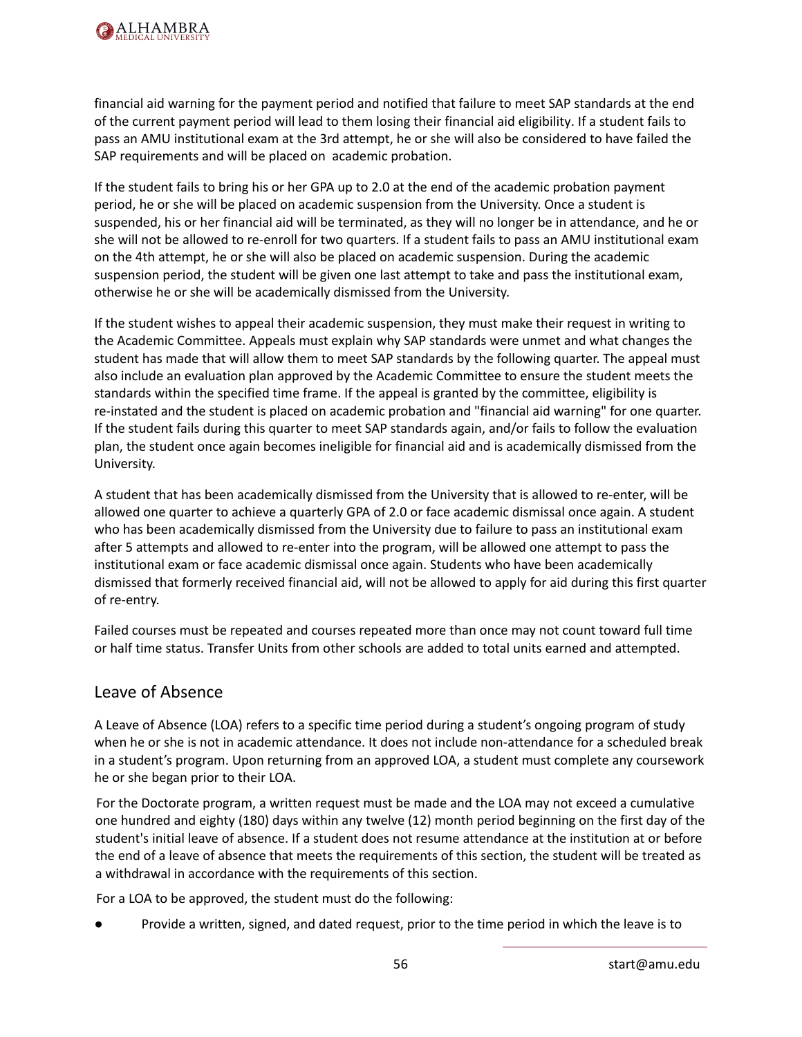financial aid warning for the payment period and notified that failure to meet SAP standards at the end of the current payment period will lead to them losing their financial aid eligibility. If a student fails to pass an AMU institutional exam at the 3rd attempt, he or she will also be considered to have failed the SAP requirements and will be placed on academic probation.

If the student fails to bring his or her GPA up to 2.0 at the end of the academic probation payment period, he or she will be placed on academic suspension from the University. Once a student is suspended, his or her financial aid will be terminated, as they will no longer be in attendance, and he or she will not be allowed to re-enroll for two quarters. If a student fails to pass an AMU institutional exam on the 4th attempt, he or she will also be placed on academic suspension. During the academic suspension period, the student will be given one last attempt to take and pass the institutional exam, otherwise he or she will be academically dismissed from the University.

If the student wishes to appeal their academic suspension, they must make their request in writing to the Academic Committee. Appeals must explain why SAP standards were unmet and what changes the student has made that will allow them to meet SAP standards by the following quarter. The appeal must also include an evaluation plan approved by the Academic Committee to ensure the student meets the standards within the specified time frame. If the appeal is granted by the committee, eligibility is re-instated and the student is placed on academic probation and "financial aid warning" for one quarter. If the student fails during this quarter to meet SAP standards again, and/or fails to follow the evaluation plan, the student once again becomes ineligible for financial aid and is academically dismissed from the University.

A student that has been academically dismissed from the University that is allowed to re-enter, will be allowed one quarter to achieve a quarterly GPA of 2.0 or face academic dismissal once again. A student who has been academically dismissed from the University due to failure to pass an institutional exam after 5 attempts and allowed to re-enter into the program, will be allowed one attempt to pass the institutional exam or face academic dismissal once again. Students who have been academically dismissed that formerly received financial aid, will not be allowed to apply for aid during this first quarter of re-entry.

Failed courses must be repeated and courses repeated more than once may not count toward full time or half time status. Transfer Units from other schools are added to total units earned and attempted.

## Leave of Absence

A Leave of Absence (LOA) refers to a specific time period during a student's ongoing program of study when he or she is not in academic attendance. It does not include non-attendance for a scheduled break in a student's program. Upon returning from an approved LOA, a student must complete any coursework he or she began prior to their LOA.

For the Doctorate program, a written request must be made and the LOA may not exceed a cumulative one hundred and eighty (180) days within any twelve (12) month period beginning on the first day of the student's initial leave of absence. If a student does not resume attendance at the institution at or before the end of a leave of absence that meets the requirements of this section, the student will be treated as a withdrawal in accordance with the requirements of this section.

For a LOA to be approved, the student must do the following:

- Provide a written, signed, and dated request, prior to the time period in which the leave is to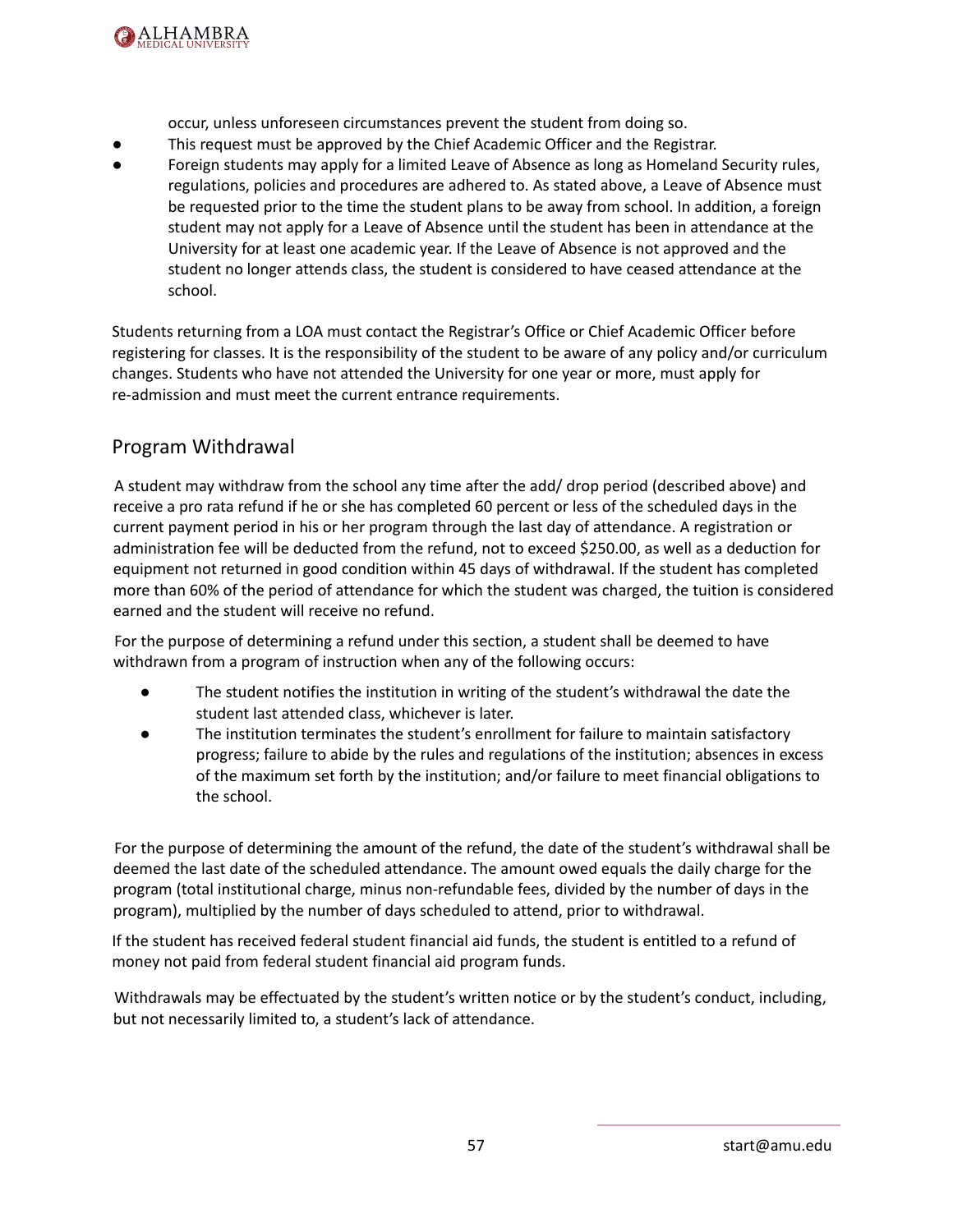occur, unless unforeseen circumstances prevent the student from doing so.

- This request must be approved by the Chief Academic Officer and the Registrar.
- Foreign students may apply for a limited Leave of Absence as long as Homeland Security rules, regulations, policies and procedures are adhered to. As stated above, a Leave of Absence must be requested prior to the time the student plans to be away from school. In addition, a foreign student may not apply for a Leave of Absence until the student has been in attendance at the University for at least one academic year. If the Leave of Absence is not approved and the student no longer attends class, the student is considered to have ceased attendance at the school.

Students returning from a LOA must contact the Registrar's Office or Chief Academic Officer before registering for classes. It is the responsibility of the student to be aware of any policy and/or curriculum changes. Students who have not attended the University for one year or more, must apply for re-admission and must meet the current entrance requirements.

## Program Withdrawal

A student may withdraw from the school any time after the add/ drop period (described above) and receive a pro rata refund if he or she has completed 60 percent or less of the scheduled days in the current payment period in his or her program through the last day of attendance. A registration or administration fee will be deducted from the refund, not to exceed $250.00, as well as a deduction for equipment not returned in good condition within 45 days of withdrawal. If the student has completed more than 60% of the period of attendance for which the student was charged, the tuition is considered earned and the student will receive no refund.

For the purpose of determining a refund under this section, a student shall be deemed to have withdrawn from a program of instruction when any of the following occurs:

- The student notifies the institution in writing of the student's withdrawal the date the student last attended class, whichever is later.
- The institution terminates the student's enrollment for failure to maintain satisfactory progress; failure to abide by the rules and regulations of the institution; absences in excess of the maximum set forth by the institution; and/or failure to meet financial obligations to the school.

For the purpose of determining the amount of the refund, the date of the student's withdrawal shall be deemed the last date of the scheduled attendance. The amount owed equals the daily charge for the program (total institutional charge, minus non-refundable fees, divided by the number of days in the program), multiplied by the number of days scheduled to attend, prior to withdrawal.

If the student has received federal student financial aid funds, the student is entitled to a refund of money not paid from federal student financial aid program funds.

Withdrawals may be effectuated by the student's written notice or by the student's conduct, including, but not necessarily limited to, a student's lack of attendance.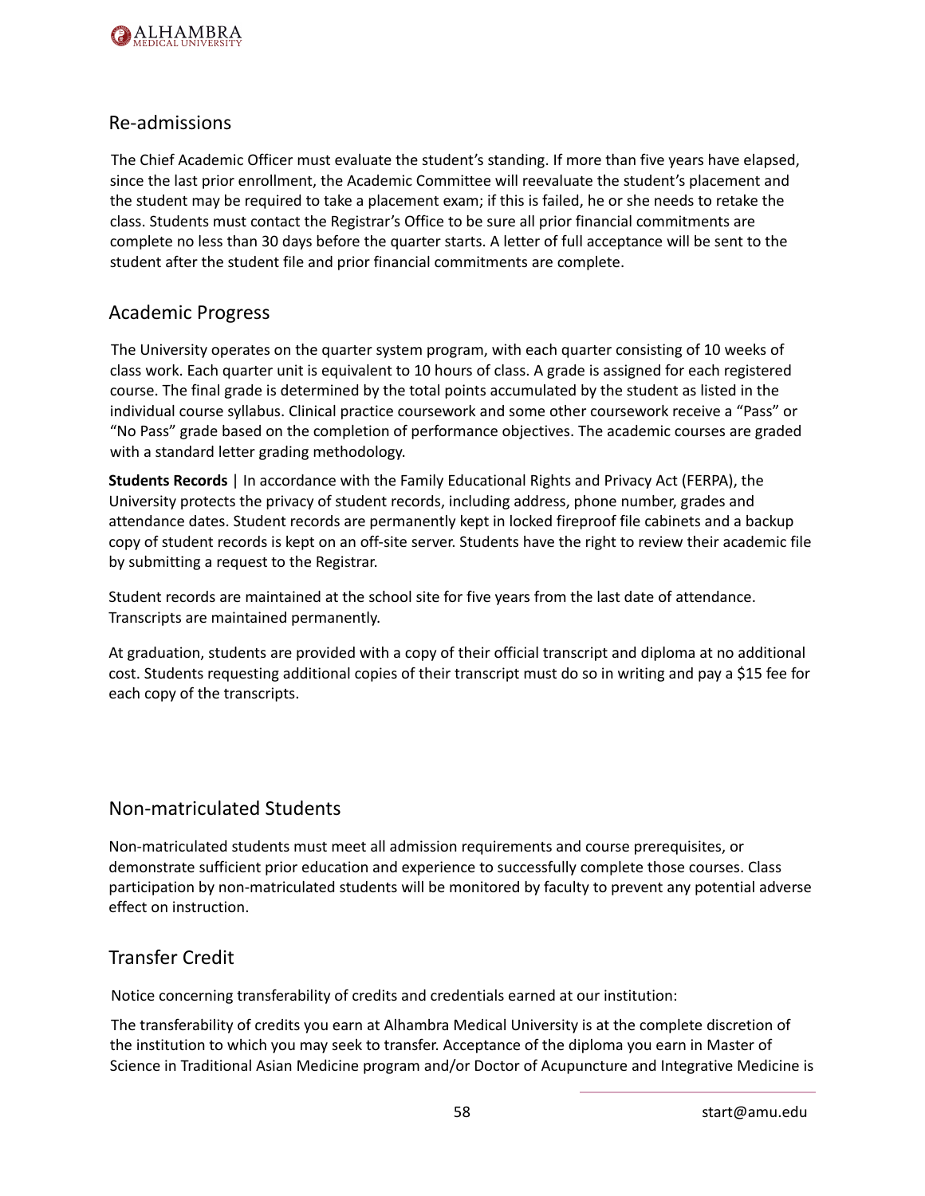## Re-admissions

The Chief Academic Officer must evaluate the student's standing. If more than five years have elapsed, since the last prior enrollment, the Academic Committee will reevaluate the student's placement and the student may be required to take a placement exam; if this is failed, he or she needs to retake the class. Students must contact the Registrar's Office to be sure all prior financial commitments are complete no less than 30 days before the quarter starts. A letter of full acceptance will be sent to the student after the student file and prior financial commitments are complete.

## Academic Progress

The University operates on the quarter system program, with each quarter consisting of 10 weeks of class work. Each quarter unit is equivalent to 10 hours of class. A grade is assigned for each registered course. The final grade is determined by the total points accumulated by the student as listed in the individual course syllabus. Clinical practice coursework and some other coursework receive a "Pass" or "No Pass" grade based on the completion of performance objectives. The academic courses are graded with a standard letter grading methodology.

**Students Records** | In accordance with the Family Educational Rights and Privacy Act (FERPA), the University protects the privacy of student records, including address, phone number, grades and attendance dates. Student records are permanently kept in locked fireproof file cabinets and a backup copy of student records is kept on an off-site server. Students have the right to review their academic file by submitting a request to the Registrar.

Student records are maintained at the school site for five years from the last date of attendance. Transcripts are maintained permanently.

At graduation, students are provided with a copy of their official transcript and diploma at no additional cost. Students requesting additional copies of their transcript must do so in writing and pay a $15 fee for each copy of the transcripts.

## Non-matriculated Students

Non-matriculated students must meet all admission requirements and course prerequisites, or demonstrate sufficient prior education and experience to successfully complete those courses. Class participation by non-matriculated students will be monitored by faculty to prevent any potential adverse effect on instruction.

## Transfer Credit

Notice concerning transferability of credits and credentials earned at our institution:

The transferability of credits you earn at Alhambra Medical University is at the complete discretion of the institution to which you may seek to transfer. Acceptance of the diploma you earn in Master of Science in Traditional Asian Medicine program and/or Doctor of Acupuncture and Integrative Medicine is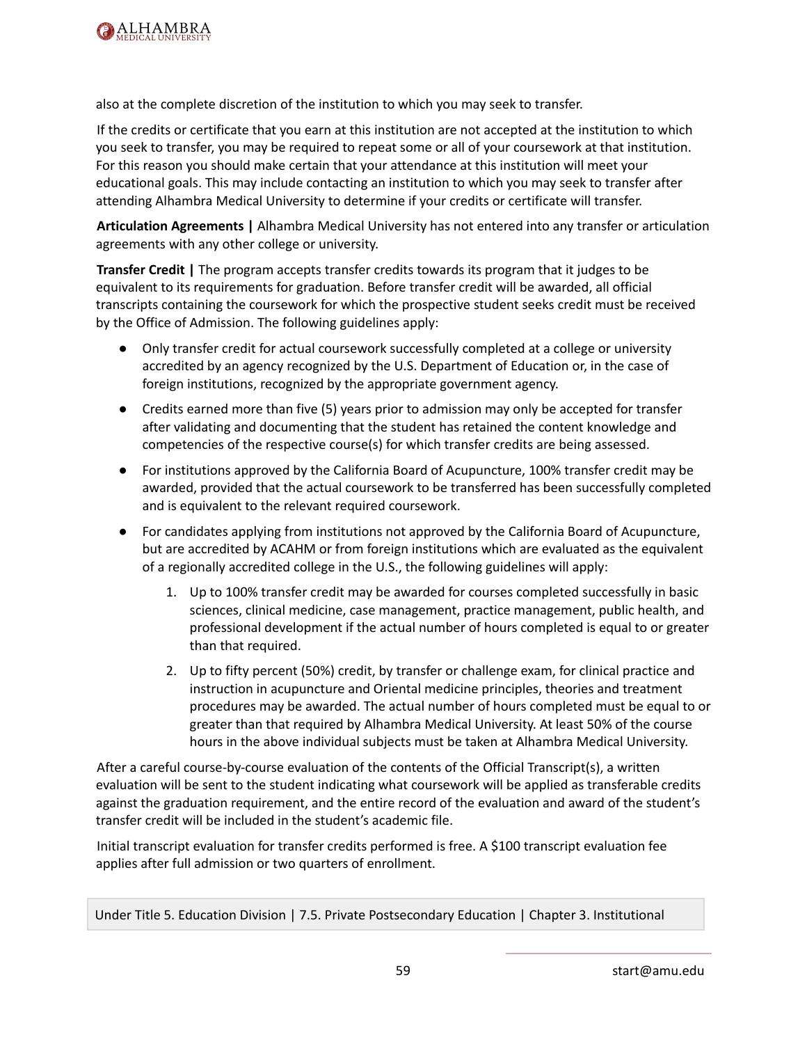also at the complete discretion of the institution to which you may seek to transfer.

If the credits or certificate that you earn at this institution are not accepted at the institution to which you seek to transfer, you may be required to repeat some or all of your coursework at that institution. For this reason you should make certain that your attendance at this institution will meet your educational goals. This may include contacting an institution to which you may seek to transfer after attending Alhambra Medical University to determine if your credits or certificate will transfer.

**Articulation Agreements |** Alhambra Medical University has not entered into any transfer or articulation agreements with any other college or university.

**Transfer Credit |** The program accepts transfer credits towards its program that it judges to be equivalent to its requirements for graduation. Before transfer credit will be awarded, all official transcripts containing the coursework for which the prospective student seeks credit must be received by the Office of Admission. The following guidelines apply:

- Only transfer credit for actual coursework successfully completed at a college or university accredited by an agency recognized by the U.S. Department of Education or, in the case of foreign institutions, recognized by the appropriate government agency.
- Credits earned more than five (5) years prior to admission may only be accepted for transfer after validating and documenting that the student has retained the content knowledge and competencies of the respective course(s) for which transfer credits are being assessed.
- For institutions approved by the California Board of Acupuncture, 100% transfer credit may be awarded, provided that the actual coursework to be transferred has been successfully completed and is equivalent to the relevant required coursework.
- For candidates applying from institutions not approved by the California Board of Acupuncture, but are accredited by ACAHM or from foreign institutions which are evaluated as the equivalent of a regionally accredited college in the U.S., the following guidelines will apply:
    1. Up to 100% transfer credit may be awarded for courses completed successfully in basic sciences, clinical medicine, case management, practice management, public health, and professional development if the actual number of hours completed is equal to or greater than that required.
    2. Up to fifty percent (50%) credit, by transfer or challenge exam, for clinical practice and instruction in acupuncture and Oriental medicine principles, theories and treatment procedures may be awarded. The actual number of hours completed must be equal to or greater than that required by Alhambra Medical University. At least 50% of the course hours in the above individual subjects must be taken at Alhambra Medical University.

After a careful course-by-course evaluation of the contents of the Official Transcript(s), a written evaluation will be sent to the student indicating what coursework will be applied as transferable credits against the graduation requirement, and the entire record of the evaluation and award of the student's transfer credit will be included in the student's academic file.

Initial transcript evaluation for transfer credits performed is free. A $100 transcript evaluation fee applies after full admission or two quarters of enrollment.

Under Title 5. Education Division | 7.5. Private Postsecondary Education | Chapter 3. Institutional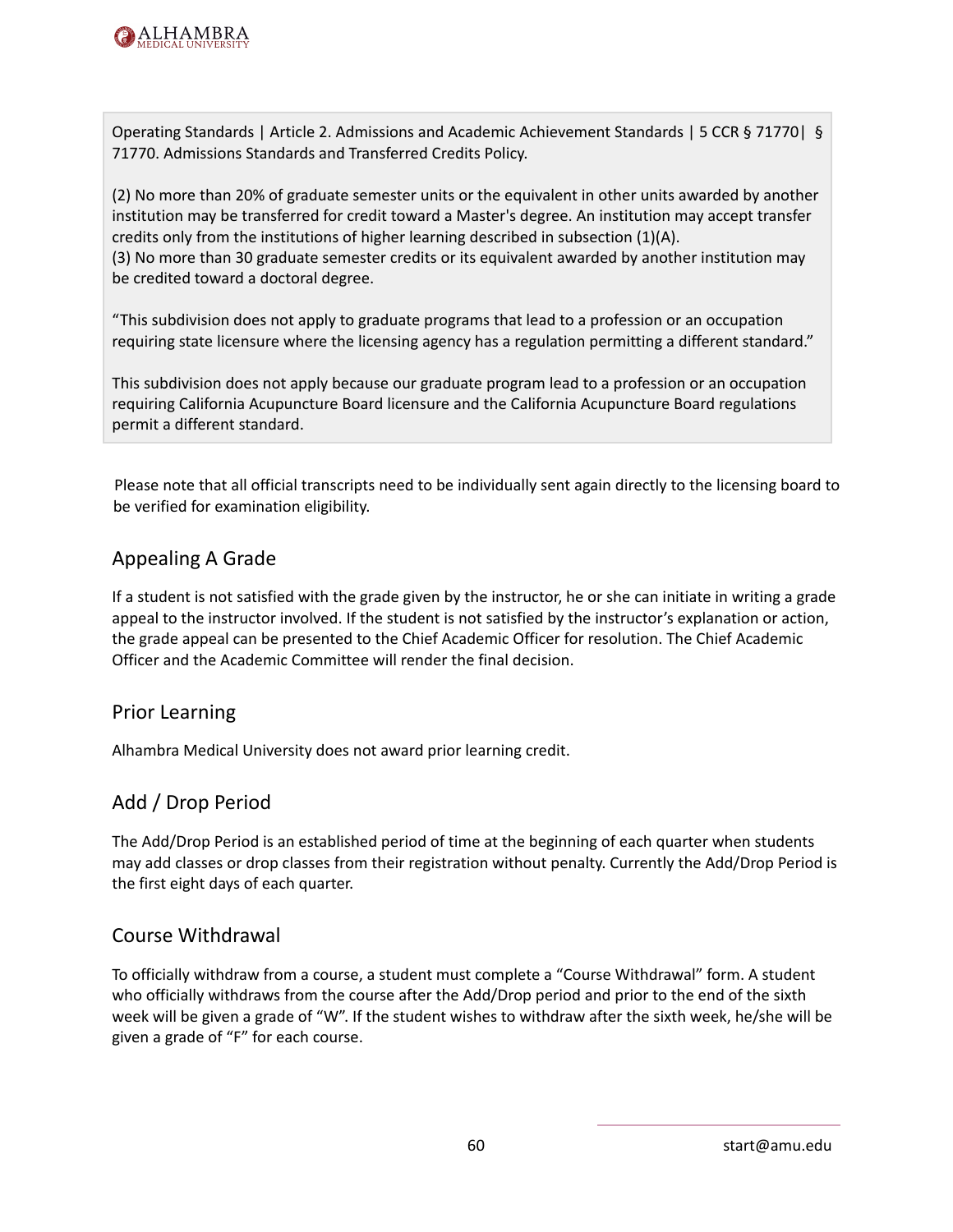Operating Standards | Article 2. Admissions and Academic Achievement Standards | 5 CCR § 71770| § 71770. Admissions Standards and Transferred Credits Policy.

(2) No more than 20% of graduate semester units or the equivalent in other units awarded by another institution may be transferred for credit toward a Master's degree. An institution may accept transfer credits only from the institutions of higher learning described in subsection (1)(A).
(3) No more than 30 graduate semester credits or its equivalent awarded by another institution may be credited toward a doctoral degree.

"This subdivision does not apply to graduate programs that lead to a profession or an occupation requiring state licensure where the licensing agency has a regulation permitting a different standard."

This subdivision does not apply because our graduate program lead to a profession or an occupation requiring California Acupuncture Board licensure and the California Acupuncture Board regulations permit a different standard.

Please note that all official transcripts need to be individually sent again directly to the licensing board to be verified for examination eligibility.

## Appealing A Grade

If a student is not satisfied with the grade given by the instructor, he or she can initiate in writing a grade appeal to the instructor involved. If the student is not satisfied by the instructor's explanation or action, the grade appeal can be presented to the Chief Academic Officer for resolution. The Chief Academic Officer and the Academic Committee will render the final decision.

## Prior Learning

Alhambra Medical University does not award prior learning credit.

## Add / Drop Period

The Add/Drop Period is an established period of time at the beginning of each quarter when students may add classes or drop classes from their registration without penalty. Currently the Add/Drop Period is the first eight days of each quarter.

## Course Withdrawal

To officially withdraw from a course, a student must complete a "Course Withdrawal" form. A student who officially withdraws from the course after the Add/Drop period and prior to the end of the sixth week will be given a grade of "W". If the student wishes to withdraw after the sixth week, he/she will be given a grade of "F" for each course.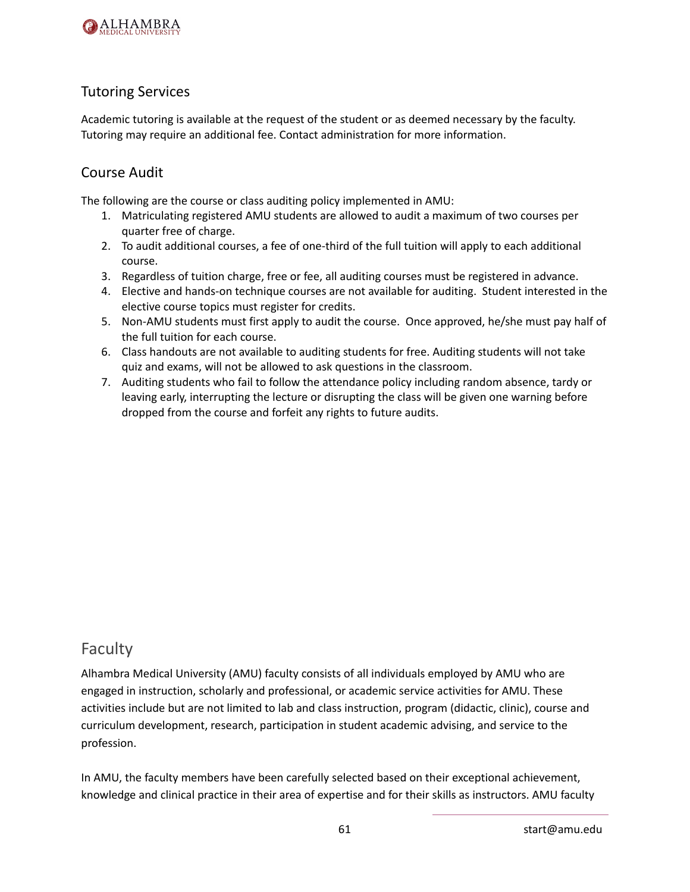## Tutoring Services

Academic tutoring is available at the request of the student or as deemed necessary by the faculty. Tutoring may require an additional fee. Contact administration for more information.

## Course Audit

The following are the course or class auditing policy implemented in AMU:

1. Matriculating registered AMU students are allowed to audit a maximum of two courses per quarter free of charge.
2. To audit additional courses, a fee of one-third of the full tuition will apply to each additional course.
3. Regardless of tuition charge, free or fee, all auditing courses must be registered in advance.
4. Elective and hands-on technique courses are not available for auditing. Student interested in the elective course topics must register for credits.
5. Non-AMU students must first apply to audit the course. Once approved, he/she must pay half of the full tuition for each course.
6. Class handouts are not available to auditing students for free. Auditing students will not take quiz and exams, will not be allowed to ask questions in the classroom.
7. Auditing students who fail to follow the attendance policy including random absence, tardy or leaving early, interrupting the lecture or disrupting the class will be given one warning before dropped from the course and forfeit any rights to future audits.

# Faculty

Alhambra Medical University (AMU) faculty consists of all individuals employed by AMU who are engaged in instruction, scholarly and professional, or academic service activities for AMU. These activities include but are not limited to lab and class instruction, program (didactic, clinic), course and curriculum development, research, participation in student academic advising, and service to the profession.

In AMU, the faculty members have been carefully selected based on their exceptional achievement, knowledge and clinical practice in their area of expertise and for their skills as instructors. AMU faculty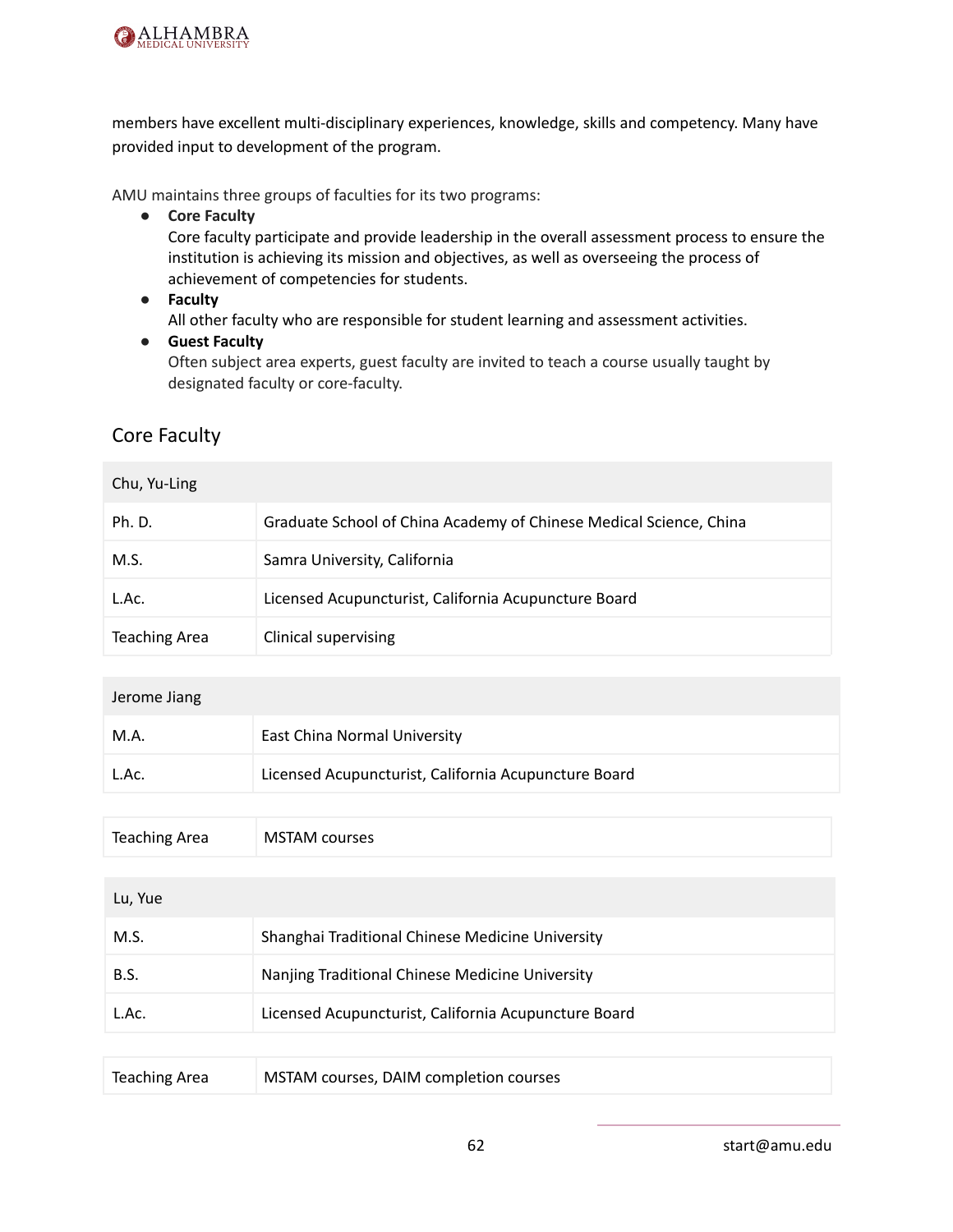members have excellent multi-disciplinary experiences, knowledge, skills and competency. Many have provided input to development of the program.

AMU maintains three groups of faculties for its two programs:

- **Core Faculty**
  Core faculty participate and provide leadership in the overall assessment process to ensure the institution is achieving its mission and objectives, as well as overseeing the process of achievement of competencies for students.
- **Faculty**
  All other faculty who are responsible for student learning and assessment activities.
- **Guest Faculty**
  Often subject area experts, guest faculty are invited to teach a course usually taught by designated faculty or core-faculty.

## Core Faculty

| Chu, Yu-Ling | |
|---|---|
| Ph. D. | Graduate School of China Academy of Chinese Medical Science, China |
| M.S. | Samra University, California |
| L.Ac. | Licensed Acupuncturist, California Acupuncture Board |
| Teaching Area | Clinical supervising |

| Jerome Jiang | |
|---|---|
| M.A. | East China Normal University |
| L.Ac. | Licensed Acupuncturist, California Acupuncture Board |
| Teaching Area | MSTAM courses |

| Lu, Yue | |
|---|---|
| M.S. | Shanghai Traditional Chinese Medicine University |
| B.S. | Nanjing Traditional Chinese Medicine University |
| L.Ac. | Licensed Acupuncturist, California Acupuncture Board |
| Teaching Area | MSTAM courses, DAIM completion courses |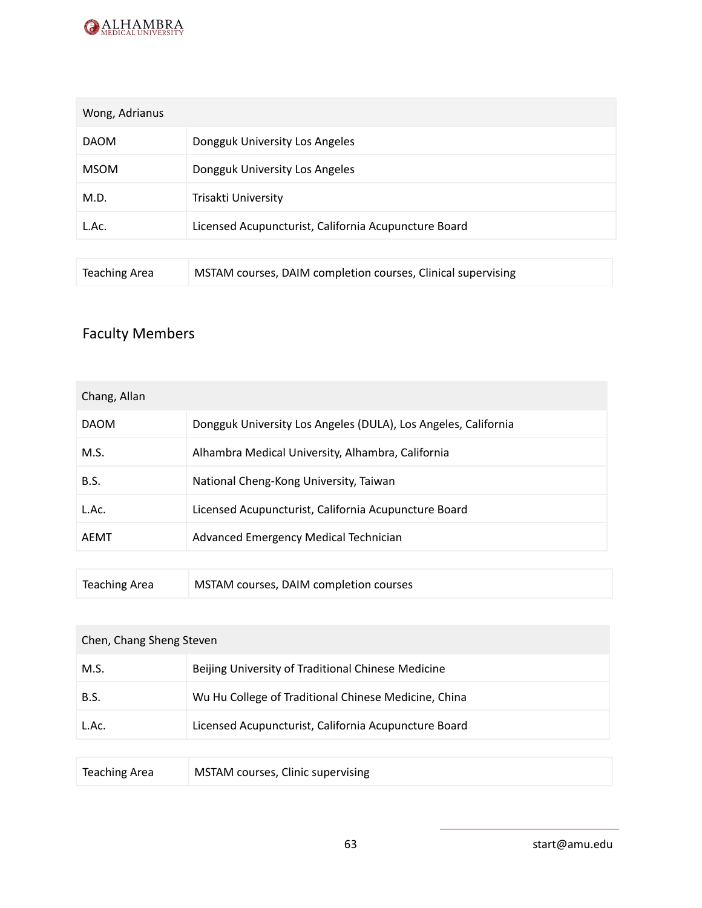| Wong, Adrianus | |
|---|---|
| DAOM | Dongguk University Los Angeles |
| MSOM | Dongguk University Los Angeles |
| M.D. | Trisakti University |
| L.Ac. | Licensed Acupuncturist, California Acupuncture Board |

| Teaching Area | MSTAM courses, DAIM completion courses, Clinical supervising |
|---|---|

## Faculty Members

| Chang, Allan | |
|---|---|
| DAOM | Dongguk University Los Angeles (DULA), Los Angeles, California |
| M.S. | Alhambra Medical University, Alhambra, California |
| B.S. | National Cheng-Kong University, Taiwan |
| L.Ac. | Licensed Acupuncturist, California Acupuncture Board |
| AEMT | Advanced Emergency Medical Technician |

| Teaching Area | MSTAM courses, DAIM completion courses |
|---|---|

| Chen, Chang Sheng Steven | |
|---|---|
| M.S. | Beijing University of Traditional Chinese Medicine |
| B.S. | Wu Hu College of Traditional Chinese Medicine, China |
| L.Ac. | Licensed Acupuncturist, California Acupuncture Board |

| Teaching Area | MSTAM courses, Clinic supervising |
|---|---|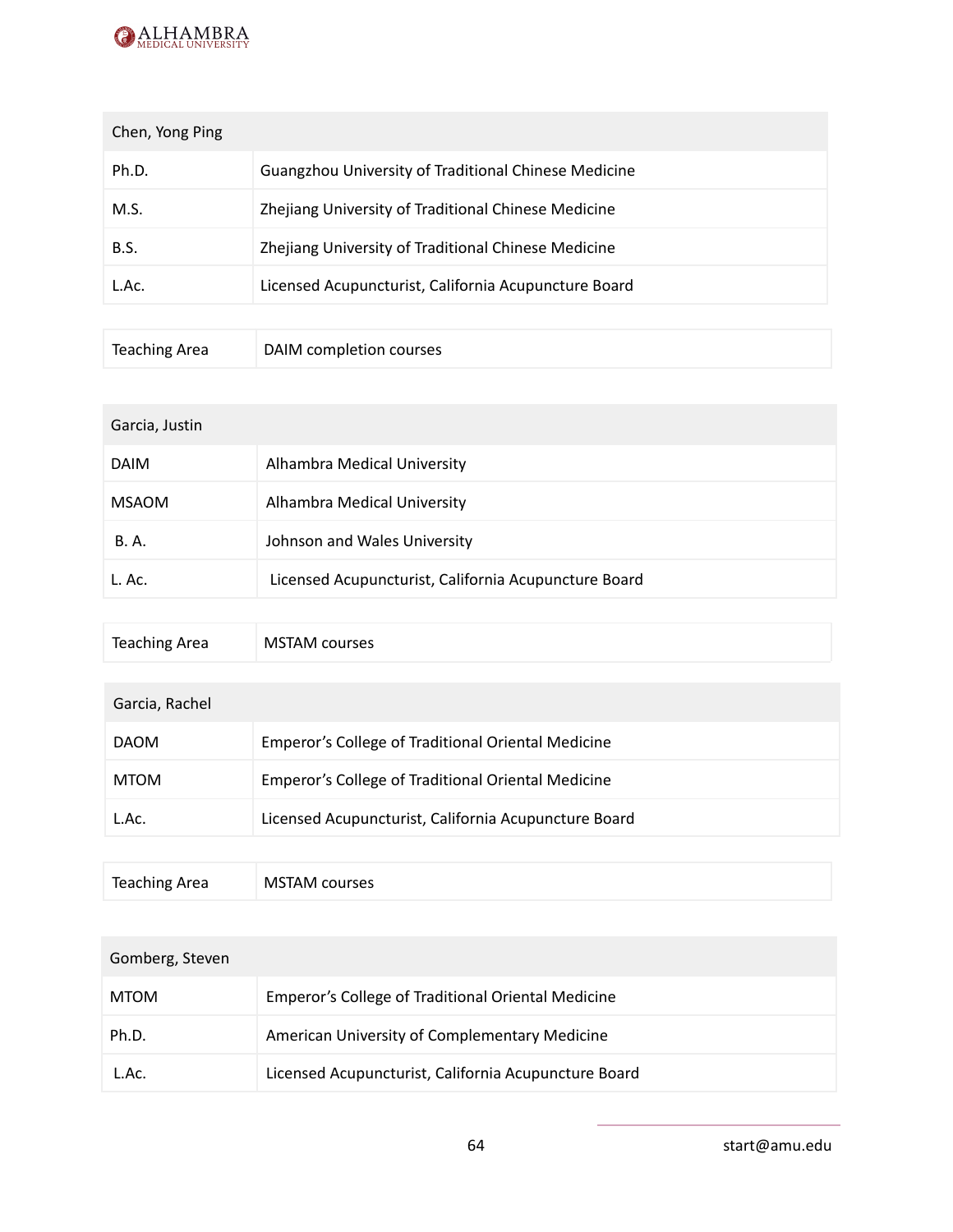| Chen, Yong Ping | |
|---|---|
| Ph.D. | Guangzhou University of Traditional Chinese Medicine |
| M.S. | Zhejiang University of Traditional Chinese Medicine |
| B.S. | Zhejiang University of Traditional Chinese Medicine |
| L.Ac. | Licensed Acupuncturist, California Acupuncture Board |

| Teaching Area | DAIM completion courses |
|---|---|

| Garcia, Justin | |
|---|---|
| DAIM | Alhambra Medical University |
| MSAOM | Alhambra Medical University |
| B. A. | Johnson and Wales University |
| L. Ac. | Licensed Acupuncturist, California Acupuncture Board |

| Teaching Area | MSTAM courses |
|---|---|

| Garcia, Rachel | |
|---|---|
| DAOM | Emperor's College of Traditional Oriental Medicine |
| MTOM | Emperor's College of Traditional Oriental Medicine |
| L.Ac. | Licensed Acupuncturist, California Acupuncture Board |

| Teaching Area | MSTAM courses |
|---|---|

| Gomberg, Steven | |
|---|---|
| MTOM | Emperor's College of Traditional Oriental Medicine |
| Ph.D. | American University of Complementary Medicine |
| L.Ac. | Licensed Acupuncturist, California Acupuncture Board |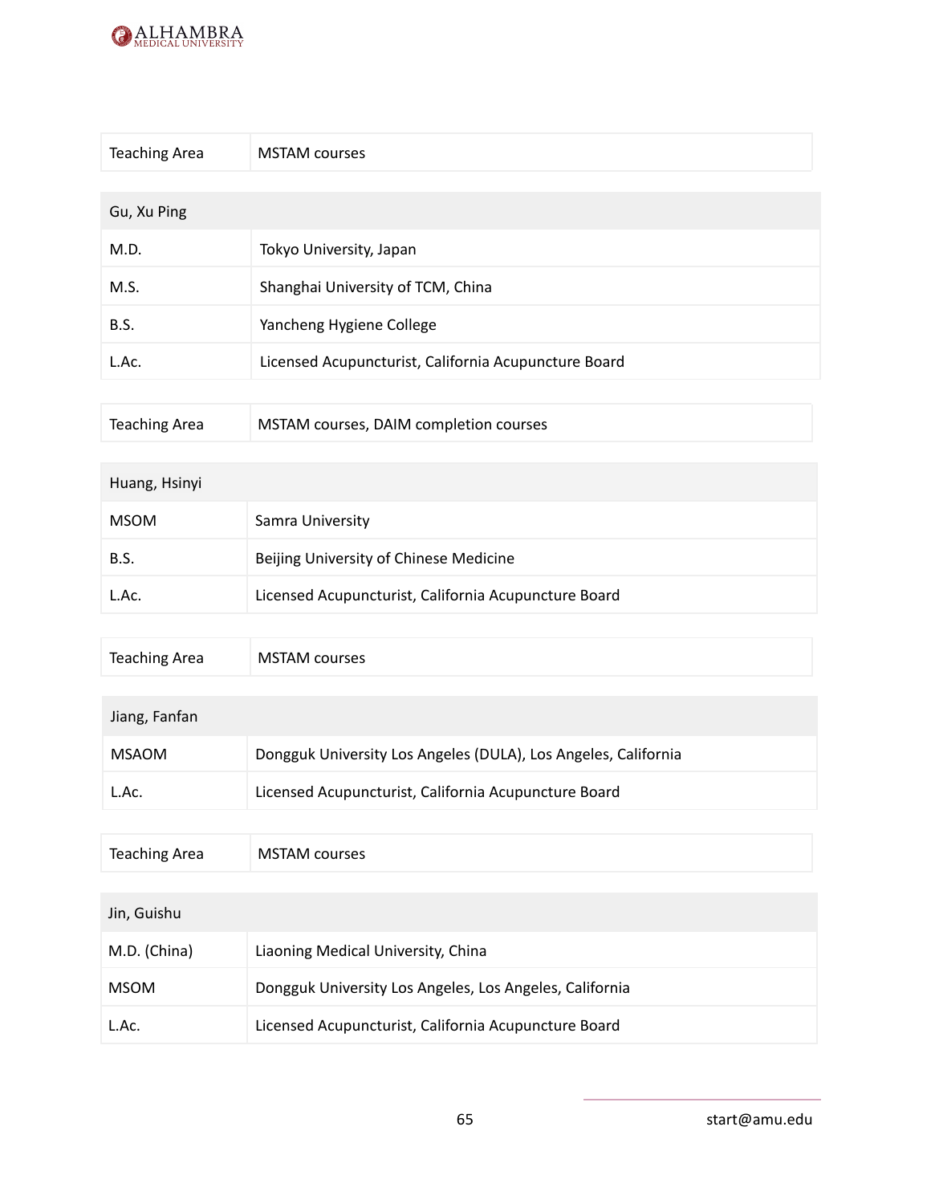| Teaching Area | MSTAM courses |
|---|---|

| Gu, Xu Ping | |
|---|---|
| M.D. | Tokyo University, Japan |
| M.S. | Shanghai University of TCM, China |
| B.S. | Yancheng Hygiene College |
| L.Ac. | Licensed Acupuncturist, California Acupuncture Board |

| Teaching Area | MSTAM courses, DAIM completion courses |
|---|---|

| Huang, Hsinyi | |
|---|---|
| MSOM | Samra University |
| B.S. | Beijing University of Chinese Medicine |
| L.Ac. | Licensed Acupuncturist, California Acupuncture Board |

| Teaching Area | MSTAM courses |
|---|---|

| Jiang, Fanfan | |
|---|---|
| MSAOM | Dongguk University Los Angeles (DULA), Los Angeles, California |
| L.Ac. | Licensed Acupuncturist, California Acupuncture Board |

| Teaching Area | MSTAM courses |
|---|---|

| Jin, Guishu | |
|---|---|
| M.D. (China) | Liaoning Medical University, China |
| MSOM | Dongguk University Los Angeles, Los Angeles, California |
| L.Ac. | Licensed Acupuncturist, California Acupuncture Board |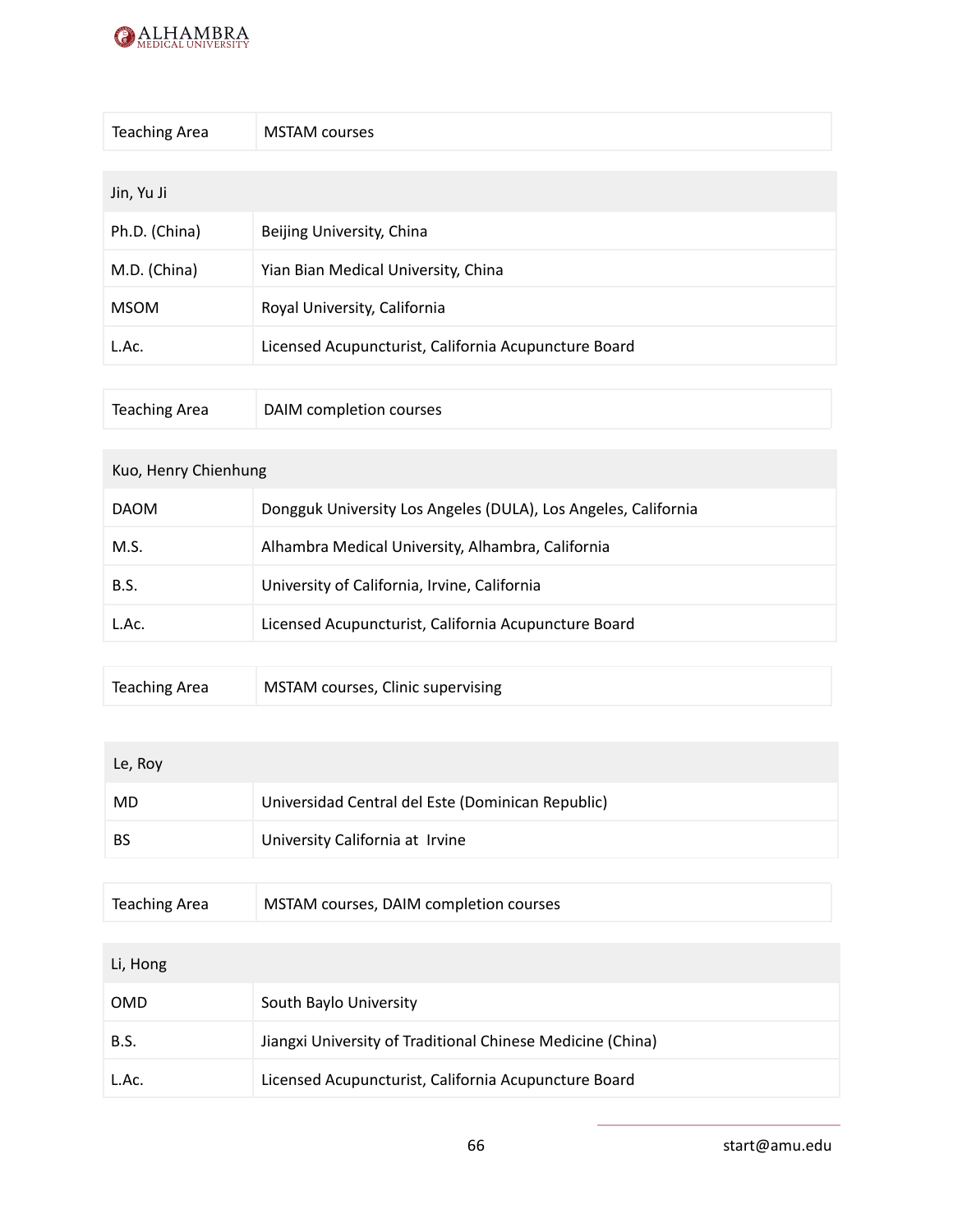| Teaching Area | MSTAM courses |
| --- | --- |

| Jin, Yu Ji | |
| --- | --- |
| Ph.D. (China) | Beijing University, China |
| M.D. (China) | Yian Bian Medical University, China |
| MSOM | Royal University, California |
| L.Ac. | Licensed Acupuncturist, California Acupuncture Board |

| Teaching Area | DAIM completion courses |
| --- | --- |

| Kuo, Henry Chienhung | |
| --- | --- |
| DAOM | Dongguk University Los Angeles (DULA), Los Angeles, California |
| M.S. | Alhambra Medical University, Alhambra, California |
| B.S. | University of California, Irvine, California |
| L.Ac. | Licensed Acupuncturist, California Acupuncture Board |

| Teaching Area | MSTAM courses, Clinic supervising |
| --- | --- |

| Le, Roy | |
| --- | --- |
| MD | Universidad Central del Este (Dominican Republic) |
| BS | University California at Irvine |

| Teaching Area | MSTAM courses, DAIM completion courses |
| --- | --- |

| Li, Hong | |
| --- | --- |
| OMD | South Baylo University |
| B.S. | Jiangxi University of Traditional Chinese Medicine (China) |
| L.Ac. | Licensed Acupuncturist, California Acupuncture Board |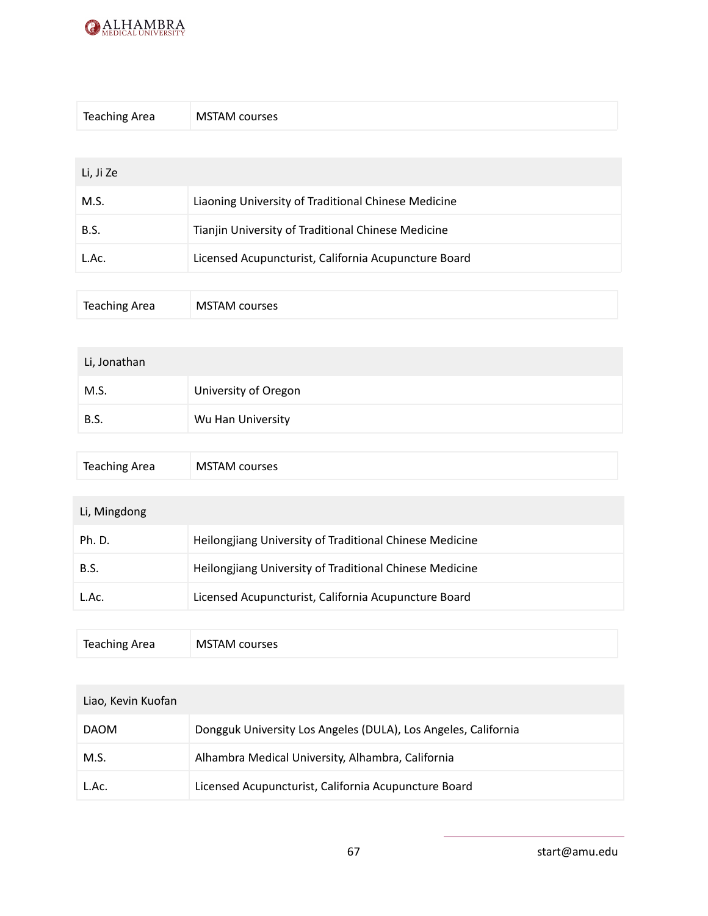| Teaching Area | MSTAM courses |
| --- | --- |

| Li, Ji Ze | |
| --- | --- |
| M.S. | Liaoning University of Traditional Chinese Medicine |
| B.S. | Tianjin University of Traditional Chinese Medicine |
| L.Ac. | Licensed Acupuncturist, California Acupuncture Board |

| Teaching Area | MSTAM courses |
| --- | --- |

| Li, Jonathan | |
| --- | --- |
| M.S. | University of Oregon |
| B.S. | Wu Han University |

| Teaching Area | MSTAM courses |
| --- | --- |

| Li, Mingdong | |
| --- | --- |
| Ph. D. | Heilongjiang University of Traditional Chinese Medicine |
| B.S. | Heilongjiang University of Traditional Chinese Medicine |
| L.Ac. | Licensed Acupuncturist, California Acupuncture Board |

| Teaching Area | MSTAM courses |
| --- | --- |

| Liao, Kevin Kuofan | |
| --- | --- |
| DAOM | Dongguk University Los Angeles (DULA), Los Angeles, California |
| M.S. | Alhambra Medical University, Alhambra, California |
| L.Ac. | Licensed Acupuncturist, California Acupuncture Board |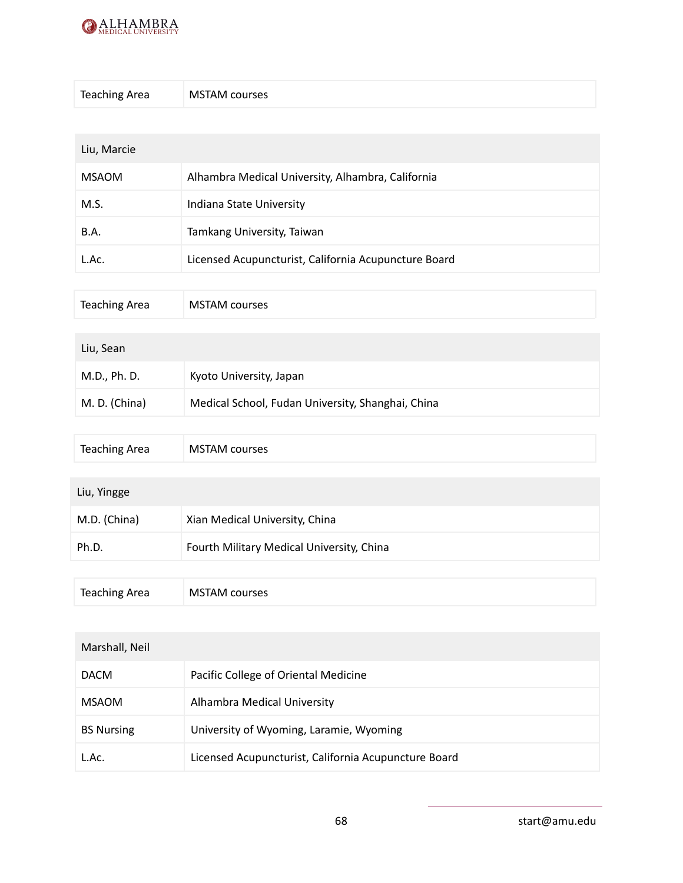| Teaching Area | MSTAM courses |
|---|---|

| Liu, Marcie | |
|---|---|
| MSAOM | Alhambra Medical University, Alhambra, California |
| M.S. | Indiana State University |
| B.A. | Tamkang University, Taiwan |
| L.Ac. | Licensed Acupuncturist, California Acupuncture Board |

| Teaching Area | MSTAM courses |
|---|---|

| Liu, Sean | |
|---|---|
| M.D., Ph. D. | Kyoto University, Japan |
| M. D. (China) | Medical School, Fudan University, Shanghai, China |

| Teaching Area | MSTAM courses |
|---|---|

| Liu, Yingge | |
|---|---|
| M.D. (China) | Xian Medical University, China |
| Ph.D. | Fourth Military Medical University, China |

| Teaching Area | MSTAM courses |
|---|---|

| Marshall, Neil | |
|---|---|
| DACM | Pacific College of Oriental Medicine |
| MSAOM | Alhambra Medical University |
| BS Nursing | University of Wyoming, Laramie, Wyoming |
| L.Ac. | Licensed Acupuncturist, California Acupuncture Board |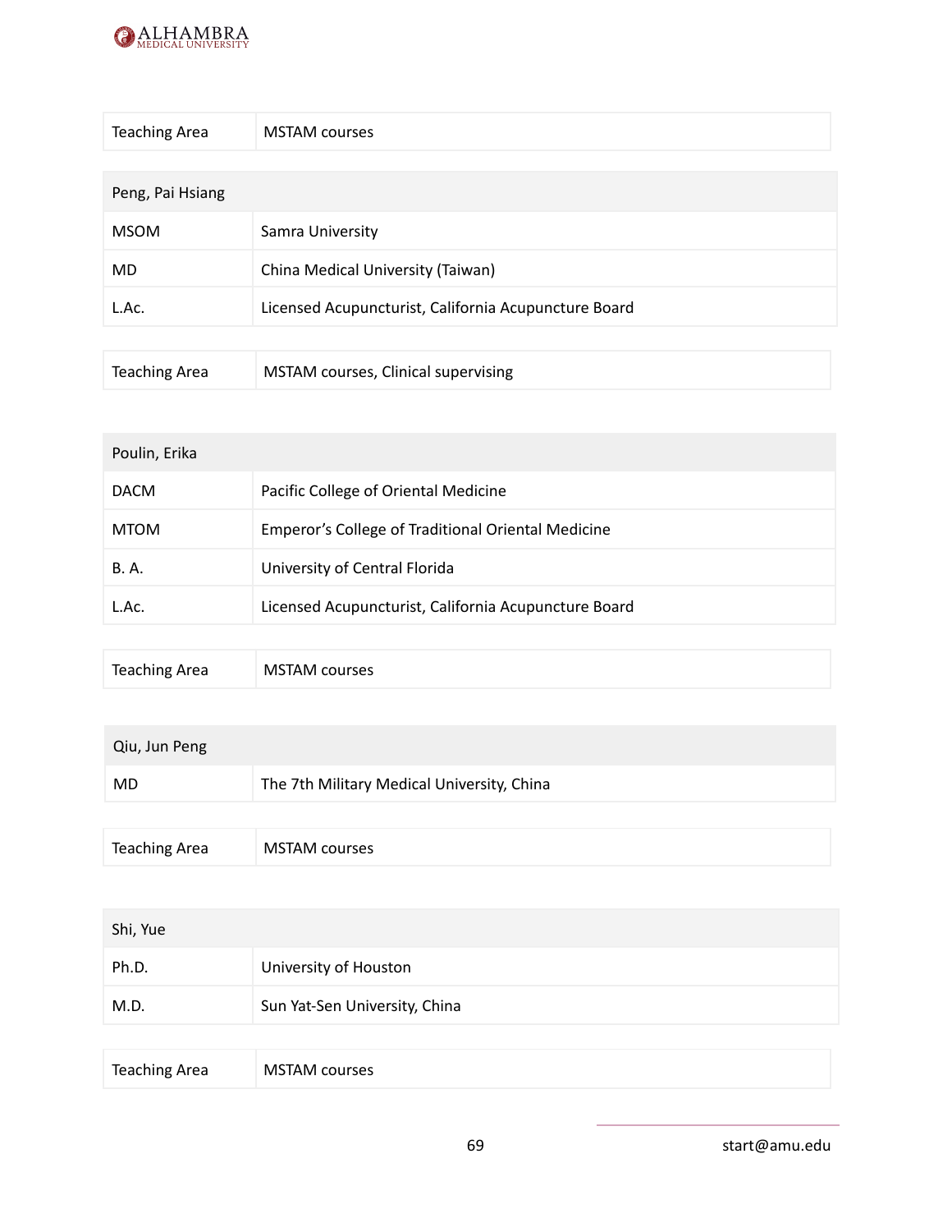| Teaching Area | MSTAM courses |
|---|---|

| Peng, Pai Hsiang | |
|---|---|
| MSOM | Samra University |
| MD | China Medical University (Taiwan) |
| L.Ac. | Licensed Acupuncturist, California Acupuncture Board |

| Teaching Area | MSTAM courses, Clinical supervising |
|---|---|

| Poulin, Erika | |
|---|---|
| DACM | Pacific College of Oriental Medicine |
| MTOM | Emperor's College of Traditional Oriental Medicine |
| B. A. | University of Central Florida |
| L.Ac. | Licensed Acupuncturist, California Acupuncture Board |

| Teaching Area | MSTAM courses |
|---|---|

| Qiu, Jun Peng | |
|---|---|
| MD | The 7th Military Medical University, China |

| Teaching Area | MSTAM courses |
|---|---|

| Shi, Yue | |
|---|---|
| Ph.D. | University of Houston |
| M.D. | Sun Yat-Sen University, China |

| Teaching Area | MSTAM courses |
|---|---|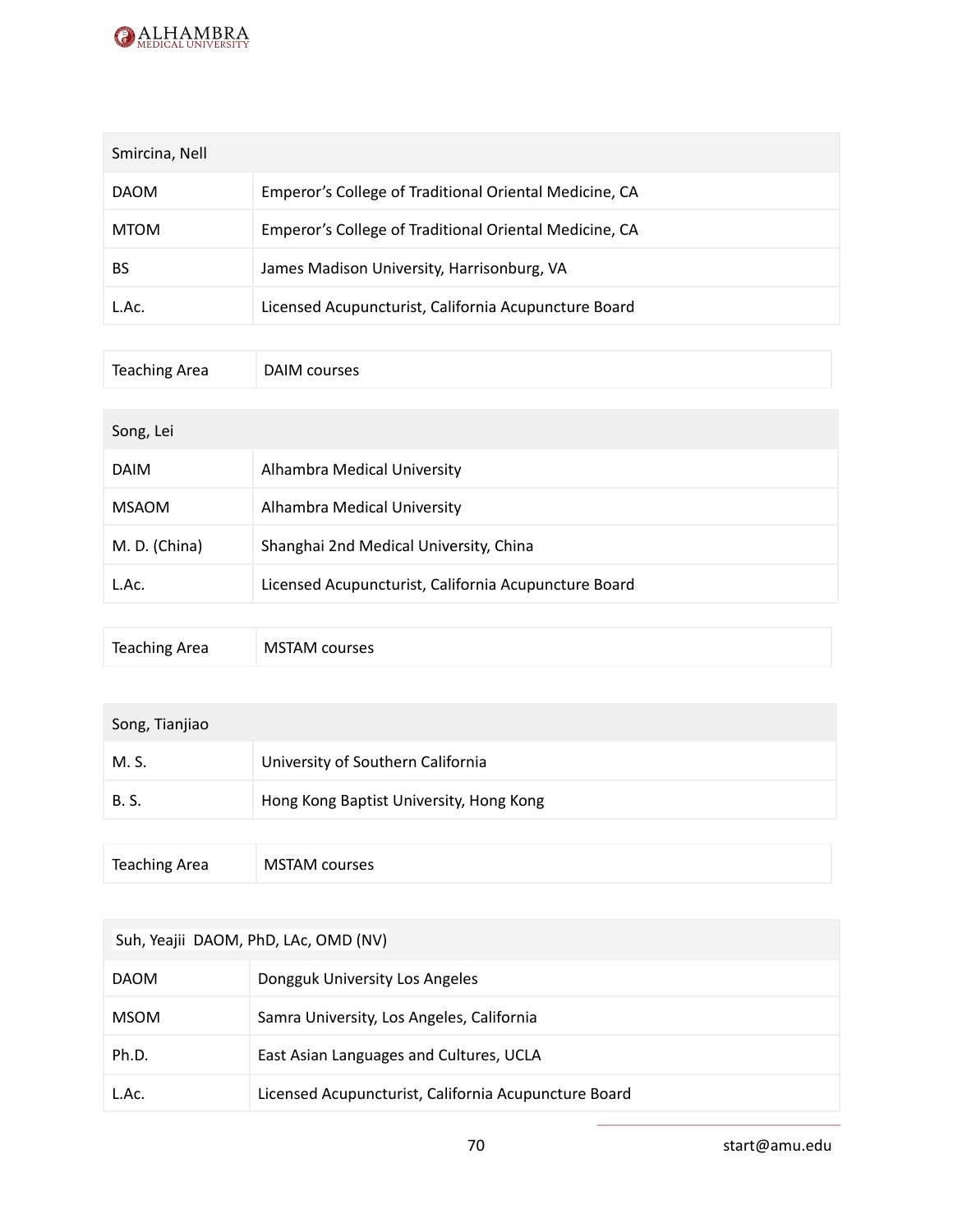| Smircina, Nell | |
|---|---|
| DAOM | Emperor's College of Traditional Oriental Medicine, CA |
| MTOM | Emperor's College of Traditional Oriental Medicine, CA |
| BS | James Madison University, Harrisonburg, VA |
| L.Ac. | Licensed Acupuncturist, California Acupuncture Board |

| Teaching Area | DAIM courses |
|---|---|

| Song, Lei | |
|---|---|
| DAIM | Alhambra Medical University |
| MSAOM | Alhambra Medical University |
| M. D. (China) | Shanghai 2nd Medical University, China |
| L.Ac. | Licensed Acupuncturist, California Acupuncture Board |

| Teaching Area | MSTAM courses |
|---|---|

| Song, Tianjiao | |
|---|---|
| M. S. | University of Southern California |
| B. S. | Hong Kong Baptist University, Hong Kong |

| Teaching Area | MSTAM courses |
|---|---|

| Suh, Yeajii DAOM, PhD, LAc, OMD (NV) | |
|---|---|
| DAOM | Dongguk University Los Angeles |
| MSOM | Samra University, Los Angeles, California |
| Ph.D. | East Asian Languages and Cultures, UCLA |
| L.Ac. | Licensed Acupuncturist, California Acupuncture Board |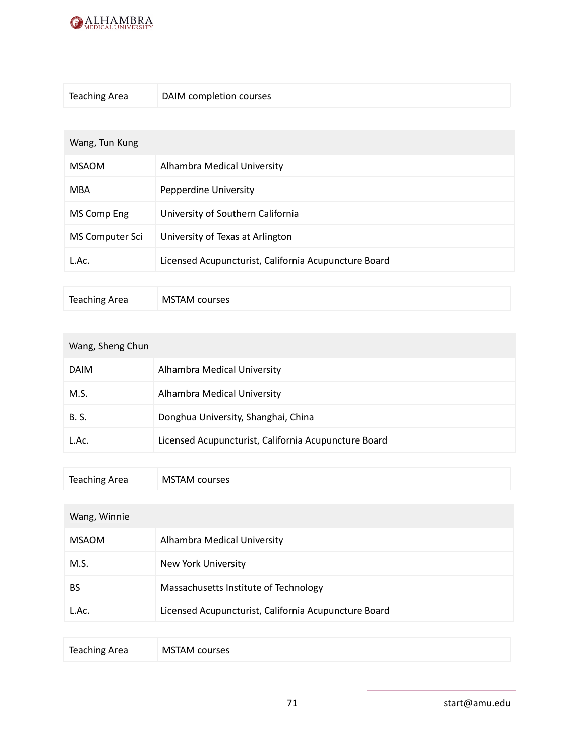| Teaching Area | DAIM completion courses |
|---|---|

| Wang, Tun Kung | |
|---|---|
| MSAOM | Alhambra Medical University |
| MBA | Pepperdine University |
| MS Comp Eng | University of Southern California |
| MS Computer Sci | University of Texas at Arlington |
| L.Ac. | Licensed Acupuncturist, California Acupuncture Board |

| Teaching Area | MSTAM courses |
|---|---|

| Wang, Sheng Chun | |
|---|---|
| DAIM | Alhambra Medical University |
| M.S. | Alhambra Medical University |
| B. S. | Donghua University, Shanghai, China |
| L.Ac. | Licensed Acupuncturist, California Acupuncture Board |

| Teaching Area | MSTAM courses |
|---|---|

| Wang, Winnie | |
|---|---|
| MSAOM | Alhambra Medical University |
| M.S. | New York University |
| BS | Massachusetts Institute of Technology |
| L.Ac. | Licensed Acupuncturist, California Acupuncture Board |

| Teaching Area | MSTAM courses |
|---|---|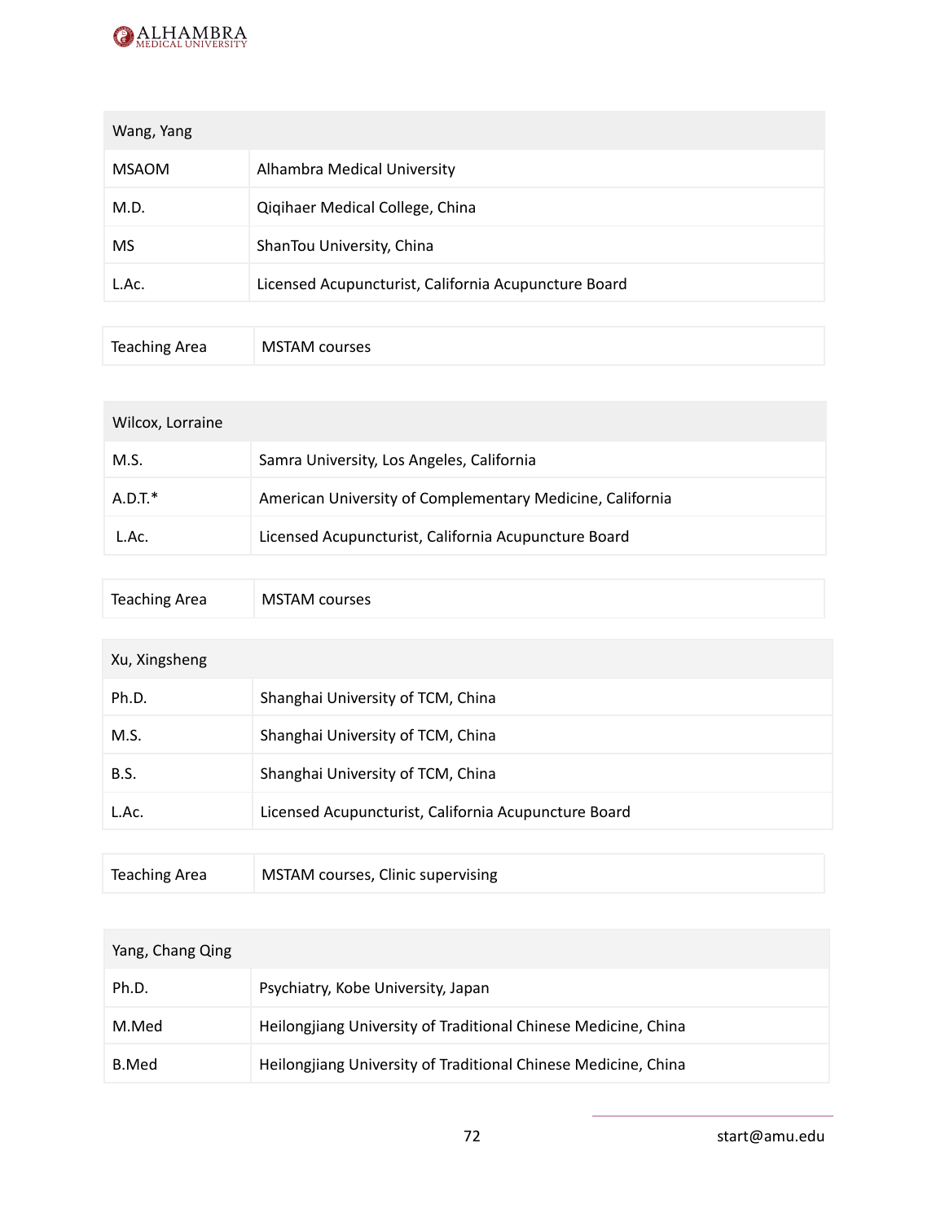| Wang, Yang | |
|---|---|
| MSAOM | Alhambra Medical University |
| M.D. | Qiqihaer Medical College, China |
| MS | ShanTou University, China |
| L.Ac. | Licensed Acupuncturist, California Acupuncture Board |

| Teaching Area | MSTAM courses |
|---|---|

| Wilcox, Lorraine | |
|---|---|
| M.S. | Samra University, Los Angeles, California |
| A.D.T.* | American University of Complementary Medicine, California |
| L.Ac. | Licensed Acupuncturist, California Acupuncture Board |

| Teaching Area | MSTAM courses |
|---|---|

| Xu, Xingsheng | |
|---|---|
| Ph.D. | Shanghai University of TCM, China |
| M.S. | Shanghai University of TCM, China |
| B.S. | Shanghai University of TCM, China |
| L.Ac. | Licensed Acupuncturist, California Acupuncture Board |

| Teaching Area | MSTAM courses, Clinic supervising |
|---|---|

| Yang, Chang Qing | |
|---|---|
| Ph.D. | Psychiatry, Kobe University, Japan |
| M.Med | Heilongjiang University of Traditional Chinese Medicine, China |
| B.Med | Heilongjiang University of Traditional Chinese Medicine, China |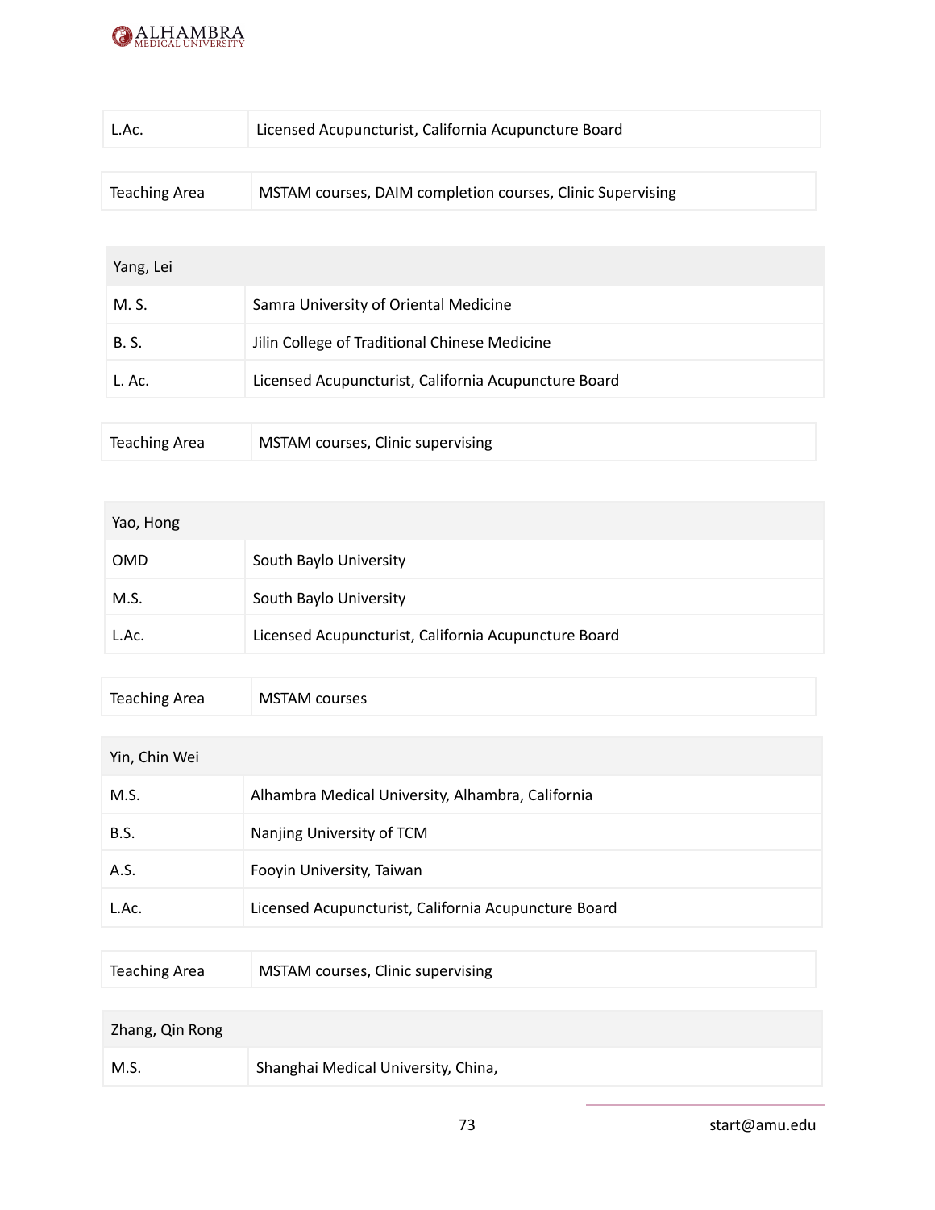| L.Ac. | Licensed Acupuncturist, California Acupuncture Board |
|---|---|

| Teaching Area | MSTAM courses, DAIM completion courses, Clinic Supervising |
|---|---|

| Yang, Lei | |
|---|---|
| M. S. | Samra University of Oriental Medicine |
| B. S. | Jilin College of Traditional Chinese Medicine |
| L. Ac. | Licensed Acupuncturist, California Acupuncture Board |

| Teaching Area | MSTAM courses, Clinic supervising |
|---|---|

| Yao, Hong | |
|---|---|
| OMD | South Baylo University |
| M.S. | South Baylo University |
| L.Ac. | Licensed Acupuncturist, California Acupuncture Board |

| Teaching Area | MSTAM courses |
|---|---|

| Yin, Chin Wei | |
|---|---|
| M.S. | Alhambra Medical University, Alhambra, California |
| B.S. | Nanjing University of TCM |
| A.S. | Fooyin University, Taiwan |
| L.Ac. | Licensed Acupuncturist, California Acupuncture Board |

| Teaching Area | MSTAM courses, Clinic supervising |
|---|---|

| Zhang, Qin Rong | |
|---|---|
| M.S. | Shanghai Medical University, China, |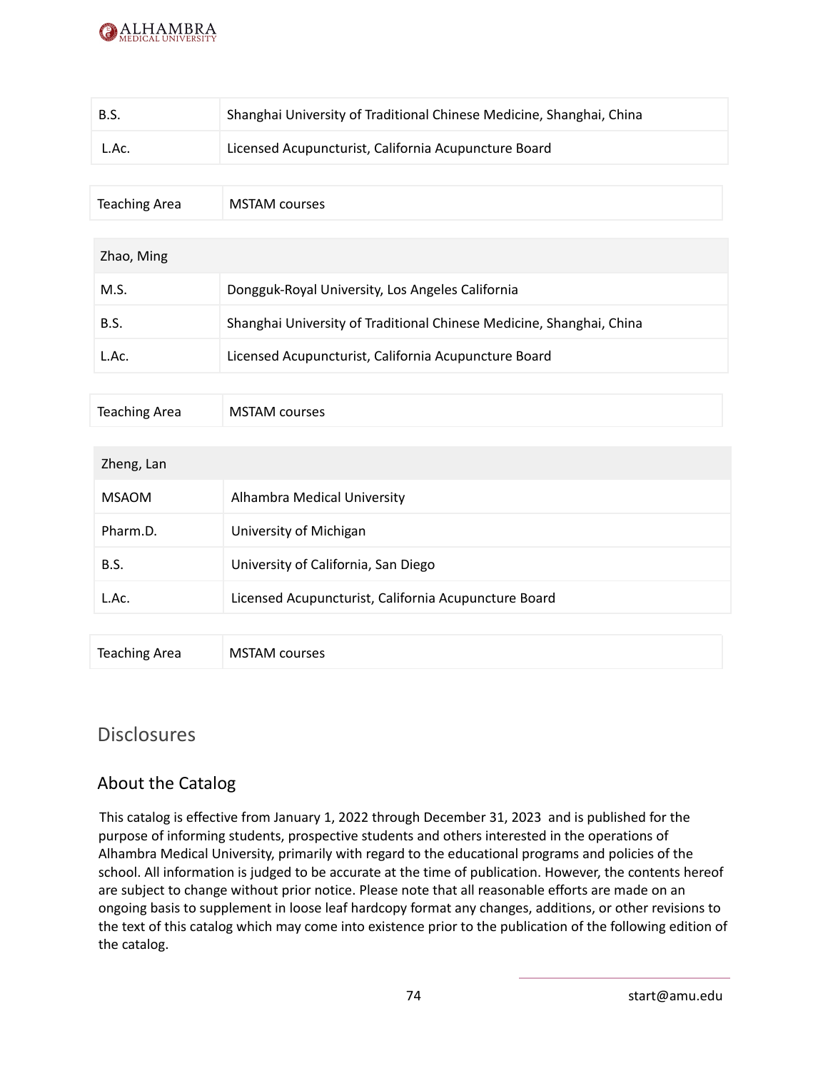| | |
|---|---|
| B.S. | Shanghai University of Traditional Chinese Medicine, Shanghai, China |
| L.Ac. | Licensed Acupuncturist, California Acupuncture Board |

| | |
|---|---|
| Teaching Area | MSTAM courses |

| Zhao, Ming | |
|---|---|
| M.S. | Dongguk-Royal University, Los Angeles California |
| B.S. | Shanghai University of Traditional Chinese Medicine, Shanghai, China |
| L.Ac. | Licensed Acupuncturist, California Acupuncture Board |

| | |
|---|---|
| Teaching Area | MSTAM courses |

| Zheng, Lan | |
|---|---|
| MSAOM | Alhambra Medical University |
| Pharm.D. | University of Michigan |
| B.S. | University of California, San Diego |
| L.Ac. | Licensed Acupuncturist, California Acupuncture Board |

| | |
|---|---|
| Teaching Area | MSTAM courses |

# Disclosures

## About the Catalog

This catalog is effective from January 1, 2022 through December 31, 2023 and is published for the purpose of informing students, prospective students and others interested in the operations of Alhambra Medical University, primarily with regard to the educational programs and policies of the school. All information is judged to be accurate at the time of publication. However, the contents hereof are subject to change without prior notice. Please note that all reasonable efforts are made on an ongoing basis to supplement in loose leaf hardcopy format any changes, additions, or other revisions to the text of this catalog which may come into existence prior to the publication of the following edition of the catalog.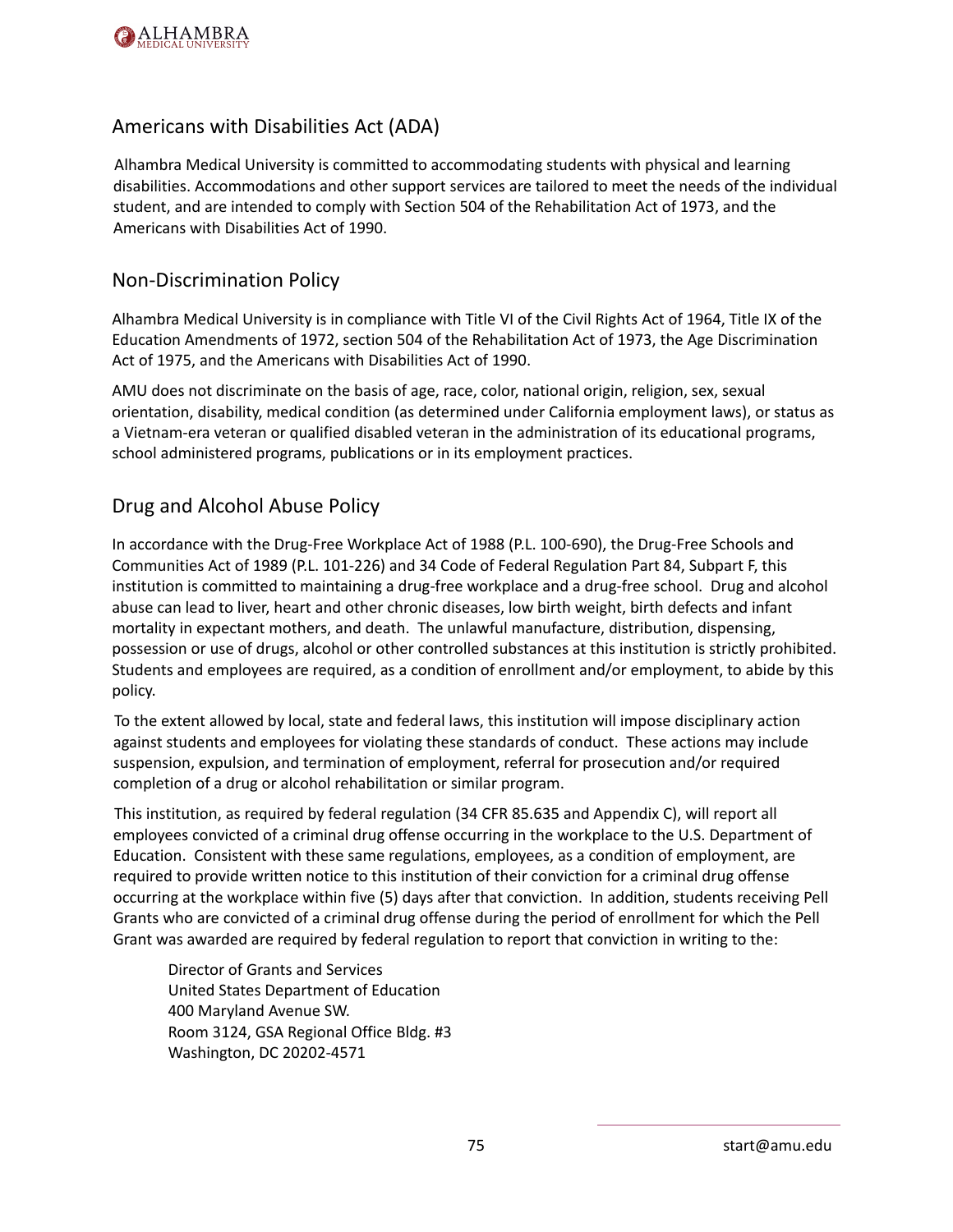## Americans with Disabilities Act (ADA)

Alhambra Medical University is committed to accommodating students with physical and learning disabilities. Accommodations and other support services are tailored to meet the needs of the individual student, and are intended to comply with Section 504 of the Rehabilitation Act of 1973, and the Americans with Disabilities Act of 1990.

## Non-Discrimination Policy

Alhambra Medical University is in compliance with Title VI of the Civil Rights Act of 1964, Title IX of the Education Amendments of 1972, section 504 of the Rehabilitation Act of 1973, the Age Discrimination Act of 1975, and the Americans with Disabilities Act of 1990.

AMU does not discriminate on the basis of age, race, color, national origin, religion, sex, sexual orientation, disability, medical condition (as determined under California employment laws), or status as a Vietnam-era veteran or qualified disabled veteran in the administration of its educational programs, school administered programs, publications or in its employment practices.

## Drug and Alcohol Abuse Policy

In accordance with the Drug-Free Workplace Act of 1988 (P.L. 100-690), the Drug-Free Schools and Communities Act of 1989 (P.L. 101-226) and 34 Code of Federal Regulation Part 84, Subpart F, this institution is committed to maintaining a drug-free workplace and a drug-free school. Drug and alcohol abuse can lead to liver, heart and other chronic diseases, low birth weight, birth defects and infant mortality in expectant mothers, and death. The unlawful manufacture, distribution, dispensing, possession or use of drugs, alcohol or other controlled substances at this institution is strictly prohibited. Students and employees are required, as a condition of enrollment and/or employment, to abide by this policy.

To the extent allowed by local, state and federal laws, this institution will impose disciplinary action against students and employees for violating these standards of conduct. These actions may include suspension, expulsion, and termination of employment, referral for prosecution and/or required completion of a drug or alcohol rehabilitation or similar program.

This institution, as required by federal regulation (34 CFR 85.635 and Appendix C), will report all employees convicted of a criminal drug offense occurring in the workplace to the U.S. Department of Education. Consistent with these same regulations, employees, as a condition of employment, are required to provide written notice to this institution of their conviction for a criminal drug offense occurring at the workplace within five (5) days after that conviction. In addition, students receiving Pell Grants who are convicted of a criminal drug offense during the period of enrollment for which the Pell Grant was awarded are required by federal regulation to report that conviction in writing to the:

> Director of Grants and Services
> United States Department of Education
> 400 Maryland Avenue SW.
> Room 3124, GSA Regional Office Bldg. #3
> Washington, DC 20202-4571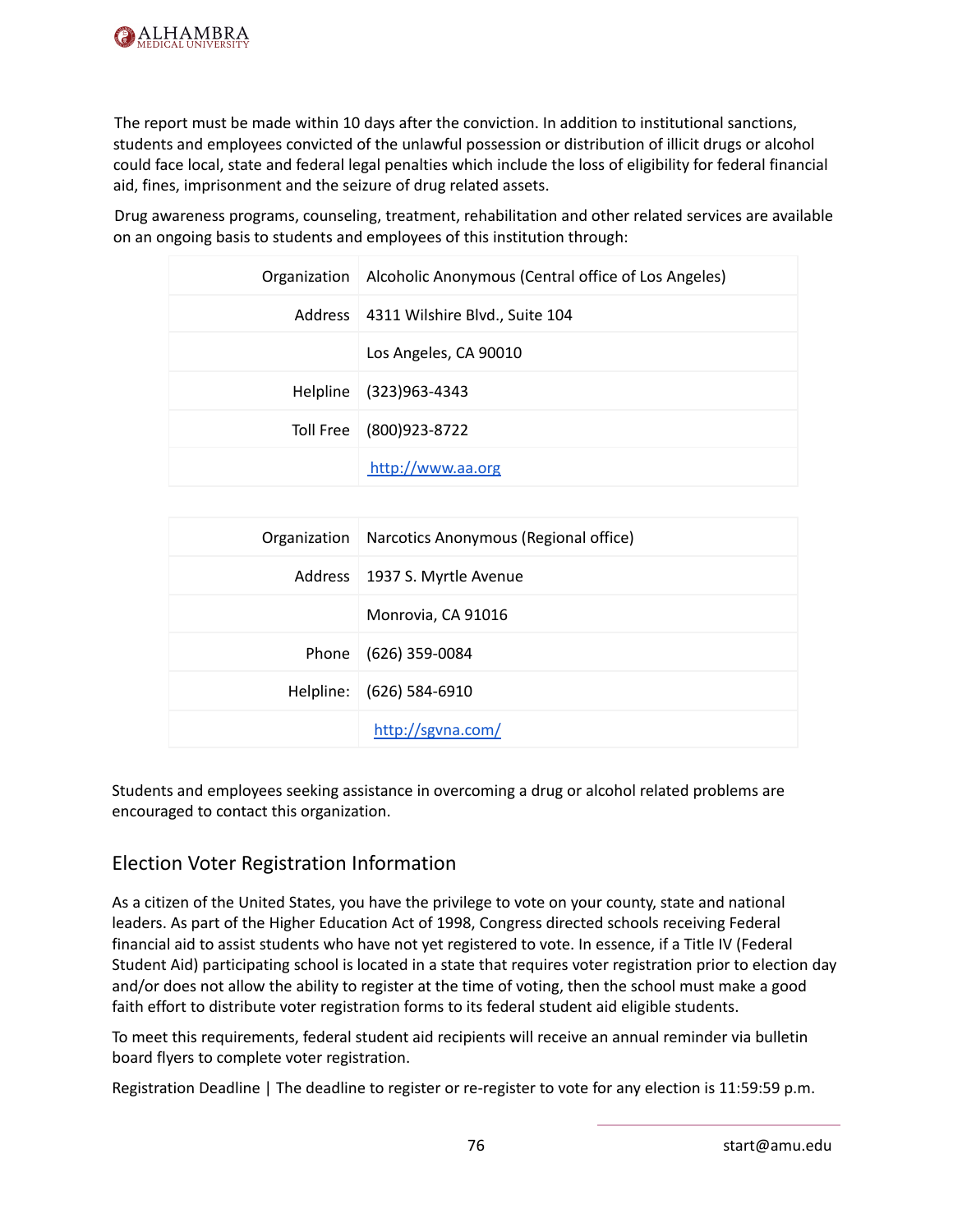The report must be made within 10 days after the conviction. In addition to institutional sanctions, students and employees convicted of the unlawful possession or distribution of illicit drugs or alcohol could face local, state and federal legal penalties which include the loss of eligibility for federal financial aid, fines, imprisonment and the seizure of drug related assets.

Drug awareness programs, counseling, treatment, rehabilitation and other related services are available on an ongoing basis to students and employees of this institution through:

| | |
|---|---|
| Organization | Alcoholic Anonymous (Central office of Los Angeles) |
| Address | 4311 Wilshire Blvd., Suite 104 |
| | Los Angeles, CA 90010 |
| Helpline | (323)963-4343 |
| Toll Free | (800)923-8722 |
| | http://www.aa.org |

| | |
|---|---|
| Organization | Narcotics Anonymous (Regional office) |
| Address | 1937 S. Myrtle Avenue |
| | Monrovia, CA 91016 |
| Phone | (626) 359-0084 |
| Helpline: | (626) 584-6910 |
| | http://sgvna.com/ |

Students and employees seeking assistance in overcoming a drug or alcohol related problems are encouraged to contact this organization.

## Election Voter Registration Information

As a citizen of the United States, you have the privilege to vote on your county, state and national leaders. As part of the Higher Education Act of 1998, Congress directed schools receiving Federal financial aid to assist students who have not yet registered to vote. In essence, if a Title IV (Federal Student Aid) participating school is located in a state that requires voter registration prior to election day and/or does not allow the ability to register at the time of voting, then the school must make a good faith effort to distribute voter registration forms to its federal student aid eligible students.

To meet this requirements, federal student aid recipients will receive an annual reminder via bulletin board flyers to complete voter registration.

Registration Deadline | The deadline to register or re-register to vote for any election is 11:59:59 p.m.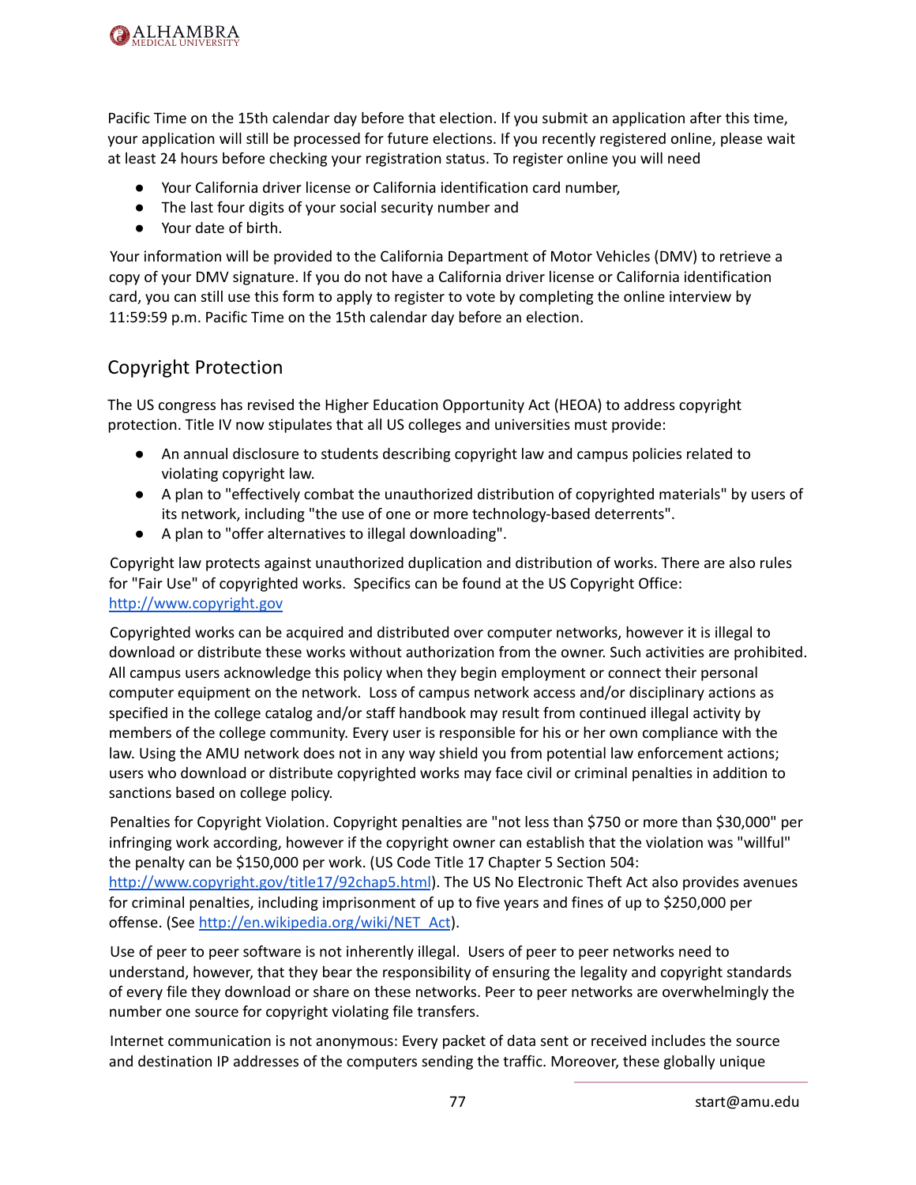Pacific Time on the 15th calendar day before that election. If you submit an application after this time, your application will still be processed for future elections. If you recently registered online, please wait at least 24 hours before checking your registration status. To register online you will need

- Your California driver license or California identification card number,
- The last four digits of your social security number and
- Your date of birth.

Your information will be provided to the California Department of Motor Vehicles (DMV) to retrieve a copy of your DMV signature. If you do not have a California driver license or California identification card, you can still use this form to apply to register to vote by completing the online interview by 11:59:59 p.m. Pacific Time on the 15th calendar day before an election.

## Copyright Protection

The US congress has revised the Higher Education Opportunity Act (HEOA) to address copyright protection. Title IV now stipulates that all US colleges and universities must provide:

- An annual disclosure to students describing copyright law and campus policies related to violating copyright law.
- A plan to "effectively combat the unauthorized distribution of copyrighted materials" by users of its network, including "the use of one or more technology-based deterrents".
- A plan to "offer alternatives to illegal downloading".

Copyright law protects against unauthorized duplication and distribution of works. There are also rules for "Fair Use" of copyrighted works. Specifics can be found at the US Copyright Office: http://www.copyright.gov

Copyrighted works can be acquired and distributed over computer networks, however it is illegal to download or distribute these works without authorization from the owner. Such activities are prohibited. All campus users acknowledge this policy when they begin employment or connect their personal computer equipment on the network. Loss of campus network access and/or disciplinary actions as specified in the college catalog and/or staff handbook may result from continued illegal activity by members of the college community. Every user is responsible for his or her own compliance with the law. Using the AMU network does not in any way shield you from potential law enforcement actions; users who download or distribute copyrighted works may face civil or criminal penalties in addition to sanctions based on college policy.

Penalties for Copyright Violation. Copyright penalties are "not less than $750 or more than $30,000" per infringing work according, however if the copyright owner can establish that the violation was "willful" the penalty can be $150,000 per work. (US Code Title 17 Chapter 5 Section 504: http://www.copyright.gov/title17/92chap5.html). The US No Electronic Theft Act also provides avenues for criminal penalties, including imprisonment of up to five years and fines of up to $250,000 per offense. (See http://en.wikipedia.org/wiki/NET_Act).

Use of peer to peer software is not inherently illegal. Users of peer to peer networks need to understand, however, that they bear the responsibility of ensuring the legality and copyright standards of every file they download or share on these networks. Peer to peer networks are overwhelmingly the number one source for copyright violating file transfers.

Internet communication is not anonymous: Every packet of data sent or received includes the source and destination IP addresses of the computers sending the traffic. Moreover, these globally unique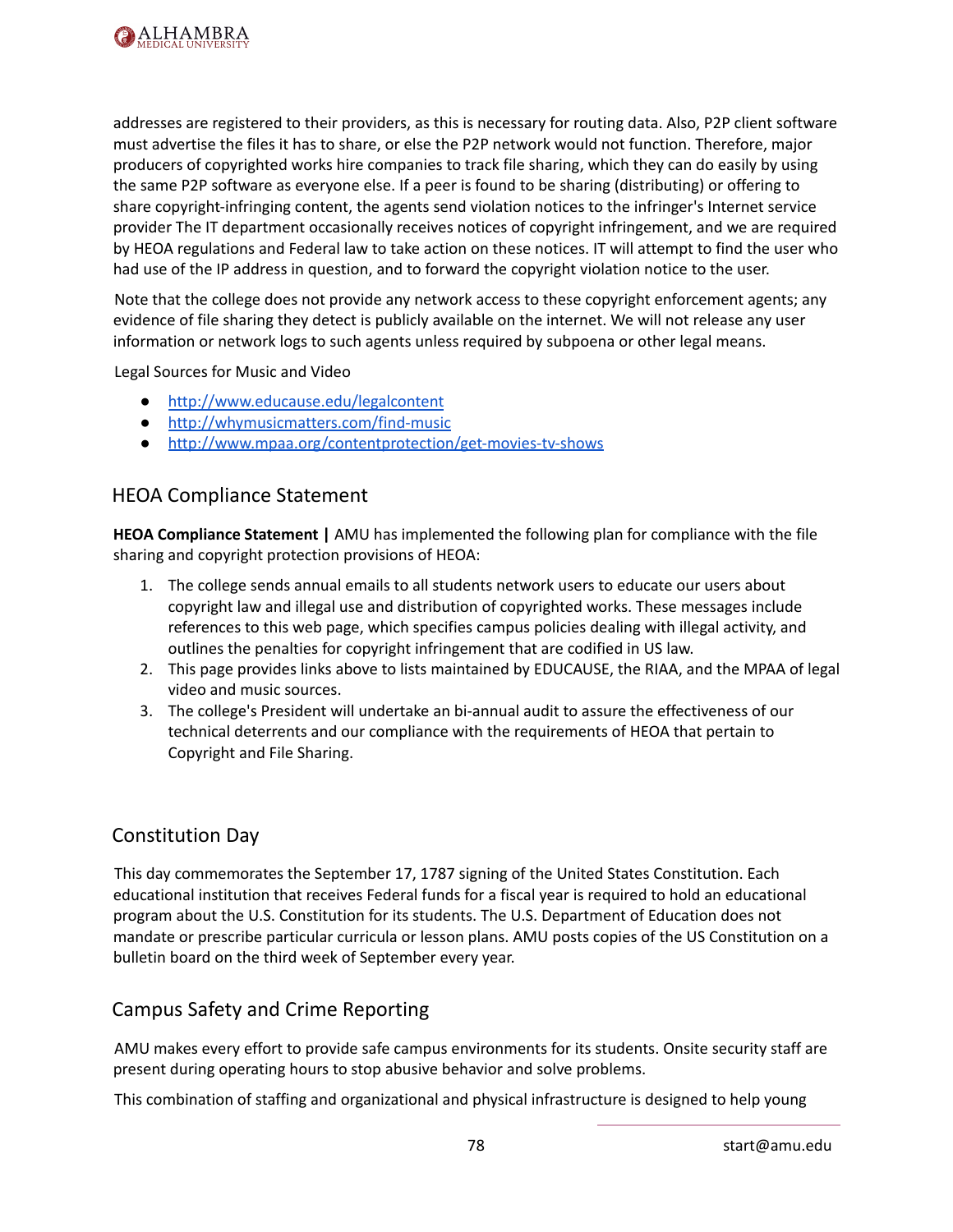addresses are registered to their providers, as this is necessary for routing data. Also, P2P client software must advertise the files it has to share, or else the P2P network would not function. Therefore, major producers of copyrighted works hire companies to track file sharing, which they can do easily by using the same P2P software as everyone else. If a peer is found to be sharing (distributing) or offering to share copyright-infringing content, the agents send violation notices to the infringer's Internet service provider The IT department occasionally receives notices of copyright infringement, and we are required by HEOA regulations and Federal law to take action on these notices. IT will attempt to find the user who had use of the IP address in question, and to forward the copyright violation notice to the user.

Note that the college does not provide any network access to these copyright enforcement agents; any evidence of file sharing they detect is publicly available on the internet. We will not release any user information or network logs to such agents unless required by subpoena or other legal means.

Legal Sources for Music and Video

- http://www.educause.edu/legalcontent
- http://whymusicmatters.com/find-music
- http://www.mpaa.org/contentprotection/get-movies-tv-shows

## HEOA Compliance Statement

**HEOA Compliance Statement |** AMU has implemented the following plan for compliance with the file sharing and copyright protection provisions of HEOA:

1. The college sends annual emails to all students network users to educate our users about copyright law and illegal use and distribution of copyrighted works. These messages include references to this web page, which specifies campus policies dealing with illegal activity, and outlines the penalties for copyright infringement that are codified in US law.
2. This page provides links above to lists maintained by EDUCAUSE, the RIAA, and the MPAA of legal video and music sources.
3. The college's President will undertake an bi-annual audit to assure the effectiveness of our technical deterrents and our compliance with the requirements of HEOA that pertain to Copyright and File Sharing.

## Constitution Day

This day commemorates the September 17, 1787 signing of the United States Constitution. Each educational institution that receives Federal funds for a fiscal year is required to hold an educational program about the U.S. Constitution for its students. The U.S. Department of Education does not mandate or prescribe particular curricula or lesson plans. AMU posts copies of the US Constitution on a bulletin board on the third week of September every year.

## Campus Safety and Crime Reporting

AMU makes every effort to provide safe campus environments for its students. Onsite security staff are present during operating hours to stop abusive behavior and solve problems.

This combination of staffing and organizational and physical infrastructure is designed to help young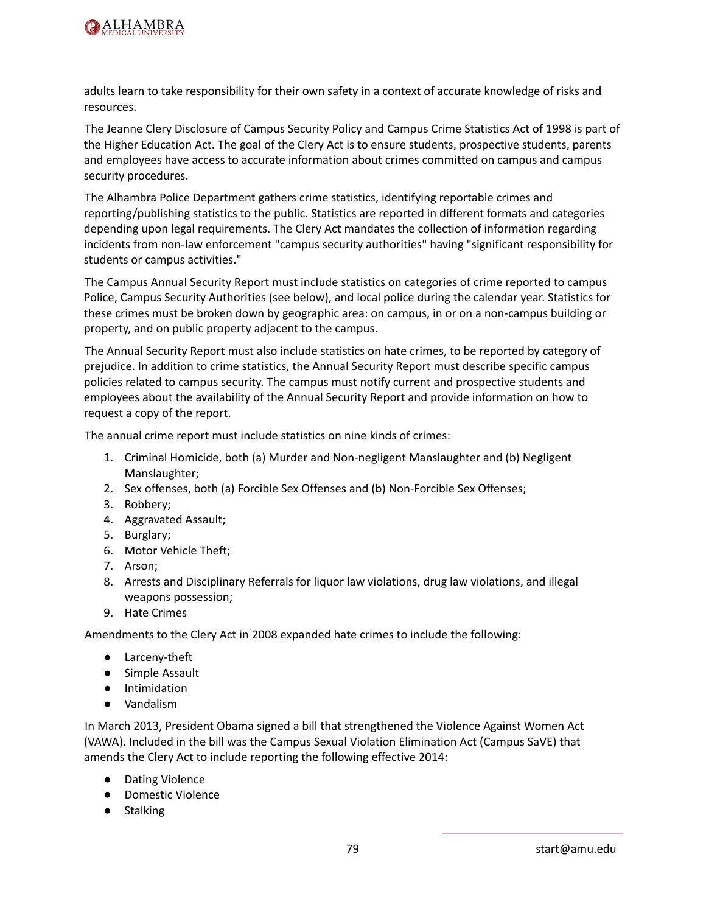adults learn to take responsibility for their own safety in a context of accurate knowledge of risks and resources.

The Jeanne Clery Disclosure of Campus Security Policy and Campus Crime Statistics Act of 1998 is part of the Higher Education Act. The goal of the Clery Act is to ensure students, prospective students, parents and employees have access to accurate information about crimes committed on campus and campus security procedures.

The Alhambra Police Department gathers crime statistics, identifying reportable crimes and reporting/publishing statistics to the public. Statistics are reported in different formats and categories depending upon legal requirements. The Clery Act mandates the collection of information regarding incidents from non-law enforcement "campus security authorities" having "significant responsibility for students or campus activities."

The Campus Annual Security Report must include statistics on categories of crime reported to campus Police, Campus Security Authorities (see below), and local police during the calendar year. Statistics for these crimes must be broken down by geographic area: on campus, in or on a non-campus building or property, and on public property adjacent to the campus.

The Annual Security Report must also include statistics on hate crimes, to be reported by category of prejudice. In addition to crime statistics, the Annual Security Report must describe specific campus policies related to campus security. The campus must notify current and prospective students and employees about the availability of the Annual Security Report and provide information on how to request a copy of the report.

The annual crime report must include statistics on nine kinds of crimes:

1. Criminal Homicide, both (a) Murder and Non-negligent Manslaughter and (b) Negligent Manslaughter;
2. Sex offenses, both (a) Forcible Sex Offenses and (b) Non-Forcible Sex Offenses;
3. Robbery;
4. Aggravated Assault;
5. Burglary;
6. Motor Vehicle Theft;
7. Arson;
8. Arrests and Disciplinary Referrals for liquor law violations, drug law violations, and illegal weapons possession;
9. Hate Crimes

Amendments to the Clery Act in 2008 expanded hate crimes to include the following:

- Larceny-theft
- Simple Assault
- Intimidation
- Vandalism

In March 2013, President Obama signed a bill that strengthened the Violence Against Women Act (VAWA). Included in the bill was the Campus Sexual Violation Elimination Act (Campus SaVE) that amends the Clery Act to include reporting the following effective 2014:

- Dating Violence
- Domestic Violence
- Stalking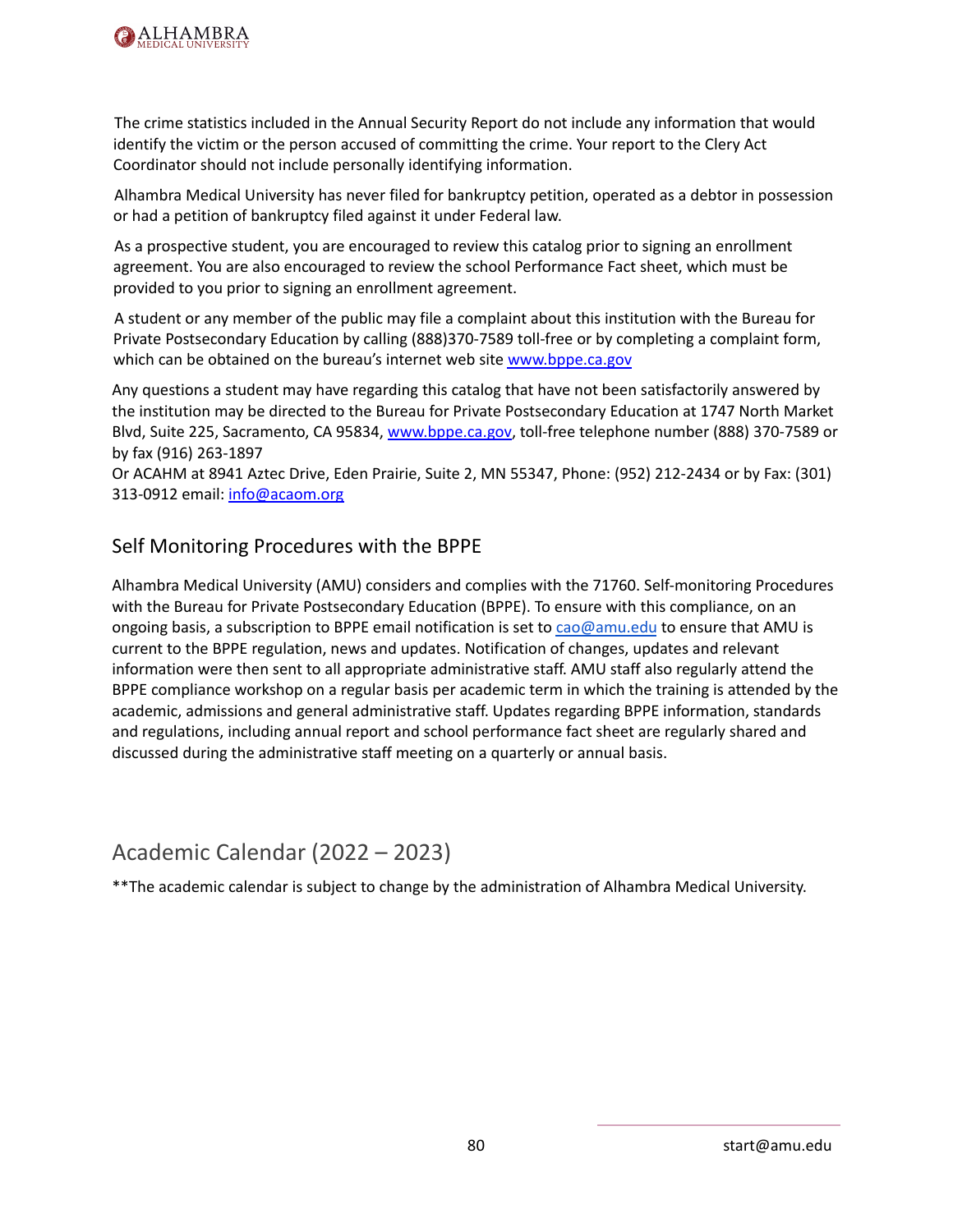The crime statistics included in the Annual Security Report do not include any information that would identify the victim or the person accused of committing the crime. Your report to the Clery Act Coordinator should not include personally identifying information.

Alhambra Medical University has never filed for bankruptcy petition, operated as a debtor in possession or had a petition of bankruptcy filed against it under Federal law.

As a prospective student, you are encouraged to review this catalog prior to signing an enrollment agreement. You are also encouraged to review the school Performance Fact sheet, which must be provided to you prior to signing an enrollment agreement.

A student or any member of the public may file a complaint about this institution with the Bureau for Private Postsecondary Education by calling (888)370-7589 toll-free or by completing a complaint form, which can be obtained on the bureau's internet web site www.bppe.ca.gov

Any questions a student may have regarding this catalog that have not been satisfactorily answered by the institution may be directed to the Bureau for Private Postsecondary Education at 1747 North Market Blvd, Suite 225, Sacramento, CA 95834, www.bppe.ca.gov, toll-free telephone number (888) 370-7589 or by fax (916) 263-1897
Or ACAHM at 8941 Aztec Drive, Eden Prairie, Suite 2, MN 55347, Phone: (952) 212-2434 or by Fax: (301) 313-0912 email: info@acaom.org

## Self Monitoring Procedures with the BPPE

Alhambra Medical University (AMU) considers and complies with the 71760. Self-monitoring Procedures with the Bureau for Private Postsecondary Education (BPPE). To ensure with this compliance, on an ongoing basis, a subscription to BPPE email notification is set to cao@amu.edu to ensure that AMU is current to the BPPE regulation, news and updates. Notification of changes, updates and relevant information were then sent to all appropriate administrative staff. AMU staff also regularly attend the BPPE compliance workshop on a regular basis per academic term in which the training is attended by the academic, admissions and general administrative staff. Updates regarding BPPE information, standards and regulations, including annual report and school performance fact sheet are regularly shared and discussed during the administrative staff meeting on a quarterly or annual basis.

## Academic Calendar (2022 – 2023)

**The academic calendar is subject to change by the administration of Alhambra Medical University.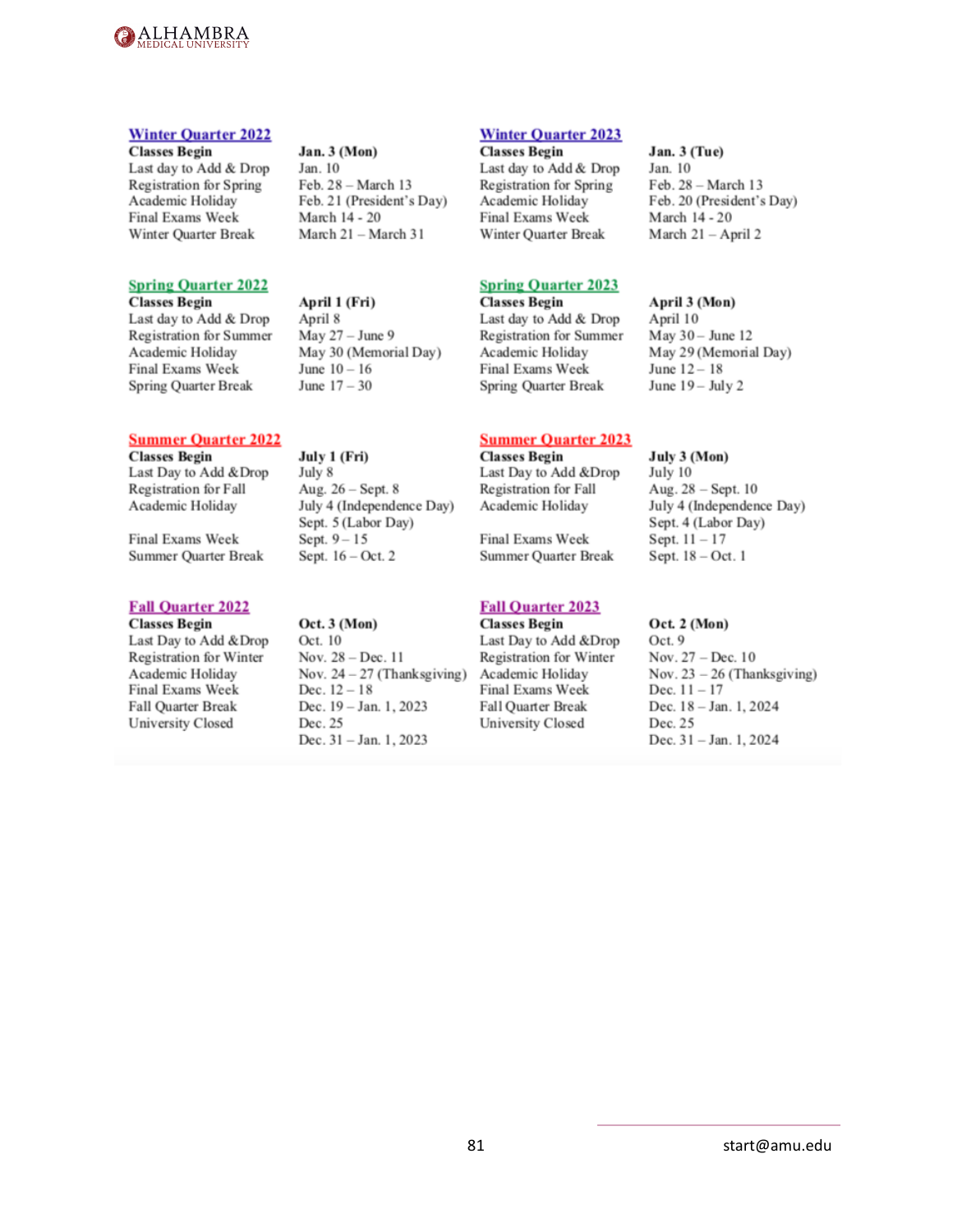## Winter Quarter 2022

| | |
|---|---|
| **Classes Begin** | **Jan. 3 (Mon)** |
| Last day to Add & Drop | Jan. 10 |
| Registration for Spring | Feb. 28 – March 13 |
| Academic Holiday | Feb. 21 (President's Day) |
| Final Exams Week | March 14 - 20 |
| Winter Quarter Break | March 21 – March 31 |

## Winter Quarter 2023

| | |
|---|---|
| **Classes Begin** | **Jan. 3 (Tue)** |
| Last day to Add & Drop | Jan. 10 |
| Registration for Spring | Feb. 28 – March 13 |
| Academic Holiday | Feb. 20 (President's Day) |
| Final Exams Week | March 14 - 20 |
| Winter Quarter Break | March 21 – April 2 |

## Spring Quarter 2022

| | |
|---|---|
| **Classes Begin** | **April 1 (Fri)** |
| Last day to Add & Drop | April 8 |
| Registration for Summer | May 27 – June 9 |
| Academic Holiday | May 30 (Memorial Day) |
| Final Exams Week | June 10 – 16 |
| Spring Quarter Break | June 17 – 30 |

## Spring Quarter 2023

| | |
|---|---|
| **Classes Begin** | **April 3 (Mon)** |
| Last day to Add & Drop | April 10 |
| Registration for Summer | May 30 – June 12 |
| Academic Holiday | May 29 (Memorial Day) |
| Final Exams Week | June 12 – 18 |
| Spring Quarter Break | June 19 – July 2 |

## Summer Quarter 2022

| | |
|---|---|
| **Classes Begin** | **July 1 (Fri)** |
| Last Day to Add & Drop | July 8 |
| Registration for Fall | Aug. 26 – Sept. 8 |
| Academic Holiday | July 4 (Independence Day)<br>Sept. 5 (Labor Day) |
| Final Exams Week | Sept. 9 – 15 |
| Summer Quarter Break | Sept. 16 – Oct. 2 |

## Summer Quarter 2023

| | |
|---|---|
| **Classes Begin** | **July 3 (Mon)** |
| Last Day to Add & Drop | July 10 |
| Registration for Fall | Aug. 28 – Sept. 10 |
| Academic Holiday | July 4 (Independence Day)<br>Sept. 4 (Labor Day) |
| Final Exams Week | Sept. 11 – 17 |
| Summer Quarter Break | Sept. 18 – Oct. 1 |

## Fall Quarter 2022

| | |
|---|---|
| **Classes Begin** | **Oct. 3 (Mon)** |
| Last Day to Add & Drop | Oct. 10 |
| Registration for Winter | Nov. 28 – Dec. 11 |
| Academic Holiday | Nov. 24 – 27 (Thanksgiving) |
| Final Exams Week | Dec. 12 – 18 |
| Fall Quarter Break | Dec. 19 – Jan. 1, 2023 |
| University Closed | Dec. 25<br>Dec. 31 – Jan. 1, 2023 |

## Fall Quarter 2023

| | |
|---|---|
| **Classes Begin** | **Oct. 2 (Mon)** |
| Last Day to Add & Drop | Oct. 9 |
| Registration for Winter | Nov. 27 – Dec. 10 |
| Academic Holiday | Nov. 23 – 26 (Thanksgiving) |
| Final Exams Week | Dec. 11 – 17 |
| Fall Quarter Break | Dec. 18 – Jan. 1, 2024 |
| University Closed | Dec. 25<br>Dec. 31 – Jan. 1, 2024 |